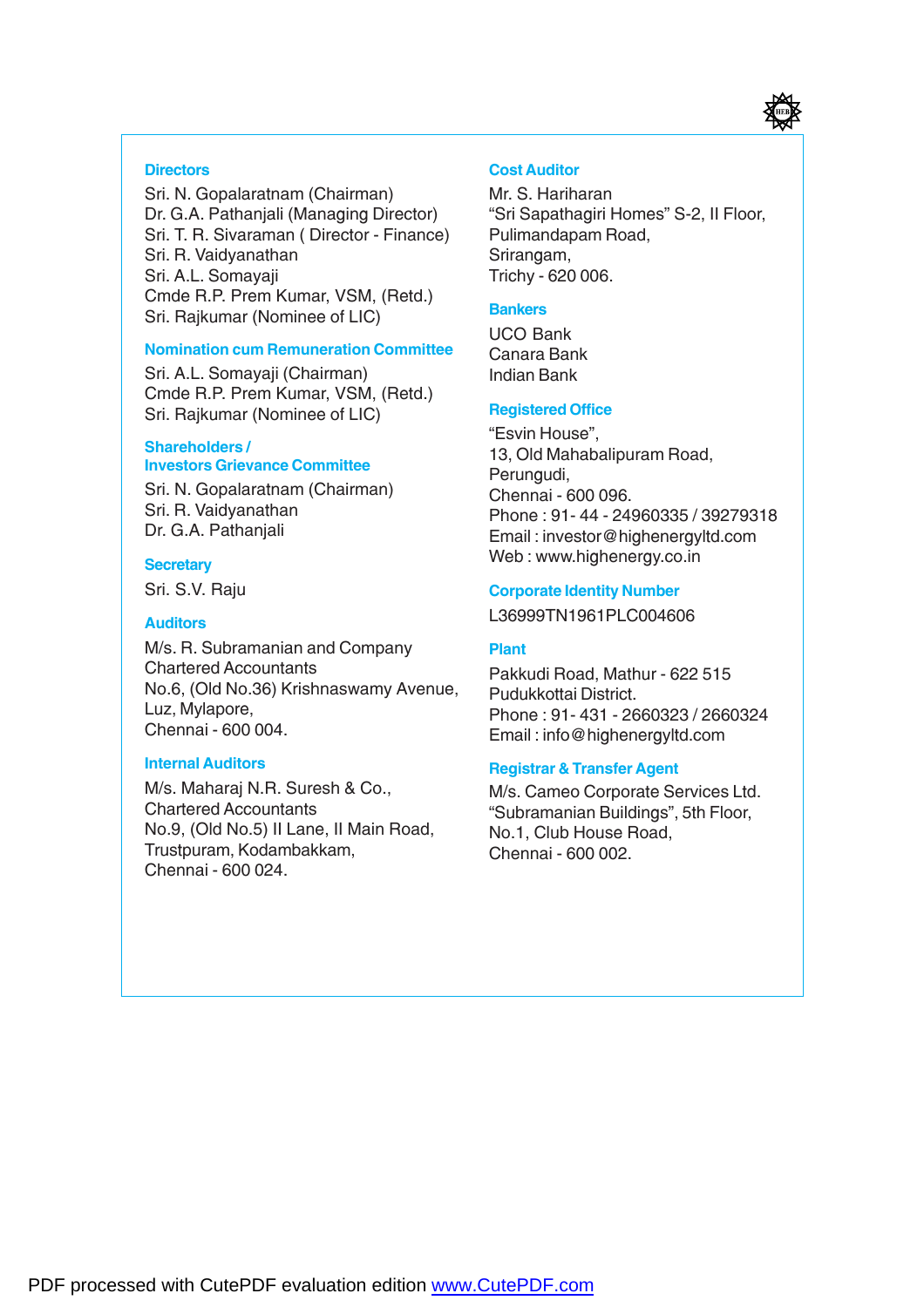## Directors

Sri. N. Gopalaratnam (Chairman)
Dr. G.A. Pathanjali (Managing Director)
Sri. T. R. Sivaraman ( Director - Finance)
Sri. R. Vaidyanathan
Sri. A.L. Somayaji
Cmde R.P. Prem Kumar, VSM, (Retd.)
Sri. Rajkumar (Nominee of LIC)

## Nomination cum Remuneration Committee

Sri. A.L. Somayaji (Chairman)
Cmde R.P. Prem Kumar, VSM, (Retd.)
Sri. Rajkumar (Nominee of LIC)

## Shareholders / Investors Grievance Committee

Sri. N. Gopalaratnam (Chairman)
Sri. R. Vaidyanathan
Dr. G.A. Pathanjali

## Secretary

Sri. S.V. Raju

## Auditors

M/s. R. Subramanian and Company
Chartered Accountants
No.6, (Old No.36) Krishnaswamy Avenue,
Luz, Mylapore,
Chennai - 600 004.

## Internal Auditors

M/s. Maharaj N.R. Suresh & Co.,
Chartered Accountants
No.9, (Old No.5) II Lane, II Main Road,
Trustpuram, Kodambakkam,
Chennai - 600 024.

## Cost Auditor

Mr. S. Hariharan
"Sri Sapathagiri Homes" S-2, II Floor,
Pulimandapam Road,
Srirangam,
Trichy - 620 006.

## Bankers

UCO Bank
Canara Bank
Indian Bank

## Registered Office

"Esvin House",
13, Old Mahabalipuram Road,
Perungudi,
Chennai - 600 096.
Phone : 91- 44 - 24960335 / 39279318
Email : investor@highenergyltd.com
Web : www.highenergy.co.in

## Corporate Identity Number

L36999TN1961PLC004606

## Plant

Pakkudi Road, Mathur - 622 515
Pudukkottai District.
Phone : 91- 431 - 2660323 / 2660324
Email : info@highenergyltd.com

## Registrar & Transfer Agent

M/s. Cameo Corporate Services Ltd.
"Subramanian Buildings", 5th Floor,
No.1, Club House Road,
Chennai - 600 002.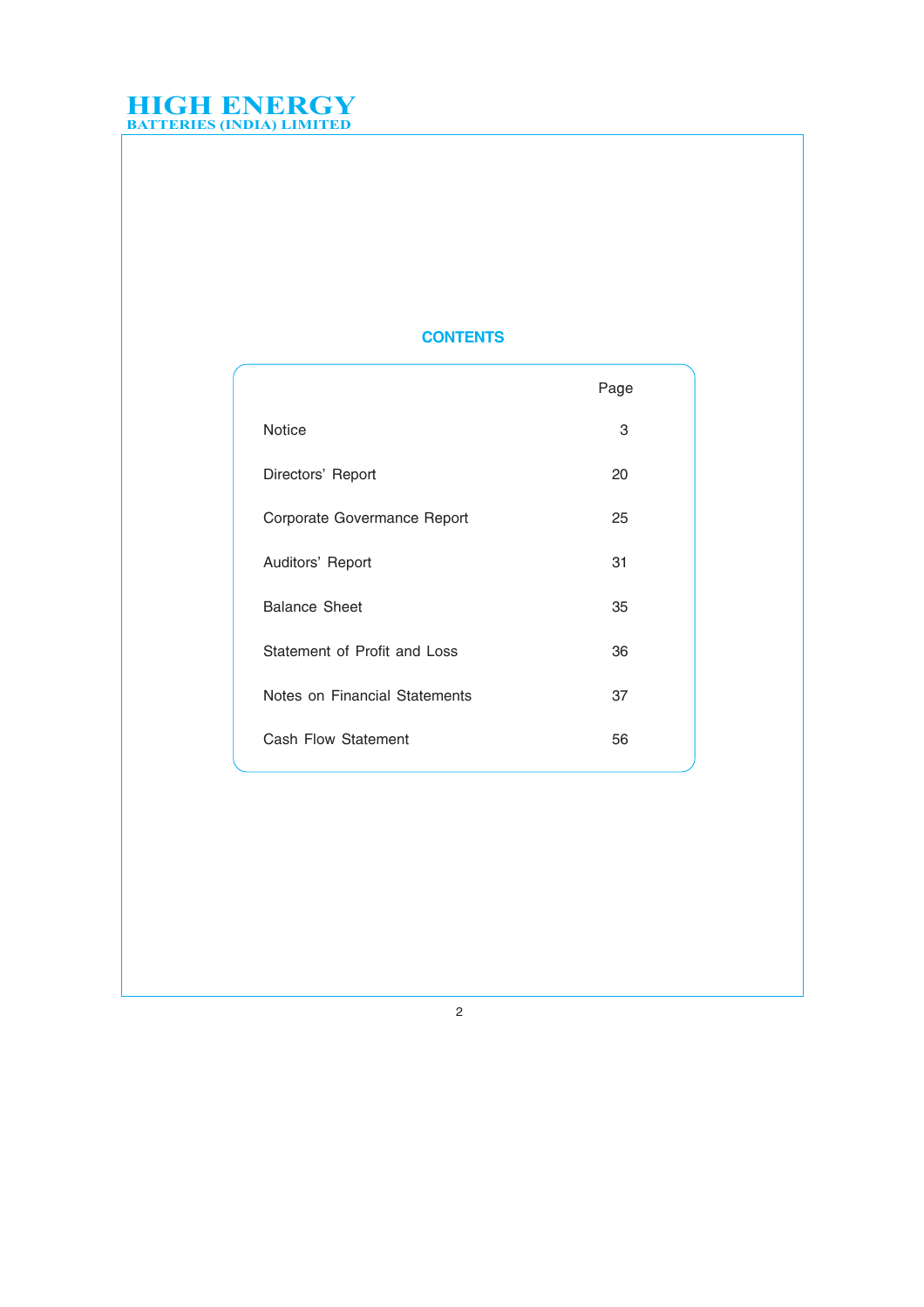# CONTENTS

| | Page |
|---|---|
| Notice | 3 |
| Directors' Report | 20 |
| Corporate Govermance Report | 25 |
| Auditors' Report | 31 |
| Balance Sheet | 35 |
| Statement of Profit and Loss | 36 |
| Notes on Financial Statements | 37 |
| Cash Flow Statement | 56 |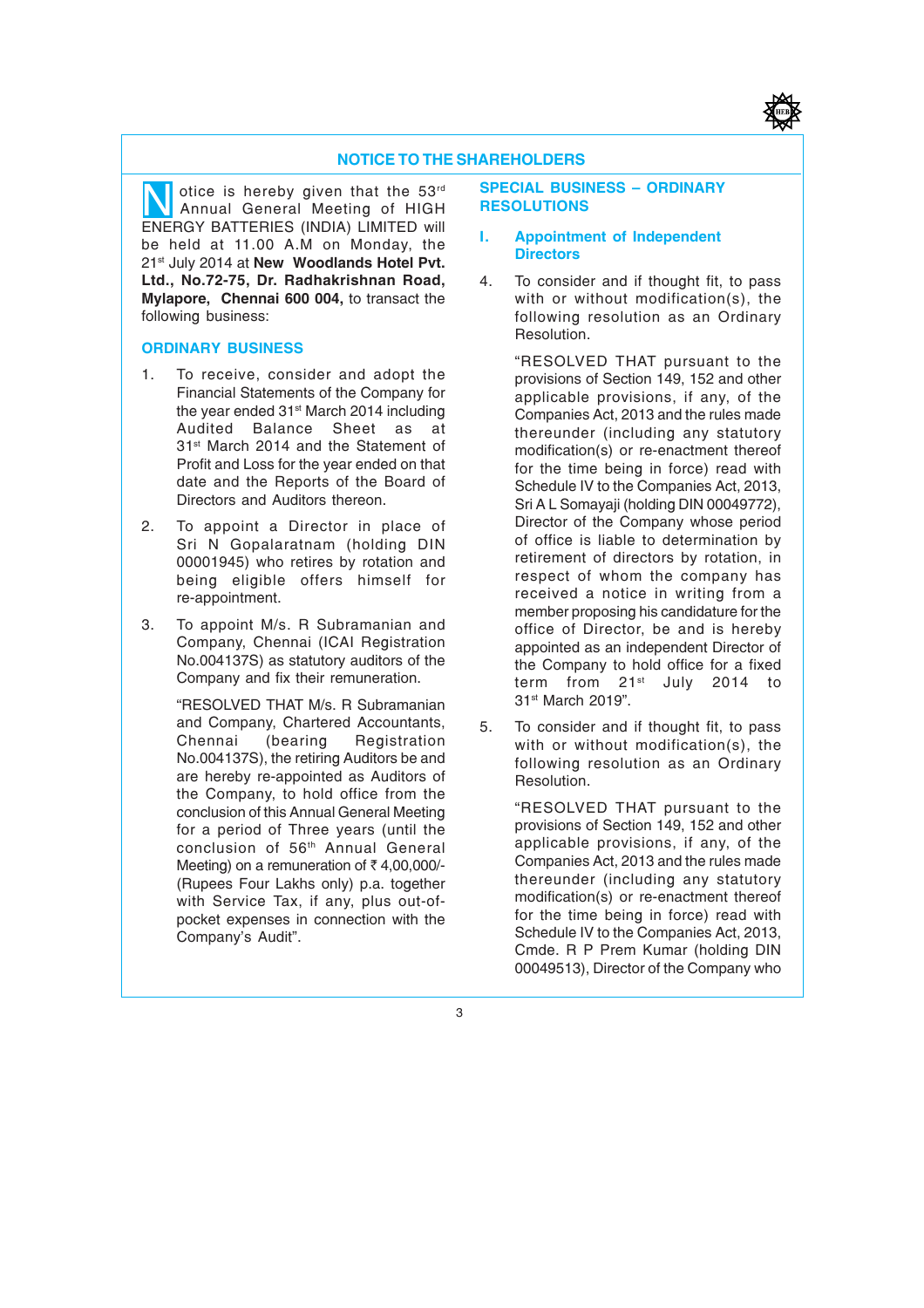## NOTICE TO THE SHAREHOLDERS

Notice is hereby given that the 53rd Annual General Meeting of HIGH ENERGY BATTERIES (INDIA) LIMITED will be held at 11.00 A.M on Monday, the 21st July 2014 at **New Woodlands Hotel Pvt. Ltd., No.72-75, Dr. Radhakrishnan Road, Mylapore, Chennai 600 004,** to transact the following business:

### ORDINARY BUSINESS

1. To receive, consider and adopt the Financial Statements of the Company for the year ended 31st March 2014 including Audited Balance Sheet as at 31st March 2014 and the Statement of Profit and Loss for the year ended on that date and the Reports of the Board of Directors and Auditors thereon.

2. To appoint a Director in place of Sri N Gopalaratnam (holding DIN 00001945) who retires by rotation and being eligible offers himself for re-appointment.

3. To appoint M/s. R Subramanian and Company, Chennai (ICAI Registration No.004137S) as statutory auditors of the Company and fix their remuneration.

   "RESOLVED THAT M/s. R Subramanian and Company, Chartered Accountants, Chennai (bearing Registration No.004137S), the retiring Auditors be and are hereby re-appointed as Auditors of the Company, to hold office from the conclusion of this Annual General Meeting for a period of Three years (until the conclusion of 56th Annual General Meeting) on a remuneration of ₹ 4,00,000/- (Rupees Four Lakhs only) p.a. together with Service Tax, if any, plus out-of-pocket expenses in connection with the Company's Audit".

### SPECIAL BUSINESS – ORDINARY RESOLUTIONS

#### I. Appointment of Independent Directors

4. To consider and if thought fit, to pass with or without modification(s), the following resolution as an Ordinary Resolution.

   "RESOLVED THAT pursuant to the provisions of Section 149, 152 and other applicable provisions, if any, of the Companies Act, 2013 and the rules made thereunder (including any statutory modification(s) or re-enactment thereof for the time being in force) read with Schedule IV to the Companies Act, 2013, Sri A L Somayaji (holding DIN 00049772), Director of the Company whose period of office is liable to determination by retirement of directors by rotation, in respect of whom the company has received a notice in writing from a member proposing his candidature for the office of Director, be and is hereby appointed as an independent Director of the Company to hold office for a fixed term from 21st July 2014 to 31st March 2019".

5. To consider and if thought fit, to pass with or without modification(s), the following resolution as an Ordinary Resolution.

   "RESOLVED THAT pursuant to the provisions of Section 149, 152 and other applicable provisions, if any, of the Companies Act, 2013 and the rules made thereunder (including any statutory modification(s) or re-enactment thereof for the time being in force) read with Schedule IV to the Companies Act, 2013, Cmde. R P Prem Kumar (holding DIN 00049513), Director of the Company who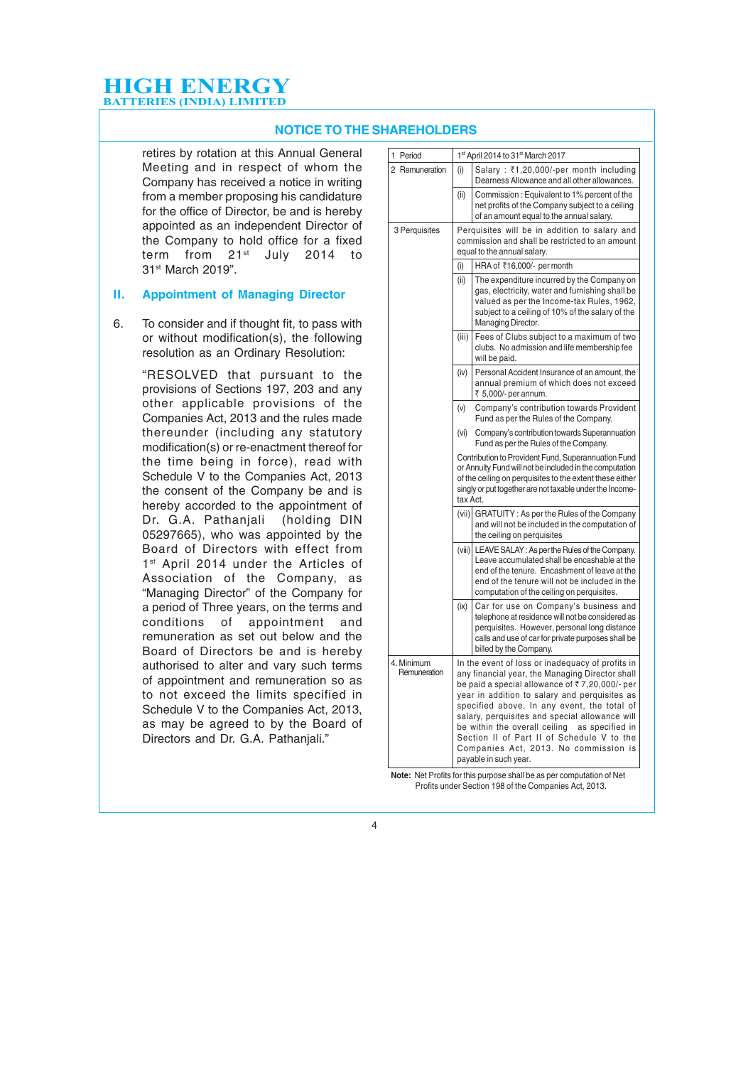## NOTICE TO THE SHAREHOLDERS

retires by rotation at this Annual General Meeting and in respect of whom the Company has received a notice in writing from a member proposing his candidature for the office of Director, be and is hereby appointed as an independent Director of the Company to hold office for a fixed term from 21st July 2014 to 31st March 2019".

### II. Appointment of Managing Director

6. To consider and if thought fit, to pass with or without modification(s), the following resolution as an Ordinary Resolution:

"RESOLVED that pursuant to the provisions of Sections 197, 203 and any other applicable provisions of the Companies Act, 2013 and the rules made thereunder (including any statutory modification(s) or re-enactment thereof for the time being in force), read with Schedule V to the Companies Act, 2013 the consent of the Company be and is hereby accorded to the appointment of Dr. G.A. Pathanjali (holding DIN 05297665), who was appointed by the Board of Directors with effect from 1st April 2014 under the Articles of Association of the Company, as "Managing Director" of the Company for a period of Three years, on the terms and conditions of appointment and remuneration as set out below and the Board of Directors be and is hereby authorised to alter and vary such terms of appointment and remuneration so as to not exceed the limits specified in Schedule V to the Companies Act, 2013, as may be agreed to by the Board of Directors and Dr. G.A. Pathanjali."

| | | |
|---|---|---|
| 1 Period | | 1st April 2014 to 31st March 2017 |
| 2 Remuneration | (i) | Salary : ₹1,20,000/-per month including Dearness Allowance and all other allowances. |
| | (ii) | Commission : Equivalent to 1% percent of the net profits of the Company subject to a ceiling of an amount equal to the annual salary. |
| 3 Perquisites | | Perquisites will be in addition to salary and commission and shall be restricted to an amount equal to the annual salary. |
| | (i) | HRA of ₹16,000/- per month |
| | (ii) | The expenditure incurred by the Company on gas, electricity, water and furnishing shall be valued as per the Income-tax Rules, 1962, subject to a ceiling of 10% of the salary of the Managing Director. |
| | (iii) | Fees of Clubs subject to a maximum of two clubs. No admission and life membership fee will be paid. |
| | (iv) | Personal Accident Insurance of an amount, the annual premium of which does not exceed ₹ 5,000/- per annum. |
| | (v) | Company's contribution towards Provident Fund as per the Rules of the Company. |
| | (vi) | Company's contribution towards Superannuation Fund as per the Rules of the Company. |
| | | Contribution to Provident Fund, Superannuation Fund or Annuity Fund will not be included in the computation of the ceiling on perquisites to the extent these either singly or put together are not taxable under the Income-tax Act. |
| | (vii) | GRATUITY : As per the Rules of the Company and will not be included in the computation of the ceiling on perquisites |
| | (viii) | LEAVE SALARY : As per the Rules of the Company. Leave accumulated shall be encashable at the end of the tenure. Encashment of leave at the end of the tenure will not be included in the computation of the ceiling on perquisites. |
| | (ix) | Car for use on Company's business and telephone at residence will not be considered as perquisites. However, personal long distance calls and use of car for private purposes shall be billed by the Company. |
| 4. Minimum Remuneration | | In the event of loss or inadequacy of profits in any financial year, the Managing Director shall be paid a special allowance of ₹ 7,20,000/- per year in addition to salary and perquisites as specified above. In any event, the total of salary, perquisites and special allowance will be within the overall ceiling as specified in Section II of Part II of Schedule V to the Companies Act, 2013. No commission is payable in such year. |

**Note:** Net Profits for this purpose shall be as per computation of Net Profits under Section 198 of the Companies Act, 2013.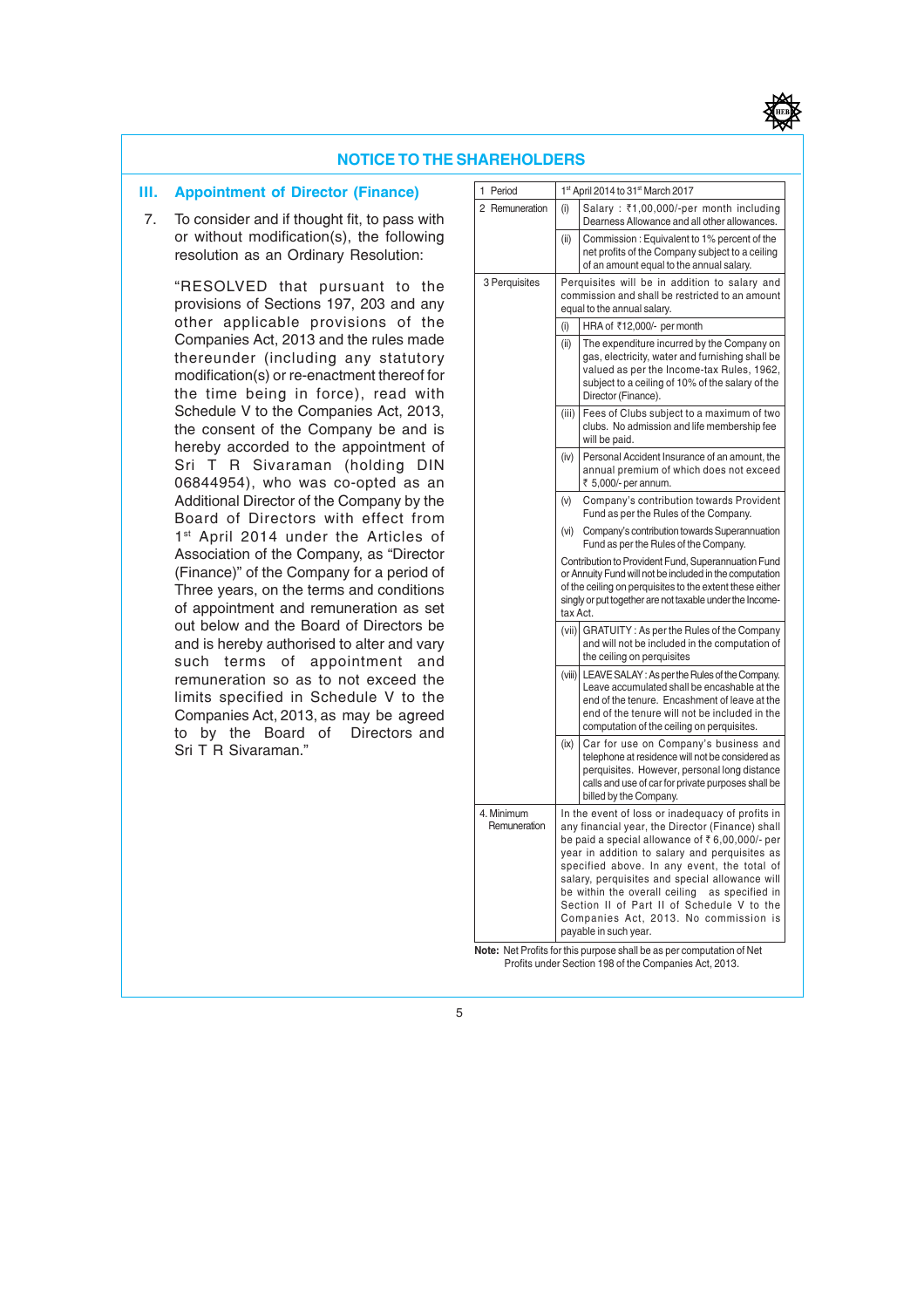## NOTICE TO THE SHAREHOLDERS

### III. Appointment of Director (Finance)

7. To consider and if thought fit, to pass with or without modification(s), the following resolution as an Ordinary Resolution:

   "RESOLVED that pursuant to the provisions of Sections 197, 203 and any other applicable provisions of the Companies Act, 2013 and the rules made thereunder (including any statutory modification(s) or re-enactment thereof for the time being in force), read with Schedule V to the Companies Act, 2013, the consent of the Company be and is hereby accorded to the appointment of Sri T R Sivaraman (holding DIN 06844954), who was co-opted as an Additional Director of the Company by the Board of Directors with effect from 1st April 2014 under the Articles of Association of the Company, as "Director (Finance)" of the Company for a period of Three years, on the terms and conditions of appointment and remuneration as set out below and the Board of Directors be and is hereby authorised to alter and vary such terms of appointment and remuneration so as to not exceed the limits specified in Schedule V to the Companies Act, 2013, as may be agreed to by the Board of Directors and Sri T R Sivaraman."

| | | |
|---|---|---|
| 1 Period | 1st April 2014 to 31st March 2017 | |
| 2 Remuneration | (i) | Salary : ₹1,00,000/-per month including Dearness Allowance and all other allowances. |
| | (ii) | Commission : Equivalent to 1% percent of the net profits of the Company subject to a ceiling of an amount equal to the annual salary. |
| 3 Perquisites | Perquisites will be in addition to salary and commission and shall be restricted to an amount equal to the annual salary. | |
| | (i) | HRA of ₹12,000/- per month |
| | (ii) | The expenditure incurred by the Company on gas, electricity, water and furnishing shall be valued as per the Income-tax Rules, 1962, subject to a ceiling of 10% of the salary of the Director (Finance). |
| | (iii) | Fees of Clubs subject to a maximum of two clubs. No admission and life membership fee will be paid. |
| | (iv) | Personal Accident Insurance of an amount, the annual premium of which does not exceed ₹ 5,000/- per annum. |
| | (v) | Company's contribution towards Provident Fund as per the Rules of the Company. |
| | (vi) | Company's contribution towards Superannuation Fund as per the Rules of the Company. |
| | Contribution to Provident Fund, Superannuation Fund or Annuity Fund will not be included in the computation of the ceiling on perquisites to the extent these either singly or put together are not taxable under the Income-tax Act. | |
| | (vii) | GRATUITY : As per the Rules of the Company and will not be included in the computation of the ceiling on perquisites |
| | (viii) | LEAVE SALARY : As per the Rules of the Company. Leave accumulated shall be encashable at the end of the tenure. Encashment of leave at the end of the tenure will not be included in the computation of the ceiling on perquisites. |
| | (ix) | Car for use on Company's business and telephone at residence will not be considered as perquisites. However, personal long distance calls and use of car for private purposes shall be billed by the Company. |
| 4. Minimum Remuneration | In the event of loss or inadequacy of profits in any financial year, the Director (Finance) shall be paid a special allowance of ₹ 6,00,000/- per year in addition to salary and perquisites as specified above. In any event, the total of salary, perquisites and special allowance will be within the overall ceiling as specified in Section II of Part II of Schedule V to the Companies Act, 2013. No commission is payable in such year. | |

**Note:** Net Profits for this purpose shall be as per computation of Net Profits under Section 198 of the Companies Act, 2013.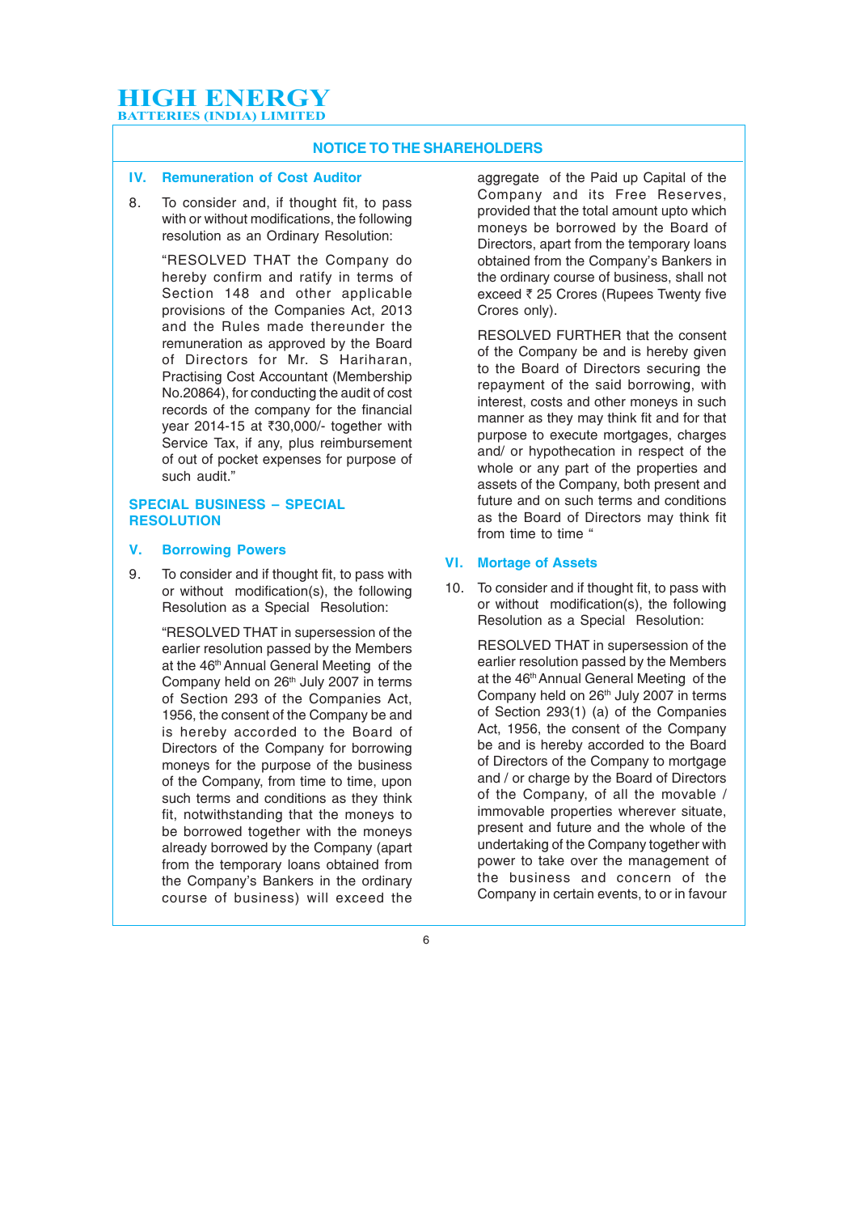## NOTICE TO THE SHAREHOLDERS

### IV. Remuneration of Cost Auditor

8. To consider and, if thought fit, to pass with or without modifications, the following resolution as an Ordinary Resolution:

   "RESOLVED THAT the Company do hereby confirm and ratify in terms of Section 148 and other applicable provisions of the Companies Act, 2013 and the Rules made thereunder the remuneration as approved by the Board of Directors for Mr. S Hariharan, Practising Cost Accountant (Membership No.20864), for conducting the audit of cost records of the company for the financial year 2014-15 at ₹30,000/- together with Service Tax, if any, plus reimbursement of out of pocket expenses for purpose of such audit."

### SPECIAL BUSINESS – SPECIAL RESOLUTION

### V. Borrowing Powers

9. To consider and if thought fit, to pass with or without modification(s), the following Resolution as a Special Resolution:

   "RESOLVED THAT in supersession of the earlier resolution passed by the Members at the 46th Annual General Meeting of the Company held on 26th July 2007 in terms of Section 293 of the Companies Act, 1956, the consent of the Company be and is hereby accorded to the Board of Directors of the Company for borrowing moneys for the purpose of the business of the Company, from time to time, upon such terms and conditions as they think fit, notwithstanding that the moneys to be borrowed together with the moneys already borrowed by the Company (apart from the temporary loans obtained from the Company's Bankers in the ordinary course of business) will exceed the aggregate of the Paid up Capital of the Company and its Free Reserves, provided that the total amount upto which moneys be borrowed by the Board of Directors, apart from the temporary loans obtained from the Company's Bankers in the ordinary course of business, shall not exceed ₹ 25 Crores (Rupees Twenty five Crores only).

   RESOLVED FURTHER that the consent of the Company be and is hereby given to the Board of Directors securing the repayment of the said borrowing, with interest, costs and other moneys in such manner as they may think fit and for that purpose to execute mortgages, charges and/ or hypothecation in respect of the whole or any part of the properties and assets of the Company, both present and future and on such terms and conditions as the Board of Directors may think fit from time to time "

### VI. Mortage of Assets

10. To consider and if thought fit, to pass with or without modification(s), the following Resolution as a Special Resolution:

    RESOLVED THAT in supersession of the earlier resolution passed by the Members at the 46th Annual General Meeting of the Company held on 26th July 2007 in terms of Section 293(1) (a) of the Companies Act, 1956, the consent of the Company be and is hereby accorded to the Board of Directors of the Company to mortgage and / or charge by the Board of Directors of the Company, of all the movable / immovable properties wherever situate, present and future and the whole of the undertaking of the Company together with power to take over the management of the business and concern of the Company in certain events, to or in favour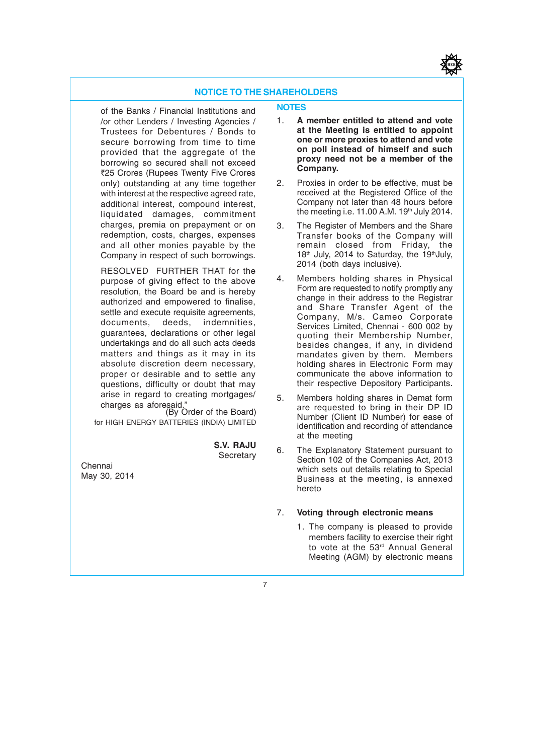## NOTICE TO THE SHAREHOLDERS

of the Banks / Financial Institutions and /or other Lenders / Investing Agencies / Trustees for Debentures / Bonds to secure borrowing from time to time provided that the aggregate of the borrowing so secured shall not exceed ₹25 Crores (Rupees Twenty Five Crores only) outstanding at any time together with interest at the respective agreed rate, additional interest, compound interest, liquidated damages, commitment charges, premia on prepayment or on redemption, costs, charges, expenses and all other monies payable by the Company in respect of such borrowings.

RESOLVED FURTHER THAT for the purpose of giving effect to the above resolution, the Board be and is hereby authorized and empowered to finalise, settle and execute requisite agreements, documents, deeds, indemnities, guarantees, declarations or other legal undertakings and do all such acts deeds matters and things as it may in its absolute discretion deem necessary, proper or desirable and to settle any questions, difficulty or doubt that may arise in regard to creating mortgages/ charges as aforesaid."

(By Order of the Board)
for HIGH ENERGY BATTERIES (INDIA) LIMITED

**S.V. RAJU**
Secretary

Chennai
May 30, 2014

### NOTES

1. **A member entitled to attend and vote at the Meeting is entitled to appoint one or more proxies to attend and vote on poll instead of himself and such proxy need not be a member of the Company.**

2. Proxies in order to be effective, must be received at the Registered Office of the Company not later than 48 hours before the meeting i.e. 11.00 A.M. 19th July 2014.

3. The Register of Members and the Share Transfer books of the Company will remain closed from Friday, the 18th July, 2014 to Saturday, the 19th July, 2014 (both days inclusive).

4. Members holding shares in Physical Form are requested to notify promptly any change in their address to the Registrar and Share Transfer Agent of the Company, M/s. Cameo Corporate Services Limited, Chennai - 600 002 by quoting their Membership Number, besides changes, if any, in dividend mandates given by them. Members holding shares in Electronic Form may communicate the above information to their respective Depository Participants.

5. Members holding shares in Demat form are requested to bring in their DP ID Number (Client ID Number) for ease of identification and recording of attendance at the meeting

6. The Explanatory Statement pursuant to Section 102 of the Companies Act, 2013 which sets out details relating to Special Business at the meeting, is annexed hereto

7. **Voting through electronic means**

   1. The company is pleased to provide members facility to exercise their right to vote at the 53rd Annual General Meeting (AGM) by electronic means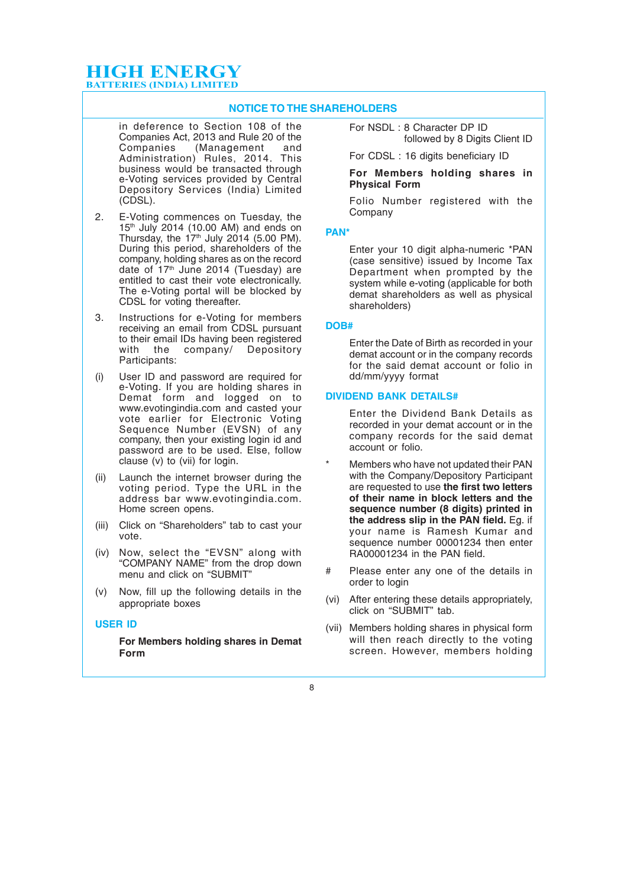## NOTICE TO THE SHAREHOLDERS

in deference to Section 108 of the Companies Act, 2013 and Rule 20 of the Companies (Management and Administration) Rules, 2014. This business would be transacted through e-Voting services provided by Central Depository Services (India) Limited (CDSL).

2. E-Voting commences on Tuesday, the 15th July 2014 (10.00 AM) and ends on Thursday, the 17th July 2014 (5.00 PM). During this period, shareholders of the company, holding shares as on the record date of 17th June 2014 (Tuesday) are entitled to cast their vote electronically. The e-Voting portal will be blocked by CDSL for voting thereafter.

3. Instructions for e-Voting for members receiving an email from CDSL pursuant to their email IDs having been registered with the company/ Depository Participants:

(i) User ID and password are required for e-Voting. If you are holding shares in Demat form and logged on to www.evotingindia.com and casted your vote earlier for Electronic Voting Sequence Number (EVSN) of any company, then your existing login id and password are to be used. Else, follow clause (v) to (vii) for login.

(ii) Launch the internet browser during the voting period. Type the URL in the address bar www.evotingindia.com. Home screen opens.

(iii) Click on "Shareholders" tab to cast your vote.

(iv) Now, select the "EVSN" along with "COMPANY NAME" from the drop down menu and click on "SUBMIT"

(v) Now, fill up the following details in the appropriate boxes

### USER ID

**For Members holding shares in Demat Form**

For NSDL : 8 Character DP ID followed by 8 Digits Client ID

For CDSL : 16 digits beneficiary ID

**For Members holding shares in Physical Form**

Folio Number registered with the Company

### PAN*

Enter your 10 digit alpha-numeric *PAN (case sensitive) issued by Income Tax Department when prompted by the system while e-voting (applicable for both demat shareholders as well as physical shareholders)

### DOB#

Enter the Date of Birth as recorded in your demat account or in the company records for the said demat account or folio in dd/mm/yyyy format

### DIVIDEND BANK DETAILS#

Enter the Dividend Bank Details as recorded in your demat account or in the company records for the said demat account or folio.

\* Members who have not updated their PAN with the Company/Depository Participant are requested to use **the first two letters of their name in block letters and the sequence number (8 digits) printed in the address slip in the PAN field.** Eg. if your name is Ramesh Kumar and sequence number 00001234 then enter RA00001234 in the PAN field.

\# Please enter any one of the details in order to login

(vi) After entering these details appropriately, click on "SUBMIT" tab.

(vii) Members holding shares in physical form will then reach directly to the voting screen. However, members holding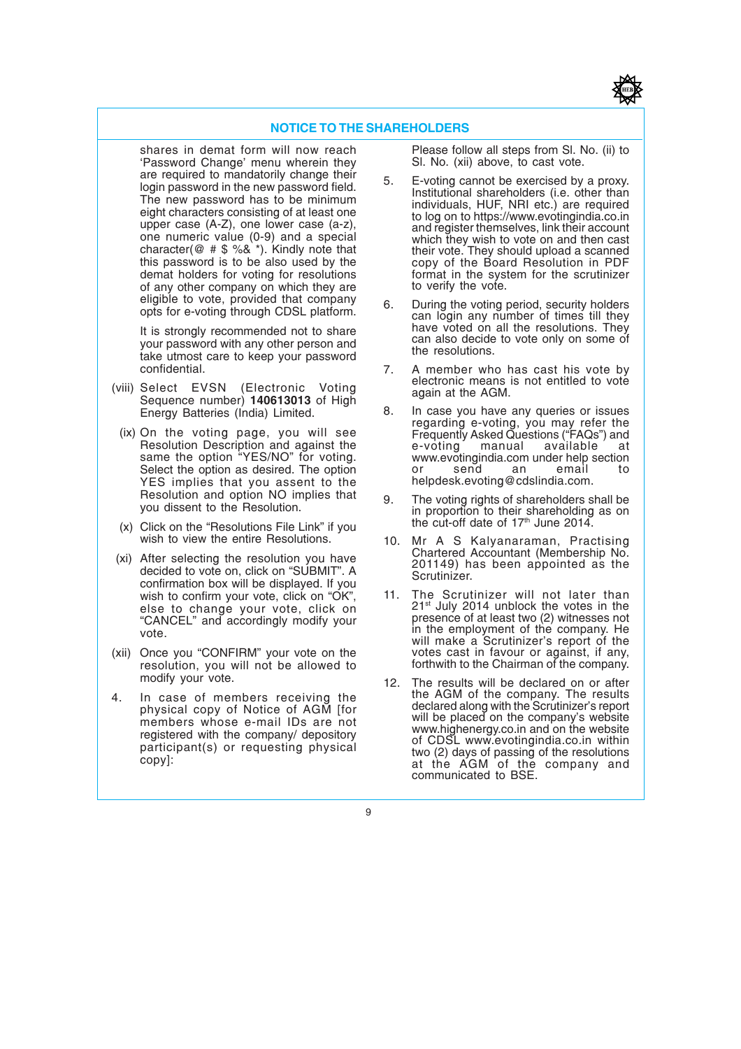## NOTICE TO THE SHAREHOLDERS

shares in demat form will now reach 'Password Change' menu wherein they are required to mandatorily change their login password in the new password field. The new password has to be minimum eight characters consisting of at least one upper case (A-Z), one lower case (a-z), one numeric value (0-9) and a special character(@ # $ %& *). Kindly note that this password is to be also used by the demat holders for voting for resolutions of any other company on which they are eligible to vote, provided that company opts for e-voting through CDSL platform.

It is strongly recommended not to share your password with any other person and take utmost care to keep your password confidential.

(viii) Select EVSN (Electronic Voting Sequence number) **140613013** of High Energy Batteries (India) Limited.

(ix) On the voting page, you will see Resolution Description and against the same the option "YES/NO" for voting. Select the option as desired. The option YES implies that you assent to the Resolution and option NO implies that you dissent to the Resolution.

(x) Click on the "Resolutions File Link" if you wish to view the entire Resolutions.

(xi) After selecting the resolution you have decided to vote on, click on "SUBMIT". A confirmation box will be displayed. If you wish to confirm your vote, click on "OK", else to change your vote, click on "CANCEL" and accordingly modify your vote.

(xii) Once you "CONFIRM" your vote on the resolution, you will not be allowed to modify your vote.

4. In case of members receiving the physical copy of Notice of AGM [for members whose e-mail IDs are not registered with the company/ depository participant(s) or requesting physical copy]:

   Please follow all steps from Sl. No. (ii) to Sl. No. (xii) above, to cast vote.

5. E-voting cannot be exercised by a proxy. Institutional shareholders (i.e. other than individuals, HUF, NRI etc.) are required to log on to https://www.evotingindia.co.in and register themselves, link their account which they wish to vote on and then cast their vote. They should upload a scanned copy of the Board Resolution in PDF format in the system for the scrutinizer to verify the vote.

6. During the voting period, security holders can login any number of times till they have voted on all the resolutions. They can also decide to vote only on some of the resolutions.

7. A member who has cast his vote by electronic means is not entitled to vote again at the AGM.

8. In case you have any queries or issues regarding e-voting, you may refer the Frequently Asked Questions ("FAQs") and e-voting manual available at www.evotingindia.com under help section or send an email to helpdesk.evoting@cdslindia.com.

9. The voting rights of shareholders shall be in proportion to their shareholding as on the cut-off date of 17th June 2014.

10. Mr A S Kalyanaraman, Practising Chartered Accountant (Membership No. 201149) has been appointed as the Scrutinizer.

11. The Scrutinizer will not later than 21st July 2014 unblock the votes in the presence of at least two (2) witnesses not in the employment of the company. He will make a Scrutinizer's report of the votes cast in favour or against, if any, forthwith to the Chairman of the company.

12. The results will be declared on or after the AGM of the company. The results declared along with the Scrutinizer's report will be placed on the company's website www.highenergy.co.in and on the website of CDSL www.evotingindia.co.in within two (2) days of passing of the resolutions at the AGM of the company and communicated to BSE.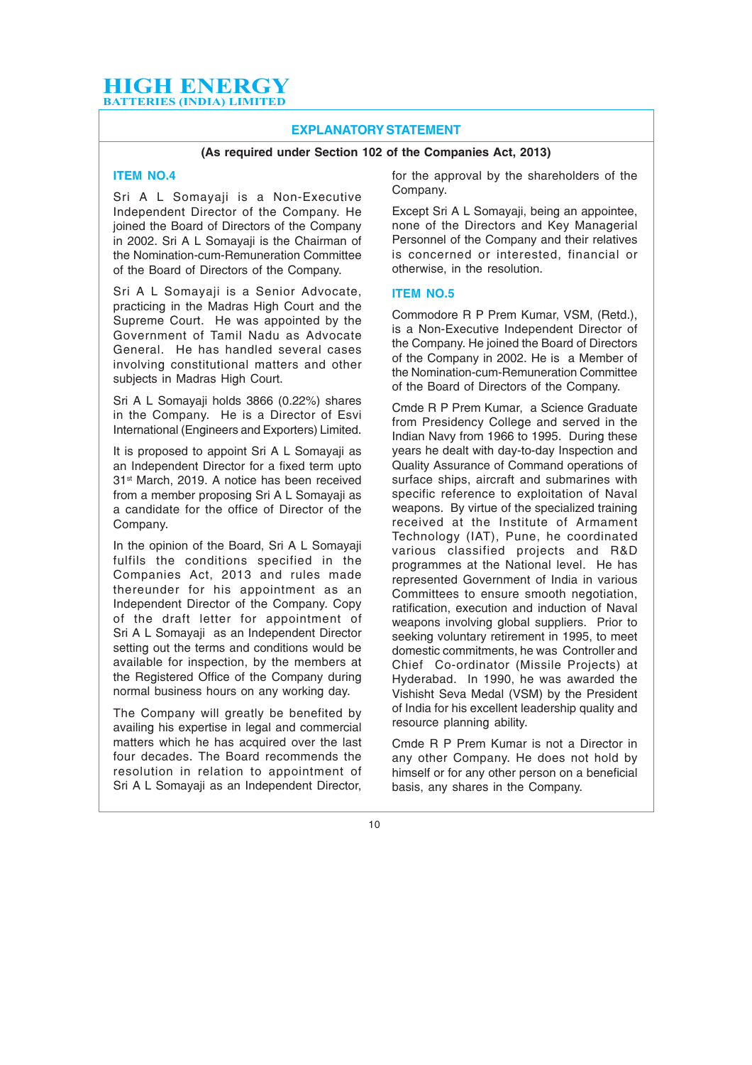## EXPLANATORY STATEMENT

**(As required under Section 102 of the Companies Act, 2013)**

### ITEM NO.4

Sri A L Somayaji is a Non-Executive Independent Director of the Company. He joined the Board of Directors of the Company in 2002. Sri A L Somayaji is the Chairman of the Nomination-cum-Remuneration Committee of the Board of Directors of the Company.

Sri A L Somayaji is a Senior Advocate, practicing in the Madras High Court and the Supreme Court. He was appointed by the Government of Tamil Nadu as Advocate General. He has handled several cases involving constitutional matters and other subjects in Madras High Court.

Sri A L Somayaji holds 3866 (0.22%) shares in the Company. He is a Director of Esvi International (Engineers and Exporters) Limited.

It is proposed to appoint Sri A L Somayaji as an Independent Director for a fixed term upto 31st March, 2019. A notice has been received from a member proposing Sri A L Somayaji as a candidate for the office of Director of the Company.

In the opinion of the Board, Sri A L Somayaji fulfils the conditions specified in the Companies Act, 2013 and rules made thereunder for his appointment as an Independent Director of the Company. Copy of the draft letter for appointment of Sri A L Somayaji as an Independent Director setting out the terms and conditions would be available for inspection, by the members at the Registered Office of the Company during normal business hours on any working day.

The Company will greatly be benefited by availing his expertise in legal and commercial matters which he has acquired over the last four decades. The Board recommends the resolution in relation to appointment of Sri A L Somayaji as an Independent Director, for the approval by the shareholders of the Company.

Except Sri A L Somayaji, being an appointee, none of the Directors and Key Managerial Personnel of the Company and their relatives is concerned or interested, financial or otherwise, in the resolution.

### ITEM NO.5

Commodore R P Prem Kumar, VSM, (Retd.), is a Non-Executive Independent Director of the Company. He joined the Board of Directors of the Company in 2002. He is a Member of the Nomination-cum-Remuneration Committee of the Board of Directors of the Company.

Cmde R P Prem Kumar, a Science Graduate from Presidency College and served in the Indian Navy from 1966 to 1995. During these years he dealt with day-to-day Inspection and Quality Assurance of Command operations of surface ships, aircraft and submarines with specific reference to exploitation of Naval weapons. By virtue of the specialized training received at the Institute of Armament Technology (IAT), Pune, he coordinated various classified projects and R&D programmes at the National level. He has represented Government of India in various Committees to ensure smooth negotiation, ratification, execution and induction of Naval weapons involving global suppliers. Prior to seeking voluntary retirement in 1995, to meet domestic commitments, he was Controller and Chief Co-ordinator (Missile Projects) at Hyderabad. In 1990, he was awarded the Vishisht Seva Medal (VSM) by the President of India for his excellent leadership quality and resource planning ability.

Cmde R P Prem Kumar is not a Director in any other Company. He does not hold by himself or for any other person on a beneficial basis, any shares in the Company.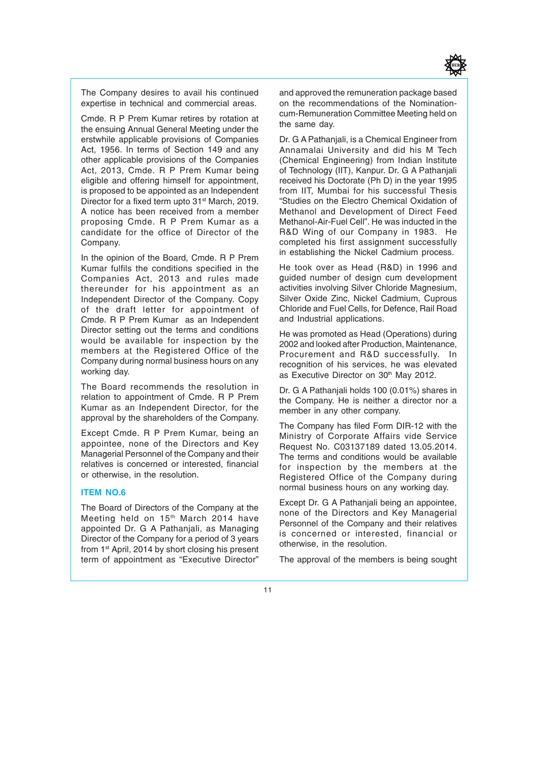The Company desires to avail his continued expertise in technical and commercial areas.

Cmde. R P Prem Kumar retires by rotation at the ensuing Annual General Meeting under the erstwhile applicable provisions of Companies Act, 1956. In terms of Section 149 and any other applicable provisions of the Companies Act, 2013, Cmde. R P Prem Kumar being eligible and offering himself for appointment, is proposed to be appointed as an Independent Director for a fixed term upto 31st March, 2019. A notice has been received from a member proposing Cmde. R P Prem Kumar as a candidate for the office of Director of the Company.

In the opinion of the Board, Cmde. R P Prem Kumar fulfils the conditions specified in the Companies Act, 2013 and rules made thereunder for his appointment as an Independent Director of the Company. Copy of the draft letter for appointment of Cmde. R P Prem Kumar as an Independent Director setting out the terms and conditions would be available for inspection by the members at the Registered Office of the Company during normal business hours on any working day.

The Board recommends the resolution in relation to appointment of Cmde. R P Prem Kumar as an Independent Director, for the approval by the shareholders of the Company.

Except Cmde. R P Prem Kumar, being an appointee, none of the Directors and Key Managerial Personnel of the Company and their relatives is concerned or interested, financial or otherwise, in the resolution.

### ITEM NO.6

The Board of Directors of the Company at the Meeting held on 15th March 2014 have appointed Dr. G A Pathanjali, as Managing Director of the Company for a period of 3 years from 1st April, 2014 by short closing his present term of appointment as "Executive Director" and approved the remuneration package based on the recommendations of the Nomination-cum-Remuneration Committee Meeting held on the same day.

Dr. G A Pathanjali, is a Chemical Engineer from Annamalai University and did his M Tech (Chemical Engineering) from Indian Institute of Technology (IIT), Kanpur. Dr. G A Pathanjali received his Doctorate (Ph D) in the year 1995 from IIT, Mumbai for his successful Thesis "Studies on the Electro Chemical Oxidation of Methanol and Development of Direct Feed Methanol-Air-Fuel Cell". He was inducted in the R&D Wing of our Company in 1983. He completed his first assignment successfully in establishing the Nickel Cadmium process.

He took over as Head (R&D) in 1996 and guided number of design cum development activities involving Silver Chloride Magnesium, Silver Oxide Zinc, Nickel Cadmium, Cuprous Chloride and Fuel Cells, for Defence, Rail Road and Industrial applications.

He was promoted as Head (Operations) during 2002 and looked after Production, Maintenance, Procurement and R&D successfully. In recognition of his services, he was elevated as Executive Director on 30th May 2012.

Dr. G A Pathanjali holds 100 (0.01%) shares in the Company. He is neither a director nor a member in any other company.

The Company has filed Form DIR-12 with the Ministry of Corporate Affairs vide Service Request No. C03137189 dated 13.05.2014. The terms and conditions would be available for inspection by the members at the Registered Office of the Company during normal business hours on any working day.

Except Dr. G A Pathanjali being an appointee, none of the Directors and Key Managerial Personnel of the Company and their relatives is concerned or interested, financial or otherwise, in the resolution.

The approval of the members is being sought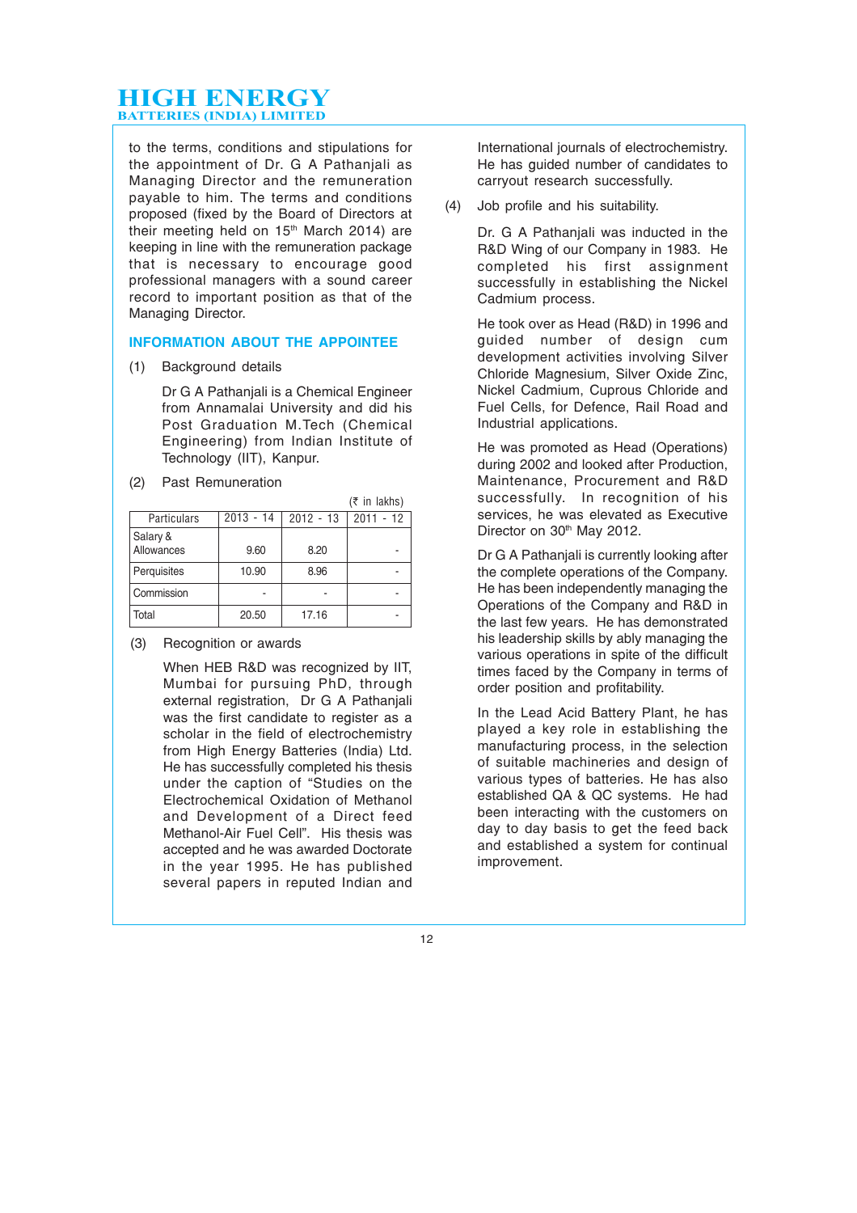to the terms, conditions and stipulations for the appointment of Dr. G A Pathanjali as Managing Director and the remuneration payable to him. The terms and conditions proposed (fixed by the Board of Directors at their meeting held on 15th March 2014) are keeping in line with the remuneration package that is necessary to encourage good professional managers with a sound career record to important position as that of the Managing Director.

## INFORMATION ABOUT THE APPOINTEE

(1) Background details

Dr G A Pathanjali is a Chemical Engineer from Annamalai University and did his Post Graduation M.Tech (Chemical Engineering) from Indian Institute of Technology (IIT), Kanpur.

(2) Past Remuneration

(₹ in lakhs)

| Particulars | 2013 - 14 | 2012 - 13 | 2011 - 12 |
|---|---|---|---|
| Salary & Allowances | 9.60 | 8.20 | - |
| Perquisites | 10.90 | 8.96 | - |
| Commission | - | - | - |
| Total | 20.50 | 17.16 | - |

(3) Recognition or awards

When HEB R&D was recognized by IIT, Mumbai for pursuing PhD, through external registration, Dr G A Pathanjali was the first candidate to register as a scholar in the field of electrochemistry from High Energy Batteries (India) Ltd. He has successfully completed his thesis under the caption of "Studies on the Electrochemical Oxidation of Methanol and Development of a Direct feed Methanol-Air Fuel Cell". His thesis was accepted and he was awarded Doctorate in the year 1995. He has published several papers in reputed Indian and International journals of electrochemistry. He has guided number of candidates to carryout research successfully.

(4) Job profile and his suitability.

Dr. G A Pathanjali was inducted in the R&D Wing of our Company in 1983. He completed his first assignment successfully in establishing the Nickel Cadmium process.

He took over as Head (R&D) in 1996 and guided number of design cum development activities involving Silver Chloride Magnesium, Silver Oxide Zinc, Nickel Cadmium, Cuprous Chloride and Fuel Cells, for Defence, Rail Road and Industrial applications.

He was promoted as Head (Operations) during 2002 and looked after Production, Maintenance, Procurement and R&D successfully. In recognition of his services, he was elevated as Executive Director on 30th May 2012.

Dr G A Pathanjali is currently looking after the complete operations of the Company. He has been independently managing the Operations of the Company and R&D in the last few years. He has demonstrated his leadership skills by ably managing the various operations in spite of the difficult times faced by the Company in terms of order position and profitability.

In the Lead Acid Battery Plant, he has played a key role in establishing the manufacturing process, in the selection of suitable machineries and design of various types of batteries. He has also established QA & QC systems. He had been interacting with the customers on day to day basis to get the feed back and established a system for continual improvement.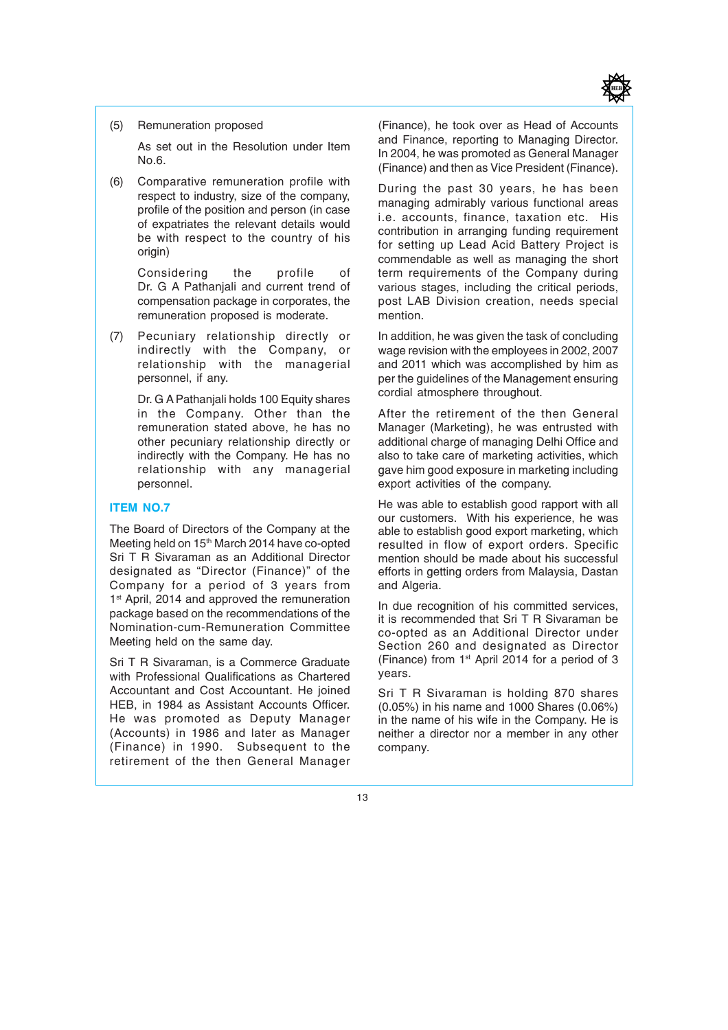(5) Remuneration proposed

As set out in the Resolution under Item No.6.

(6) Comparative remuneration profile with respect to industry, size of the company, profile of the position and person (in case of expatriates the relevant details would be with respect to the country of his origin)

Considering the profile of Dr. G A Pathanjali and current trend of compensation package in corporates, the remuneration proposed is moderate.

(7) Pecuniary relationship directly or indirectly with the Company, or relationship with the managerial personnel, if any.

Dr. G A Pathanjali holds 100 Equity shares in the Company. Other than the remuneration stated above, he has no other pecuniary relationship directly or indirectly with the Company. He has no relationship with any managerial personnel.

### ITEM NO.7

The Board of Directors of the Company at the Meeting held on 15th March 2014 have co-opted Sri T R Sivaraman as an Additional Director designated as "Director (Finance)" of the Company for a period of 3 years from 1st April, 2014 and approved the remuneration package based on the recommendations of the Nomination-cum-Remuneration Committee Meeting held on the same day.

Sri T R Sivaraman, is a Commerce Graduate with Professional Qualifications as Chartered Accountant and Cost Accountant. He joined HEB, in 1984 as Assistant Accounts Officer. He was promoted as Deputy Manager (Accounts) in 1986 and later as Manager (Finance) in 1990. Subsequent to the retirement of the then General Manager (Finance), he took over as Head of Accounts and Finance, reporting to Managing Director. In 2004, he was promoted as General Manager (Finance) and then as Vice President (Finance).

During the past 30 years, he has been managing admirably various functional areas i.e. accounts, finance, taxation etc. His contribution in arranging funding requirement for setting up Lead Acid Battery Project is commendable as well as managing the short term requirements of the Company during various stages, including the critical periods, post LAB Division creation, needs special mention.

In addition, he was given the task of concluding wage revision with the employees in 2002, 2007 and 2011 which was accomplished by him as per the guidelines of the Management ensuring cordial atmosphere throughout.

After the retirement of the then General Manager (Marketing), he was entrusted with additional charge of managing Delhi Office and also to take care of marketing activities, which gave him good exposure in marketing including export activities of the company.

He was able to establish good rapport with all our customers. With his experience, he was able to establish good export marketing, which resulted in flow of export orders. Specific mention should be made about his successful efforts in getting orders from Malaysia, Dastan and Algeria.

In due recognition of his committed services, it is recommended that Sri T R Sivaraman be co-opted as an Additional Director under Section 260 and designated as Director (Finance) from 1st April 2014 for a period of 3 years.

Sri T R Sivaraman is holding 870 shares (0.05%) in his name and 1000 Shares (0.06%) in the name of his wife in the Company. He is neither a director nor a member in any other company.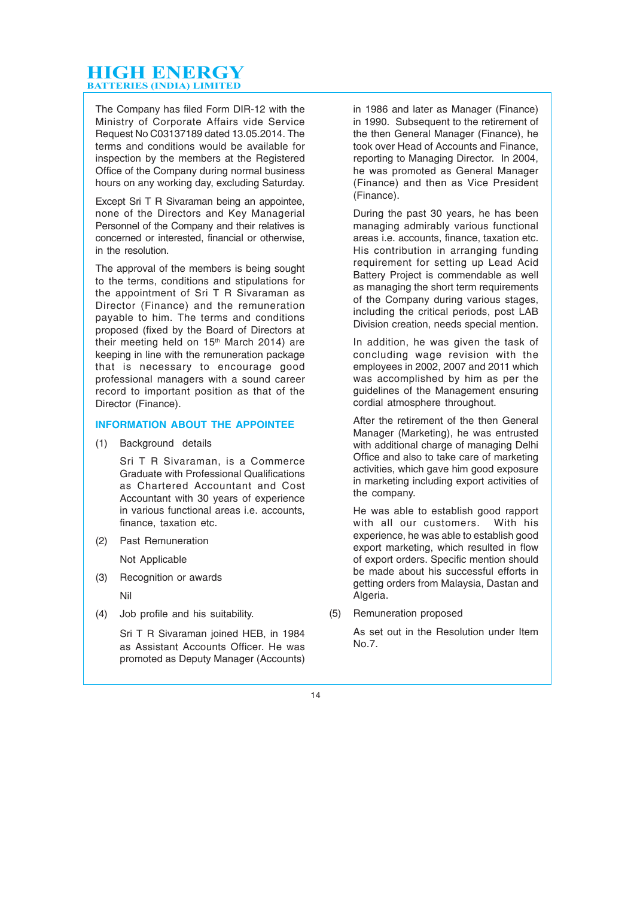The Company has filed Form DIR-12 with the Ministry of Corporate Affairs vide Service Request No C03137189 dated 13.05.2014. The terms and conditions would be available for inspection by the members at the Registered Office of the Company during normal business hours on any working day, excluding Saturday.

Except Sri T R Sivaraman being an appointee, none of the Directors and Key Managerial Personnel of the Company and their relatives is concerned or interested, financial or otherwise, in the resolution.

The approval of the members is being sought to the terms, conditions and stipulations for the appointment of Sri T R Sivaraman as Director (Finance) and the remuneration payable to him. The terms and conditions proposed (fixed by the Board of Directors at their meeting held on 15th March 2014) are keeping in line with the remuneration package that is necessary to encourage good professional managers with a sound career record to important position as that of the Director (Finance).

## INFORMATION ABOUT THE APPOINTEE

(1) Background details

Sri T R Sivaraman, is a Commerce Graduate with Professional Qualifications as Chartered Accountant and Cost Accountant with 30 years of experience in various functional areas i.e. accounts, finance, taxation etc.

(2) Past Remuneration

Not Applicable

(3) Recognition or awards

Nil

(4) Job profile and his suitability.

Sri T R Sivaraman joined HEB, in 1984 as Assistant Accounts Officer. He was promoted as Deputy Manager (Accounts) in 1986 and later as Manager (Finance) in 1990. Subsequent to the retirement of the then General Manager (Finance), he took over Head of Accounts and Finance, reporting to Managing Director. In 2004, he was promoted as General Manager (Finance) and then as Vice President (Finance).

During the past 30 years, he has been managing admirably various functional areas i.e. accounts, finance, taxation etc. His contribution in arranging funding requirement for setting up Lead Acid Battery Project is commendable as well as managing the short term requirements of the Company during various stages, including the critical periods, post LAB Division creation, needs special mention.

In addition, he was given the task of concluding wage revision with the employees in 2002, 2007 and 2011 which was accomplished by him as per the guidelines of the Management ensuring cordial atmosphere throughout.

After the retirement of the then General Manager (Marketing), he was entrusted with additional charge of managing Delhi Office and also to take care of marketing activities, which gave him good exposure in marketing including export activities of the company.

He was able to establish good rapport with all our customers. With his experience, he was able to establish good export marketing, which resulted in flow of export orders. Specific mention should be made about his successful efforts in getting orders from Malaysia, Dastan and Algeria.

(5) Remuneration proposed

As set out in the Resolution under Item No.7.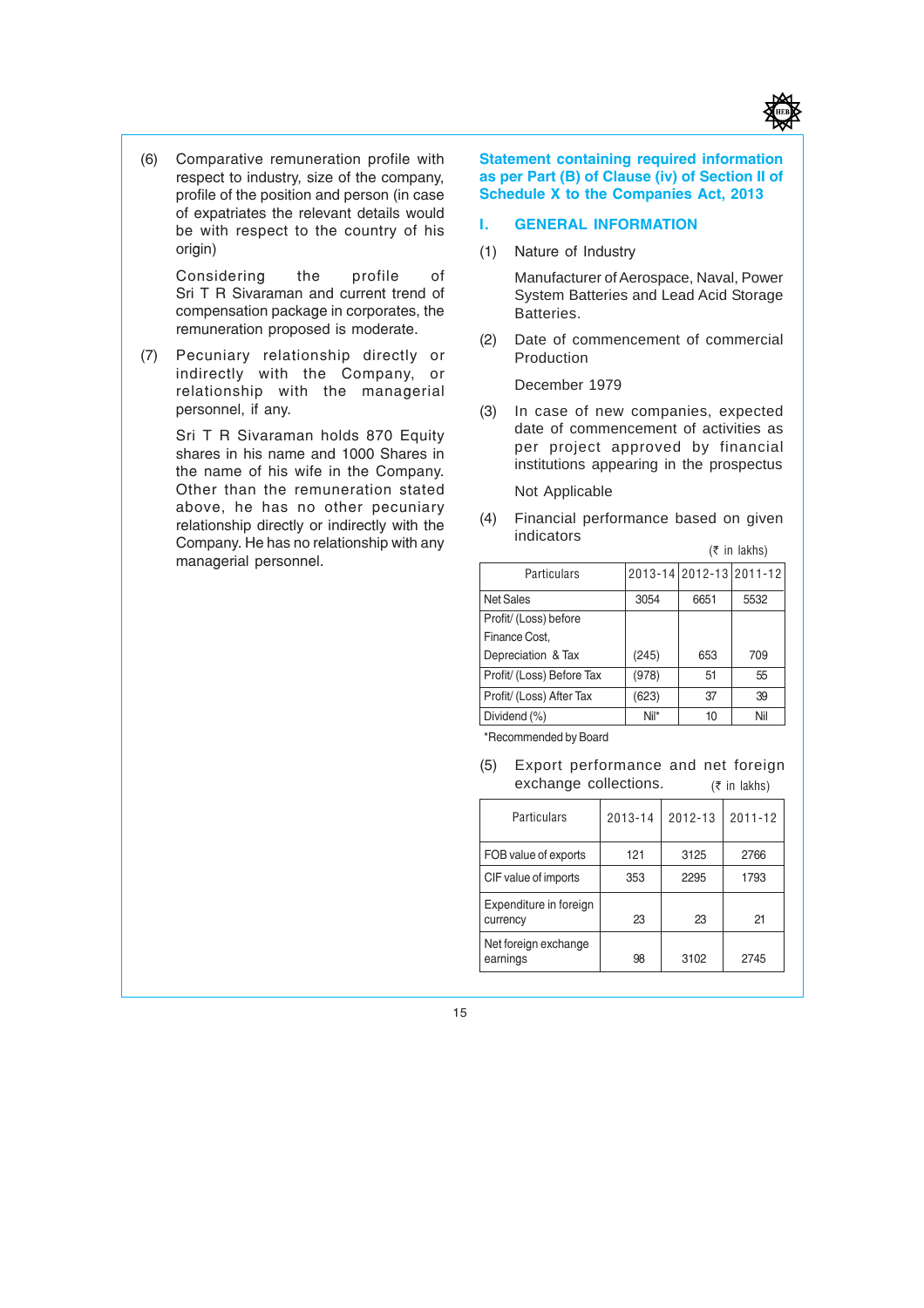(6) Comparative remuneration profile with respect to industry, size of the company, profile of the position and person (in case of expatriates the relevant details would be with respect to the country of his origin)

Considering the profile of Sri T R Sivaraman and current trend of compensation package in corporates, the remuneration proposed is moderate.

(7) Pecuniary relationship directly or indirectly with the Company, or relationship with the managerial personnel, if any.

Sri T R Sivaraman holds 870 Equity shares in his name and 1000 Shares in the name of his wife in the Company. Other than the remuneration stated above, he has no other pecuniary relationship directly or indirectly with the Company. He has no relationship with any managerial personnel.

## Statement containing required information as per Part (B) of Clause (iv) of Section II of Schedule X to the Companies Act, 2013

### I. GENERAL INFORMATION

(1) Nature of Industry

Manufacturer of Aerospace, Naval, Power System Batteries and Lead Acid Storage Batteries.

(2) Date of commencement of commercial Production

December 1979

(3) In case of new companies, expected date of commencement of activities as per project approved by financial institutions appearing in the prospectus

Not Applicable

(4) Financial performance based on given indicators

(₹ in lakhs)

| Particulars | 2013-14 | 2012-13 | 2011-12 |
|---|---|---|---|
| Net Sales | 3054 | 6651 | 5532 |
| Profit/ (Loss) before Finance Cost, Depreciation & Tax | (245) | 653 | 709 |
| Profit/ (Loss) Before Tax | (978) | 51 | 55 |
| Profit/ (Loss) After Tax | (623) | 37 | 39 |
| Dividend (%) | Nil* | 10 | Nil |

*Recommended by Board

(5) Export performance and net foreign exchange collections.

(₹ in lakhs)

| Particulars | 2013-14 | 2012-13 | 2011-12 |
|---|---|---|---|
| FOB value of exports | 121 | 3125 | 2766 |
| CIF value of imports | 353 | 2295 | 1793 |
| Expenditure in foreign currency | 23 | 23 | 21 |
| Net foreign exchange earnings | 98 | 3102 | 2745 |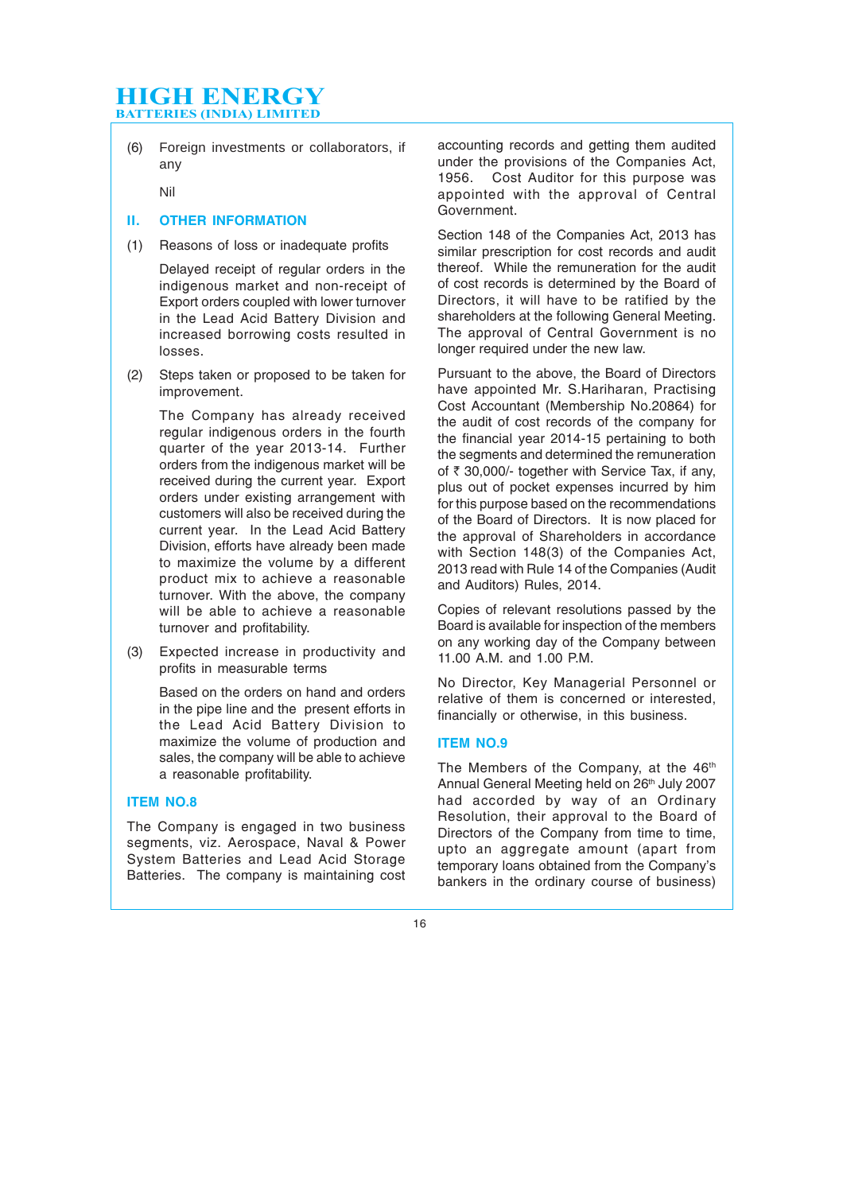(6) Foreign investments or collaborators, if any

Nil

## II. OTHER INFORMATION

(1) Reasons of loss or inadequate profits

Delayed receipt of regular orders in the indigenous market and non-receipt of Export orders coupled with lower turnover in the Lead Acid Battery Division and increased borrowing costs resulted in losses.

(2) Steps taken or proposed to be taken for improvement.

The Company has already received regular indigenous orders in the fourth quarter of the year 2013-14. Further orders from the indigenous market will be received during the current year. Export orders under existing arrangement with customers will also be received during the current year. In the Lead Acid Battery Division, efforts have already been made to maximize the volume by a different product mix to achieve a reasonable turnover. With the above, the company will be able to achieve a reasonable turnover and profitability.

(3) Expected increase in productivity and profits in measurable terms

Based on the orders on hand and orders in the pipe line and the present efforts in the Lead Acid Battery Division to maximize the volume of production and sales, the company will be able to achieve a reasonable profitability.

## ITEM NO.8

The Company is engaged in two business segments, viz. Aerospace, Naval & Power System Batteries and Lead Acid Storage Batteries. The company is maintaining cost accounting records and getting them audited under the provisions of the Companies Act, 1956. Cost Auditor for this purpose was appointed with the approval of Central Government.

Section 148 of the Companies Act, 2013 has similar prescription for cost records and audit thereof. While the remuneration for the audit of cost records is determined by the Board of Directors, it will have to be ratified by the shareholders at the following General Meeting. The approval of Central Government is no longer required under the new law.

Pursuant to the above, the Board of Directors have appointed Mr. S.Hariharan, Practising Cost Accountant (Membership No.20864) for the audit of cost records of the company for the financial year 2014-15 pertaining to both the segments and determined the remuneration of ₹ 30,000/- together with Service Tax, if any, plus out of pocket expenses incurred by him for this purpose based on the recommendations of the Board of Directors. It is now placed for the approval of Shareholders in accordance with Section 148(3) of the Companies Act, 2013 read with Rule 14 of the Companies (Audit and Auditors) Rules, 2014.

Copies of relevant resolutions passed by the Board is available for inspection of the members on any working day of the Company between 11.00 A.M. and 1.00 P.M.

No Director, Key Managerial Personnel or relative of them is concerned or interested, financially or otherwise, in this business.

## ITEM NO.9

The Members of the Company, at the 46th Annual General Meeting held on 26th July 2007 had accorded by way of an Ordinary Resolution, their approval to the Board of Directors of the Company from time to time, upto an aggregate amount (apart from temporary loans obtained from the Company's bankers in the ordinary course of business)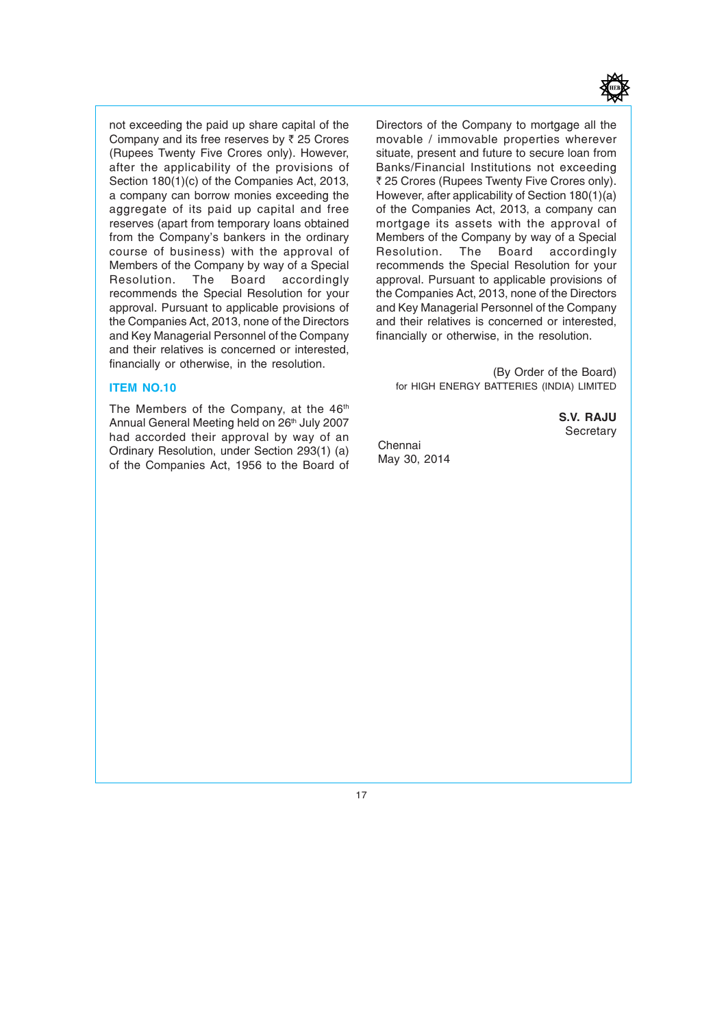not exceeding the paid up share capital of the Company and its free reserves by ₹ 25 Crores (Rupees Twenty Five Crores only). However, after the applicability of the provisions of Section 180(1)(c) of the Companies Act, 2013, a company can borrow monies exceeding the aggregate of its paid up capital and free reserves (apart from temporary loans obtained from the Company's bankers in the ordinary course of business) with the approval of Members of the Company by way of a Special Resolution. The Board accordingly recommends the Special Resolution for your approval. Pursuant to applicable provisions of the Companies Act, 2013, none of the Directors and Key Managerial Personnel of the Company and their relatives is concerned or interested, financially or otherwise, in the resolution.

### ITEM NO.10

The Members of the Company, at the 46th Annual General Meeting held on 26th July 2007 had accorded their approval by way of an Ordinary Resolution, under Section 293(1) (a) of the Companies Act, 1956 to the Board of Directors of the Company to mortgage all the movable / immovable properties wherever situate, present and future to secure loan from Banks/Financial Institutions not exceeding ₹ 25 Crores (Rupees Twenty Five Crores only). However, after applicability of Section 180(1)(a) of the Companies Act, 2013, a company can mortgage its assets with the approval of Members of the Company by way of a Special Resolution. The Board accordingly recommends the Special Resolution for your approval. Pursuant to applicable provisions of the Companies Act, 2013, none of the Directors and Key Managerial Personnel of the Company and their relatives is concerned or interested, financially or otherwise, in the resolution.

(By Order of the Board)
for HIGH ENERGY BATTERIES (INDIA) LIMITED

**S.V. RAJU**
Secretary

Chennai
May 30, 2014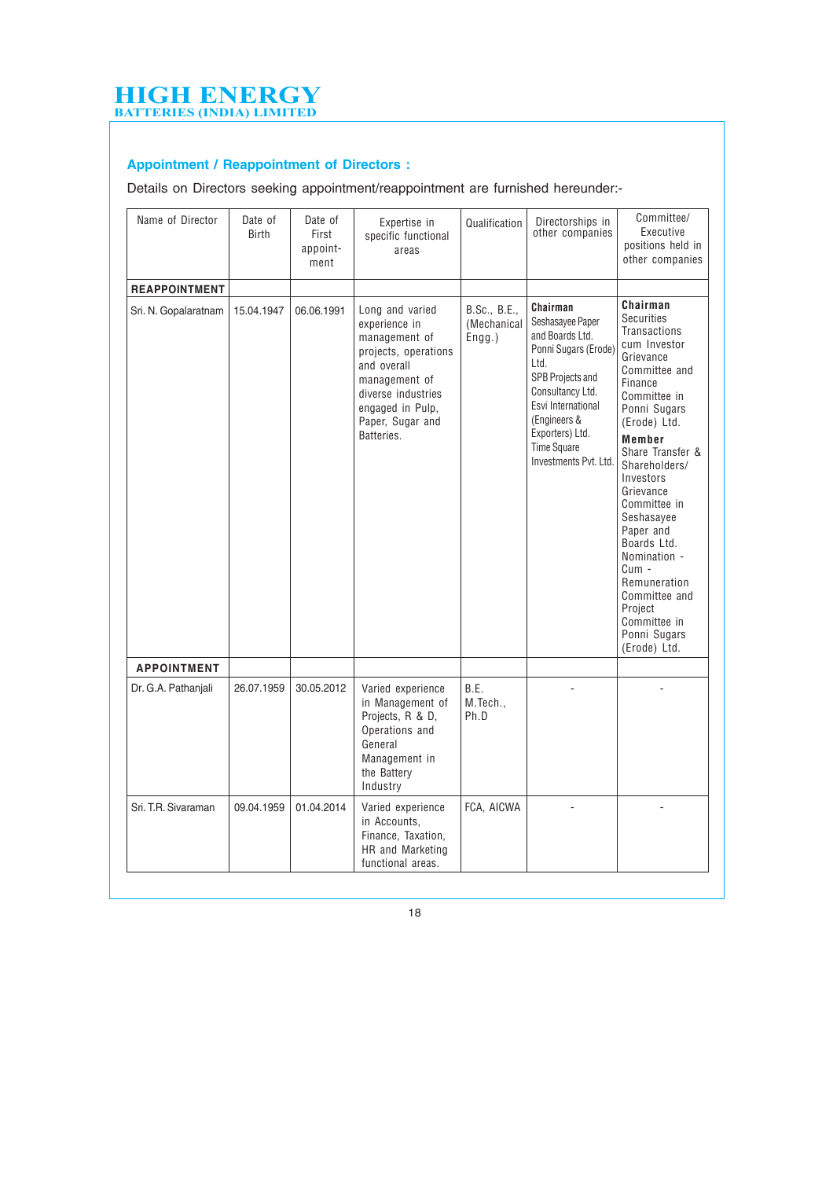## Appointment / Reappointment of Directors :

Details on Directors seeking appointment/reappointment are furnished hereunder:-

| Name of Director | Date of Birth | Date of First appoint-ment | Expertise in specific functional areas | Qualification | Directorships in other companies | Committee/ Executive positions held in other companies |
|---|---|---|---|---|---|---|
| **REAPPOINTMENT** | | | | | | |
| Sri. N. Gopalaratnam | 15.04.1947 | 06.06.1991 | Long and varied experience in management of projects, operations and overall management of diverse industries engaged in Pulp, Paper, Sugar and Batteries. | B.Sc., B.E., (Mechanical Engg.) | **Chairman** Seshasayee Paper and Boards Ltd. Ponni Sugars (Erode) Ltd. SPB Projects and Consultancy Ltd. Esvi International (Engineers & Exporters) Ltd. Time Square Investments Pvt. Ltd. | **Chairman** Securities Transactions cum Investor Grievance Committee and Finance Committee in Ponni Sugars (Erode) Ltd. **Member** Share Transfer & Shareholders/ Investors Grievance Committee in Seshasayee Paper and Boards Ltd. Nomination - Cum - Remuneration Committee and Project Committee in Ponni Sugars (Erode) Ltd. |
| **APPOINTMENT** | | | | | | |
| Dr. G.A. Pathanjali | 26.07.1959 | 30.05.2012 | Varied experience in Management of Projects, R & D, Operations and General Management in the Battery Industry | B.E. M.Tech., Ph.D | - | - |
| Sri. T.R. Sivaraman | 09.04.1959 | 01.04.2014 | Varied experience in Accounts, Finance, Taxation, HR and Marketing functional areas. | FCA, AICWA | - | - |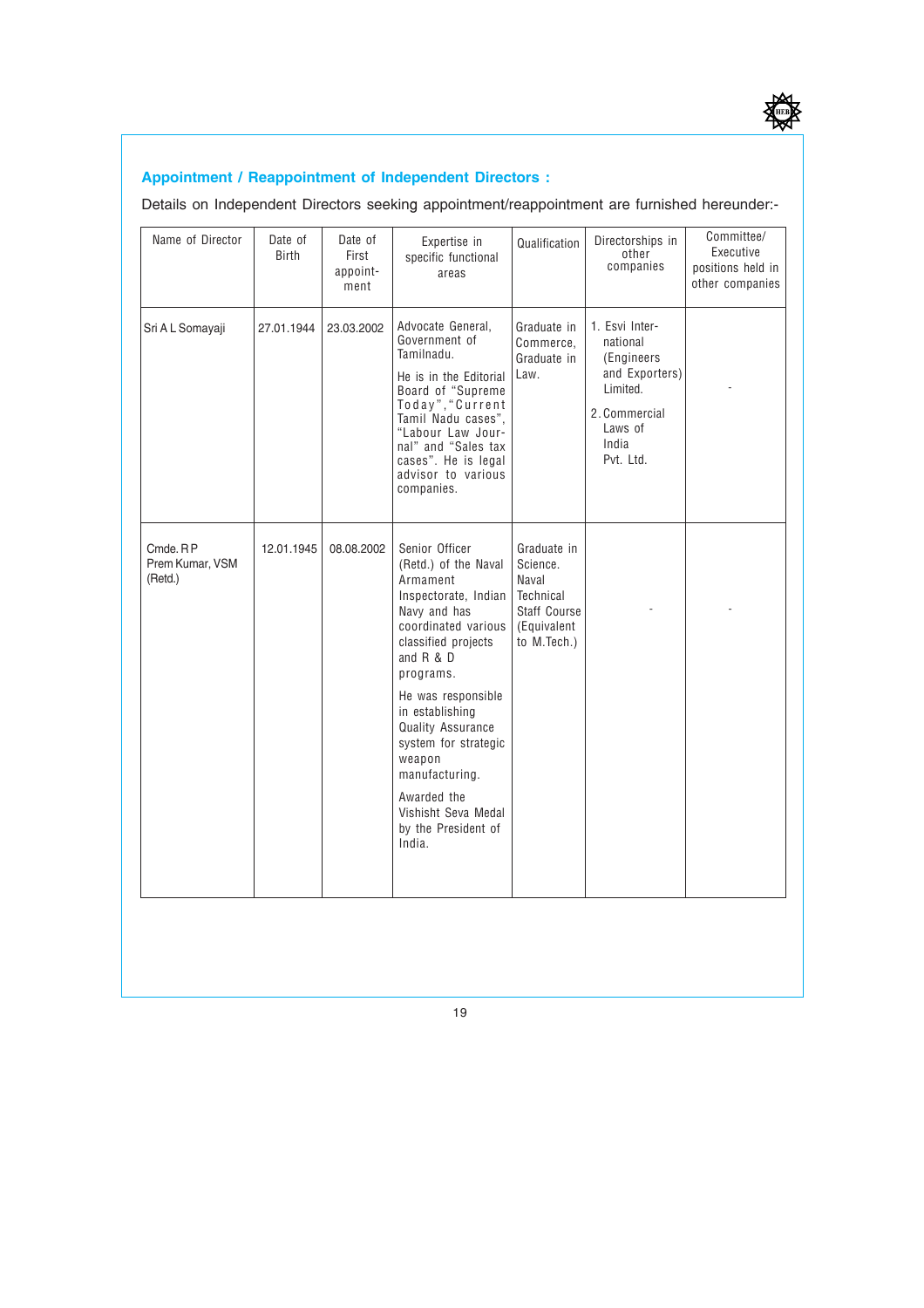## Appointment / Reappointment of Independent Directors :

Details on Independent Directors seeking appointment/reappointment are furnished hereunder:-

| Name of Director | Date of Birth | Date of First appointment | Expertise in specific functional areas | Qualification | Directorships in other companies | Committee/ Executive positions held in other companies |
|---|---|---|---|---|---|---|
| Sri A L Somayaji | 27.01.1944 | 23.03.2002 | Advocate General, Government of Tamilnadu.<br><br>He is in the Editorial Board of "Supreme Today","Current Tamil Nadu cases", "Labour Law Journal" and "Sales tax cases". He is legal advisor to various companies. | Graduate in Commerce, Graduate in Law. | 1. Esvi International (Engineers and Exporters) Limited.<br><br>2. Commercial Laws of India Pvt. Ltd. | - |
| Cmde. R P Prem Kumar, VSM (Retd.) | 12.01.1945 | 08.08.2002 | Senior Officer (Retd.) of the Naval Armament Inspectorate, Indian Navy and has coordinated various classified projects and R & D programs.<br><br>He was responsible in establishing Quality Assurance system for strategic weapon manufacturing.<br><br>Awarded the Vishisht Seva Medal by the President of India. | Graduate in Science. Naval Technical Staff Course (Equivalent to M.Tech.) | - | - |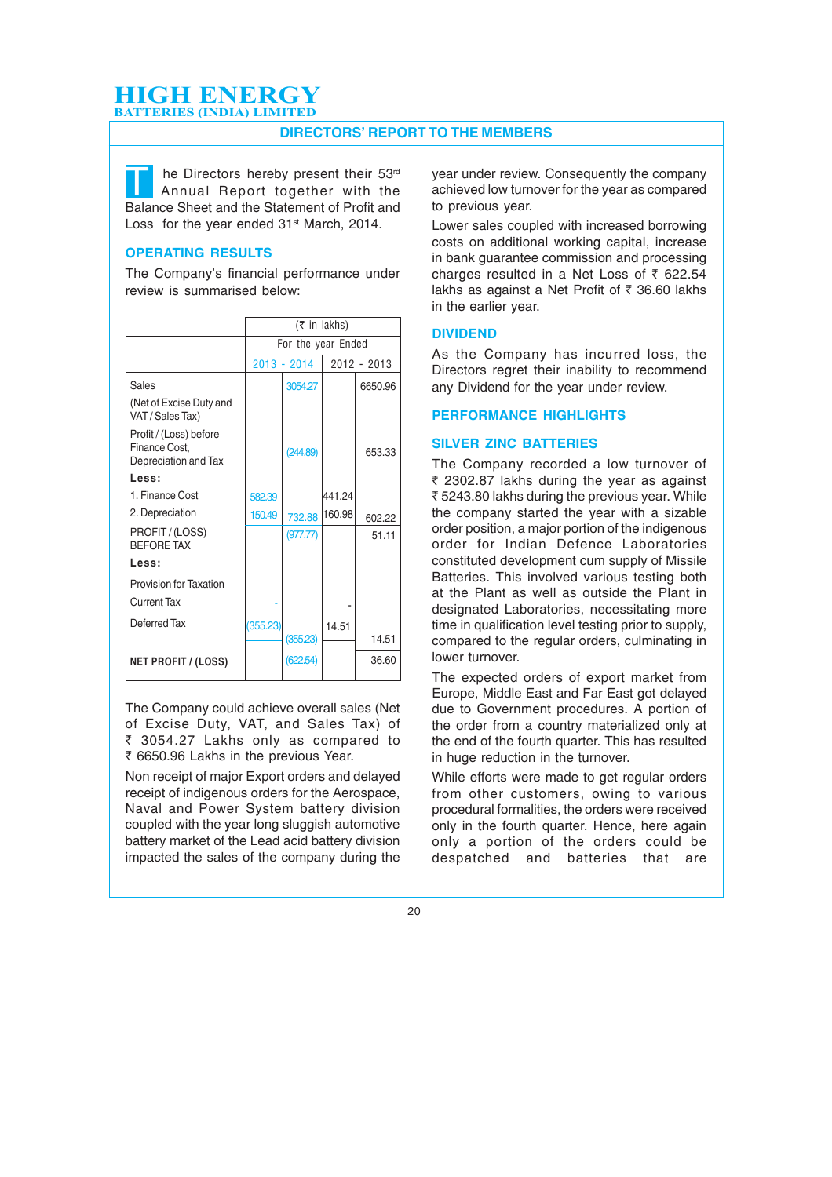# HIGH ENERGY
BATTERIES (INDIA) LIMITED

## DIRECTORS' REPORT TO THE MEMBERS

The Directors hereby present their 53[rd] Annual Report together with the Balance Sheet and the Statement of Profit and Loss for the year ended 31[st] March, 2014.

### OPERATING RESULTS

The Company's financial performance under review is summarised below:

| | (₹ in lakhs) | | | |
|---|---|---|---|---|
| | For the year Ended | | | |
| | 2013 - 2014 | | 2012 - 2013 | |
| Sales (Net of Excise Duty and VAT / Sales Tax) | | 3054.27 | | 6650.96 |
| Profit / (Loss) before Finance Cost, Depreciation and Tax | | (244.89) | | 653.33 |
| **Less:** | | | | |
| 1. Finance Cost | 582.39 | | 441.24 | |
| 2. Depreciation | 150.49 | 732.88 | 160.98 | 602.22 |
| PROFIT / (LOSS) BEFORE TAX | | (977.77) | | 51.11 |
| **Less:** | | | | |
| Provision for Taxation | | | | |
| Current Tax | - | | - | |
| Deferred Tax | (355.23) | (355.23) | 14.51 | 14.51 |
| **NET PROFIT / (LOSS)** | | (622.54) | | 36.60 |

The Company could achieve overall sales (Net of Excise Duty, VAT, and Sales Tax) of ₹ 3054.27 Lakhs only as compared to ₹ 6650.96 Lakhs in the previous Year.

Non receipt of major Export orders and delayed receipt of indigenous orders for the Aerospace, Naval and Power System battery division coupled with the year long sluggish automotive battery market of the Lead acid battery division impacted the sales of the company during the year under review. Consequently the company achieved low turnover for the year as compared to previous year.

Lower sales coupled with increased borrowing costs on additional working capital, increase in bank guarantee commission and processing charges resulted in a Net Loss of ₹ 622.54 lakhs as against a Net Profit of ₹ 36.60 lakhs in the earlier year.

### DIVIDEND

As the Company has incurred loss, the Directors regret their inability to recommend any Dividend for the year under review.

### PERFORMANCE HIGHLIGHTS

### SILVER ZINC BATTERIES

The Company recorded a low turnover of ₹ 2302.87 lakhs during the year as against ₹ 5243.80 lakhs during the previous year. While the company started the year with a sizable order position, a major portion of the indigenous order for Indian Defence Laboratories constituted development cum supply of Missile Batteries. This involved various testing both at the Plant as well as outside the Plant in designated Laboratories, necessitating more time in qualification level testing prior to supply, compared to the regular orders, culminating in lower turnover.

The expected orders of export market from Europe, Middle East and Far East got delayed due to Government procedures. A portion of the order from a country materialized only at the end of the fourth quarter. This has resulted in huge reduction in the turnover.

While efforts were made to get regular orders from other customers, owing to various procedural formalities, the orders were received only in the fourth quarter. Hence, here again only a portion of the orders could be despatched and batteries that are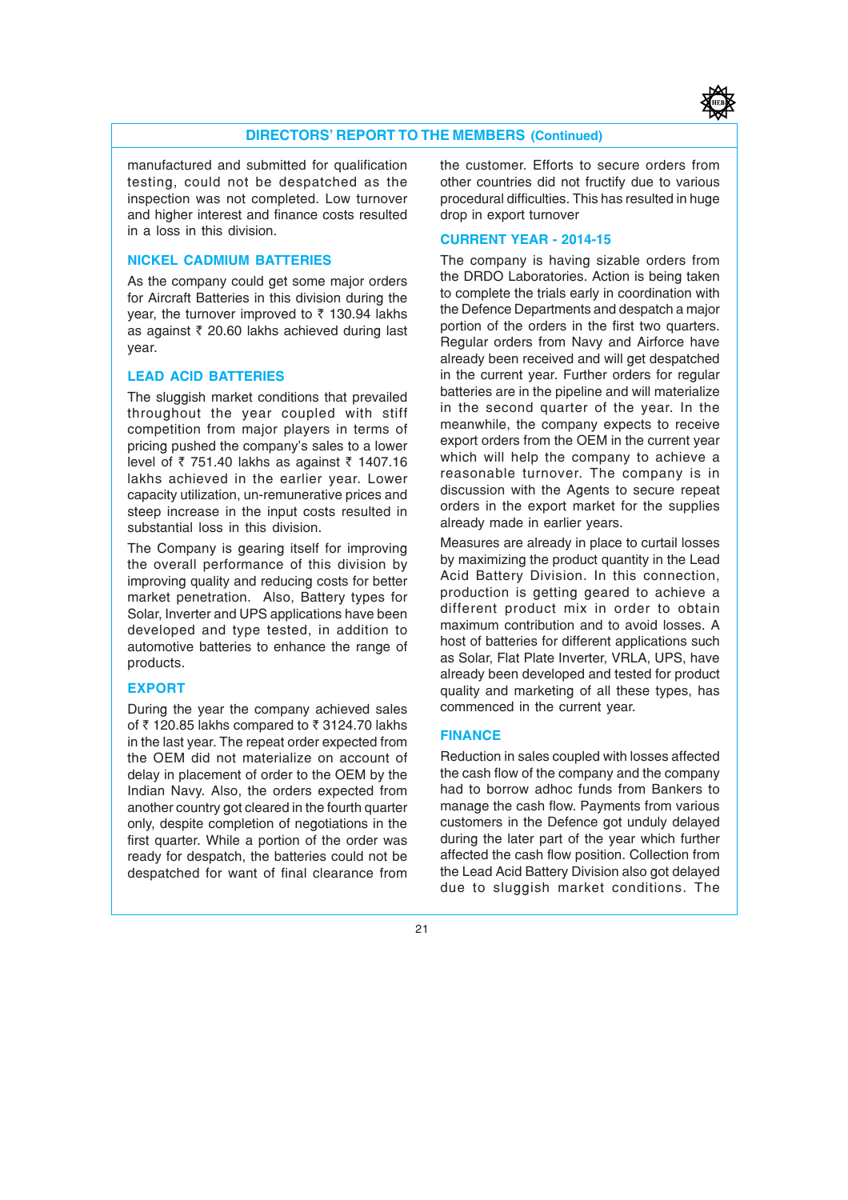## DIRECTORS' REPORT TO THE MEMBERS (Continued)

manufactured and submitted for qualification testing, could not be despatched as the inspection was not completed. Low turnover and higher interest and finance costs resulted in a loss in this division.

### NICKEL CADMIUM BATTERIES

As the company could get some major orders for Aircraft Batteries in this division during the year, the turnover improved to ₹ 130.94 lakhs as against ₹ 20.60 lakhs achieved during last year.

### LEAD ACID BATTERIES

The sluggish market conditions that prevailed throughout the year coupled with stiff competition from major players in terms of pricing pushed the company's sales to a lower level of ₹ 751.40 lakhs as against ₹ 1407.16 lakhs achieved in the earlier year. Lower capacity utilization, un-remunerative prices and steep increase in the input costs resulted in substantial loss in this division.

The Company is gearing itself for improving the overall performance of this division by improving quality and reducing costs for better market penetration. Also, Battery types for Solar, Inverter and UPS applications have been developed and type tested, in addition to automotive batteries to enhance the range of products.

### EXPORT

During the year the company achieved sales of ₹ 120.85 lakhs compared to ₹ 3124.70 lakhs in the last year. The repeat order expected from the OEM did not materialize on account of delay in placement of order to the OEM by the Indian Navy. Also, the orders expected from another country got cleared in the fourth quarter only, despite completion of negotiations in the first quarter. While a portion of the order was ready for despatch, the batteries could not be despatched for want of final clearance from the customer. Efforts to secure orders from other countries did not fructify due to various procedural difficulties. This has resulted in huge drop in export turnover

### CURRENT YEAR - 2014-15

The company is having sizable orders from the DRDO Laboratories. Action is being taken to complete the trials early in coordination with the Defence Departments and despatch a major portion of the orders in the first two quarters. Regular orders from Navy and Airforce have already been received and will get despatched in the current year. Further orders for regular batteries are in the pipeline and will materialize in the second quarter of the year. In the meanwhile, the company expects to receive export orders from the OEM in the current year which will help the company to achieve a reasonable turnover. The company is in discussion with the Agents to secure repeat orders in the export market for the supplies already made in earlier years.

Measures are already in place to curtail losses by maximizing the product quantity in the Lead Acid Battery Division. In this connection, production is getting geared to achieve a different product mix in order to obtain maximum contribution and to avoid losses. A host of batteries for different applications such as Solar, Flat Plate Inverter, VRLA, UPS, have already been developed and tested for product quality and marketing of all these types, has commenced in the current year.

### FINANCE

Reduction in sales coupled with losses affected the cash flow of the company and the company had to borrow adhoc funds from Bankers to manage the cash flow. Payments from various customers in the Defence got unduly delayed during the later part of the year which further affected the cash flow position. Collection from the Lead Acid Battery Division also got delayed due to sluggish market conditions. The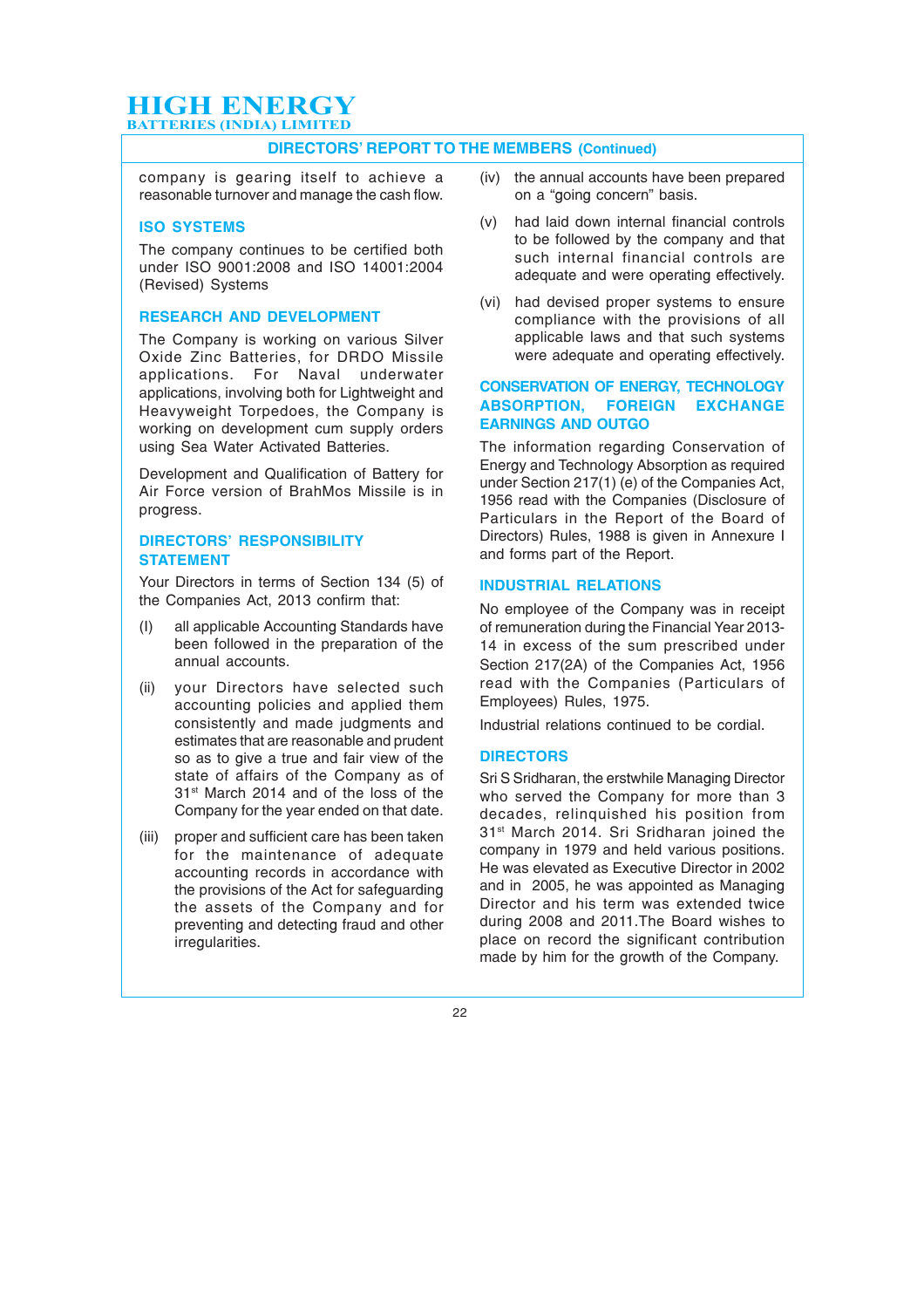## DIRECTORS' REPORT TO THE MEMBERS (Continued)

company is gearing itself to achieve a reasonable turnover and manage the cash flow.

### ISO SYSTEMS

The company continues to be certified both under ISO 9001:2008 and ISO 14001:2004 (Revised) Systems

### RESEARCH AND DEVELOPMENT

The Company is working on various Silver Oxide Zinc Batteries, for DRDO Missile applications. For Naval underwater applications, involving both for Lightweight and Heavyweight Torpedoes, the Company is working on development cum supply orders using Sea Water Activated Batteries.

Development and Qualification of Battery for Air Force version of BrahMos Missile is in progress.

### DIRECTORS' RESPONSIBILITY STATEMENT

Your Directors in terms of Section 134 (5) of the Companies Act, 2013 confirm that:

(I) all applicable Accounting Standards have been followed in the preparation of the annual accounts.

(ii) your Directors have selected such accounting policies and applied them consistently and made judgments and estimates that are reasonable and prudent so as to give a true and fair view of the state of affairs of the Company as of 31st March 2014 and of the loss of the Company for the year ended on that date.

(iii) proper and sufficient care has been taken for the maintenance of adequate accounting records in accordance with the provisions of the Act for safeguarding the assets of the Company and for preventing and detecting fraud and other irregularities.

(iv) the annual accounts have been prepared on a "going concern" basis.

(v) had laid down internal financial controls to be followed by the company and that such internal financial controls are adequate and were operating effectively.

(vi) had devised proper systems to ensure compliance with the provisions of all applicable laws and that such systems were adequate and operating effectively.

### CONSERVATION OF ENERGY, TECHNOLOGY ABSORPTION, FOREIGN EXCHANGE EARNINGS AND OUTGO

The information regarding Conservation of Energy and Technology Absorption as required under Section 217(1) (e) of the Companies Act, 1956 read with the Companies (Disclosure of Particulars in the Report of the Board of Directors) Rules, 1988 is given in Annexure I and forms part of the Report.

### INDUSTRIAL RELATIONS

No employee of the Company was in receipt of remuneration during the Financial Year 2013-14 in excess of the sum prescribed under Section 217(2A) of the Companies Act, 1956 read with the Companies (Particulars of Employees) Rules, 1975.

Industrial relations continued to be cordial.

### DIRECTORS

Sri S Sridharan, the erstwhile Managing Director who served the Company for more than 3 decades, relinquished his position from 31st March 2014. Sri Sridharan joined the company in 1979 and held various positions. He was elevated as Executive Director in 2002 and in 2005, he was appointed as Managing Director and his term was extended twice during 2008 and 2011.The Board wishes to place on record the significant contribution made by him for the growth of the Company.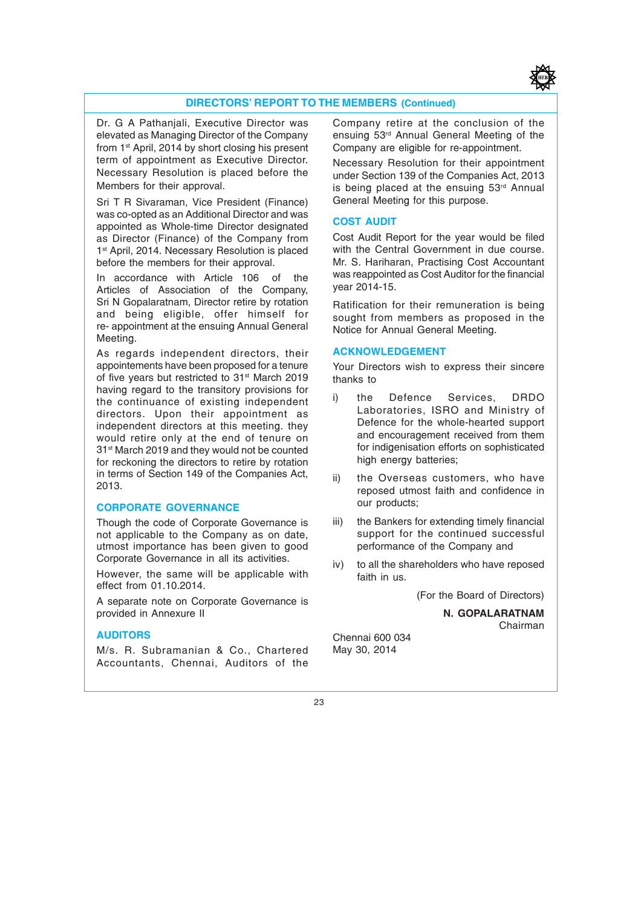## DIRECTORS' REPORT TO THE MEMBERS (Continued)

Dr. G A Pathanjali, Executive Director was elevated as Managing Director of the Company from 1st April, 2014 by short closing his present term of appointment as Executive Director. Necessary Resolution is placed before the Members for their approval.

Sri T R Sivaraman, Vice President (Finance) was co-opted as an Additional Director and was appointed as Whole-time Director designated as Director (Finance) of the Company from 1st April, 2014. Necessary Resolution is placed before the members for their approval.

In accordance with Article 106 of the Articles of Association of the Company, Sri N Gopalaratnam, Director retire by rotation and being eligible, offer himself for re- appointment at the ensuing Annual General Meeting.

As regards independent directors, their appointements have been proposed for a tenure of five years but restricted to 31st March 2019 having regard to the transitory provisions for the continuance of existing independent directors. Upon their appointment as independent directors at this meeting. they would retire only at the end of tenure on 31st March 2019 and they would not be counted for reckoning the directors to retire by rotation in terms of Section 149 of the Companies Act, 2013.

## CORPORATE GOVERNANCE

Though the code of Corporate Governance is not applicable to the Company as on date, utmost importance has been given to good Corporate Governance in all its activities.

However, the same will be applicable with effect from 01.10.2014.

A separate note on Corporate Governance is provided in Annexure II

## AUDITORS

M/s. R. Subramanian & Co., Chartered Accountants, Chennai, Auditors of the Company retire at the conclusion of the ensuing 53rd Annual General Meeting of the Company are eligible for re-appointment.

Necessary Resolution for their appointment under Section 139 of the Companies Act, 2013 is being placed at the ensuing 53rd Annual General Meeting for this purpose.

## COST AUDIT

Cost Audit Report for the year would be filed with the Central Government in due course. Mr. S. Hariharan, Practising Cost Accountant was reappointed as Cost Auditor for the financial year 2014-15.

Ratification for their remuneration is being sought from members as proposed in the Notice for Annual General Meeting.

## ACKNOWLEDGEMENT

Your Directors wish to express their sincere thanks to

i) the Defence Services, DRDO Laboratories, ISRO and Ministry of Defence for the whole-hearted support and encouragement received from them for indigenisation efforts on sophisticated high energy batteries;

ii) the Overseas customers, who have reposed utmost faith and confidence in our products;

iii) the Bankers for extending timely financial support for the continued successful performance of the Company and

iv) to all the shareholders who have reposed faith in us.

(For the Board of Directors)

**N. GOPALARATNAM**
Chairman

Chennai 600 034
May 30, 2014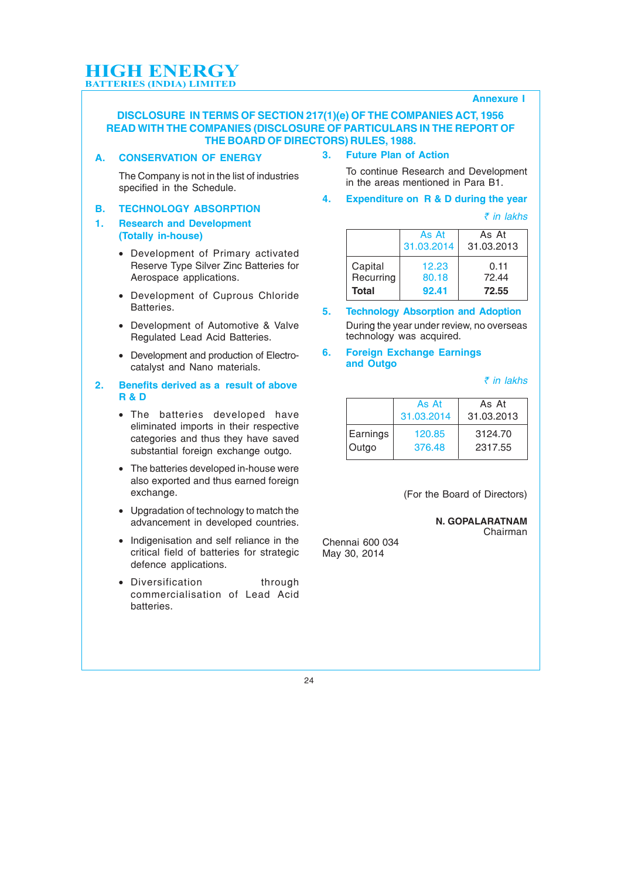Annexure I

# DISCLOSURE IN TERMS OF SECTION 217(1)(e) OF THE COMPANIES ACT, 1956 READ WITH THE COMPANIES (DISCLOSURE OF PARTICULARS IN THE REPORT OF THE BOARD OF DIRECTORS) RULES, 1988.

## A. CONSERVATION OF ENERGY

The Company is not in the list of industries specified in the Schedule.

## B. TECHNOLOGY ABSORPTION

### 1. Research and Development (Totally in-house)

- Development of Primary activated Reserve Type Silver Zinc Batteries for Aerospace applications.
- Development of Cuprous Chloride Batteries.
- Development of Automotive & Valve Regulated Lead Acid Batteries.
- Development and production of Electro-catalyst and Nano materials.

### 2. Benefits derived as a result of above R & D

- The batteries developed have eliminated imports in their respective categories and thus they have saved substantial foreign exchange outgo.
- The batteries developed in-house were also exported and thus earned foreign exchange.
- Upgradation of technology to match the advancement in developed countries.
- Indigenisation and self reliance in the critical field of batteries for strategic defence applications.
- Diversification through commercialisation of Lead Acid batteries.

### 3. Future Plan of Action

To continue Research and Development in the areas mentioned in Para B1.

### 4. Expenditure on R & D during the year

*₹ in lakhs*

| | As At 31.03.2014 | As At 31.03.2013 |
|---|---|---|
| Capital | 12.23 | 0.11 |
| Recurring | 80.18 | 72.44 |
| **Total** | **92.41** | **72.55** |

### 5. Technology Absorption and Adoption

During the year under review, no overseas technology was acquired.

### 6. Foreign Exchange Earnings and Outgo

*₹ in lakhs*

| | As At 31.03.2014 | As At 31.03.2013 |
|---|---|---|
| Earnings | 120.85 | 3124.70 |
| Outgo | 376.48 | 2317.55 |

(For the Board of Directors)

**N. GOPALARATNAM**
Chairman

Chennai 600 034
May 30, 2014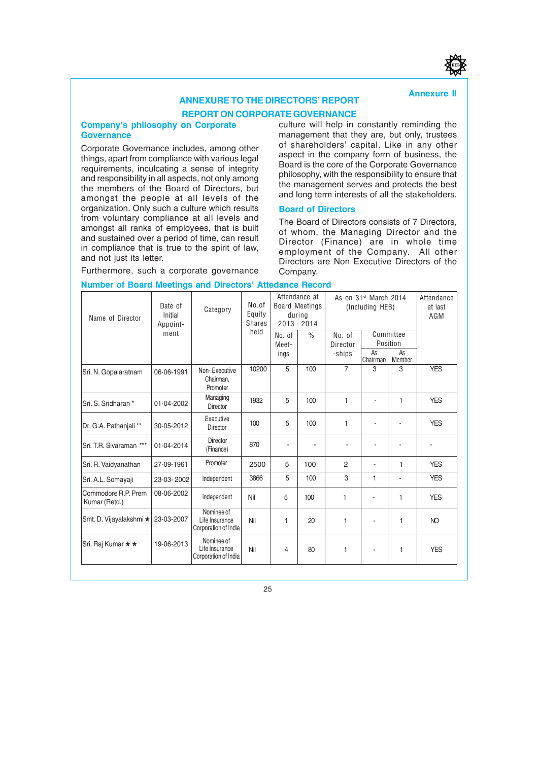Annexure II

# ANNEXURE TO THE DIRECTORS' REPORT

# REPORT ON CORPORATE GOVERNANCE

## Company's philosophy on Corporate Governance

Corporate Governance includes, among other things, apart from compliance with various legal requirements, inculcating a sense of integrity and responsibility in all aspects, not only among the members of the Board of Directors, but amongst the people at all levels of the organization. Only such a culture which results from voluntary compliance at all levels and amongst all ranks of employees, that is built and sustained over a period of time, can result in compliance that is true to the spirit of law, and not just its letter.

Furthermore, such a corporate governance culture will help in constantly reminding the management that they are, but only, trustees of shareholders' capital. Like in any other aspect in the company form of business, the Board is the core of the Corporate Governance philosophy, with the responsibility to ensure that the management serves and protects the best and long term interests of all the stakeholders.

## Board of Directors

The Board of Directors consists of 7 Directors, of whom, the Managing Director and the Director (Finance) are in whole time employment of the Company. All other Directors are Non Executive Directors of the Company.

## Number of Board Meetings and Directors' Attedance Record

| Name of Director | Date of Initial Appoint-ment | Category | No.of Equity Shares held | Attendance at Board Meetings during 2013 - 2014 | | As on 31st March 2014 (Including HEB) | | | Attendance at last AGM |
|---|---|---|---|---|---|---|---|---|---|
| | | | | No. of Meet-ings | % | No. of Director -ships | Committee Position | | |
| | | | | | | | As Chairman | As Member | |
| Sri. N. Gopalaratnam | 06-06-1991 | Non- Executive Chairman, Promoter | 10200 | 5 | 100 | 7 | 3 | 3 | YES |
| Sri. S. Sridharan * | 01-04-2002 | Managing Director | 1932 | 5 | 100 | 1 | - | 1 | YES |
| Dr. G.A. Pathanjali ** | 30-05-2012 | Executive Director | 100 | 5 | 100 | 1 | - | - | YES |
| Sri. T.R. Sivaraman *** | 01-04-2014 | Director (Finance) | 870 | - | - | - | - | - | - |
| Sri. R. Vaidyanathan | 27-09-1961 | Promoter | 2500 | 5 | 100 | 2 | - | 1 | YES |
| Sri. A.L. Somayaji | 23-03- 2002 | Independent | 3866 | 5 | 100 | 3 | 1 | - | YES |
| Commodore R.P. Prem Kumar (Retd.) | 08-06-2002 | Independent | Nil | 5 | 100 | 1 | - | 1 | YES |
| Smt. D. Vijayalakshmi ★ | 23-03-2007 | Nominee of Life Insurance Corporation of India | Nil | 1 | 20 | 1 | - | 1 | NO |
| Sri. Raj Kumar ★ ★ | 19-06-2013 | Nominee of Life Insurance Corporation of India | Nil | 4 | 80 | 1 | - | 1 | YES |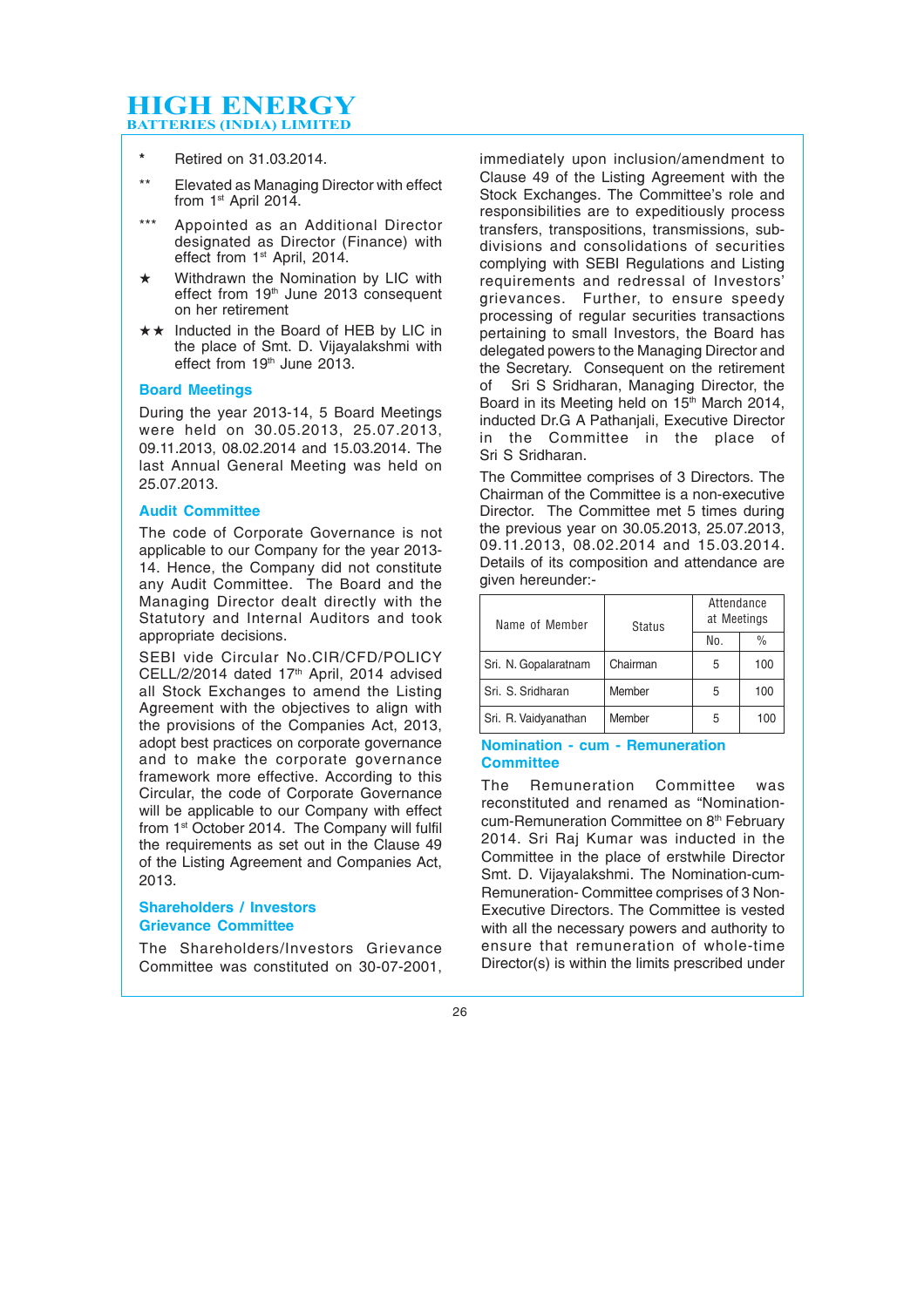\* Retired on 31.03.2014.

\** Elevated as Managing Director with effect from 1st April 2014.

\*** Appointed as an Additional Director designated as Director (Finance) with effect from 1st April, 2014.

★ Withdrawn the Nomination by LIC with effect from 19th June 2013 consequent on her retirement

★★ Inducted in the Board of HEB by LIC in the place of Smt. D. Vijayalakshmi with effect from 19th June 2013.

## Board Meetings

During the year 2013-14, 5 Board Meetings were held on 30.05.2013, 25.07.2013, 09.11.2013, 08.02.2014 and 15.03.2014. The last Annual General Meeting was held on 25.07.2013.

## Audit Committee

The code of Corporate Governance is not applicable to our Company for the year 2013-14. Hence, the Company did not constitute any Audit Committee. The Board and the Managing Director dealt directly with the Statutory and Internal Auditors and took appropriate decisions.

SEBI vide Circular No.CIR/CFD/POLICY CELL/2/2014 dated 17th April, 2014 advised all Stock Exchanges to amend the Listing Agreement with the objectives to align with the provisions of the Companies Act, 2013, adopt best practices on corporate governance and to make the corporate governance framework more effective. According to this Circular, the code of Corporate Governance will be applicable to our Company with effect from 1st October 2014. The Company will fulfil the requirements as set out in the Clause 49 of the Listing Agreement and Companies Act, 2013.

## Shareholders / Investors Grievance Committee

The Shareholders/Investors Grievance Committee was constituted on 30-07-2001, immediately upon inclusion/amendment to Clause 49 of the Listing Agreement with the Stock Exchanges. The Committee's role and responsibilities are to expeditiously process transfers, transpositions, transmissions, sub-divisions and consolidations of securities complying with SEBI Regulations and Listing requirements and redressal of Investors' grievances. Further, to ensure speedy processing of regular securities transactions pertaining to small Investors, the Board has delegated powers to the Managing Director and the Secretary. Consequent on the retirement of Sri S Sridharan, Managing Director, the Board in its Meeting held on 15th March 2014, inducted Dr.G A Pathanjali, Executive Director in the Committee in the place of Sri S Sridharan.

The Committee comprises of 3 Directors. The Chairman of the Committee is a non-executive Director. The Committee met 5 times during the previous year on 30.05.2013, 25.07.2013, 09.11.2013, 08.02.2014 and 15.03.2014. Details of its composition and attendance are given hereunder:-

| Name of Member | Status | Attendance at Meetings | |
|---|---|---|---|
| | | No. | % |
| Sri. N. Gopalaratnam | Chairman | 5 | 100 |
| Sri. S. Sridharan | Member | 5 | 100 |
| Sri. R. Vaidyanathan | Member | 5 | 100 |

## Nomination - cum - Remuneration Committee

The Remuneration Committee was reconstituted and renamed as "Nomination-cum-Remuneration Committee on 8th February 2014. Sri Raj Kumar was inducted in the Committee in the place of erstwhile Director Smt. D. Vijayalakshmi. The Nomination-cum-Remuneration- Committee comprises of 3 Non-Executive Directors. The Committee is vested with all the necessary powers and authority to ensure that remuneration of whole-time Director(s) is within the limits prescribed under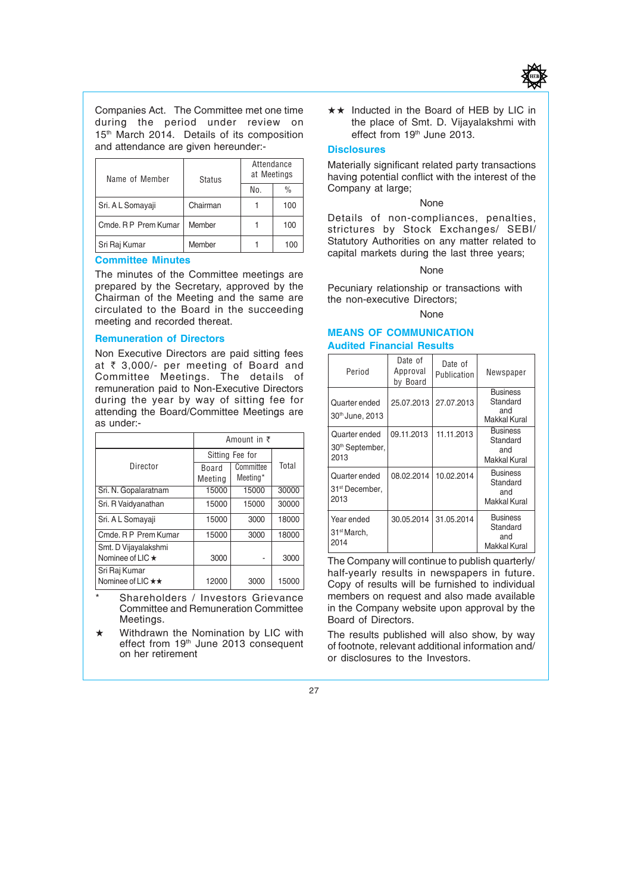Companies Act. The Committee met one time during the period under review on 15th March 2014. Details of its composition and attendance are given hereunder:-

| Name of Member | Status | Attendance at Meetings | |
|---|---|---|---|
| | | No. | % |
| Sri. A L Somayaji | Chairman | 1 | 100 |
| Cmde. R P Prem Kumar | Member | 1 | 100 |
| Sri Raj Kumar | Member | 1 | 100 |

### Committee Minutes

The minutes of the Committee meetings are prepared by the Secretary, approved by the Chairman of the Meeting and the same are circulated to the Board in the succeeding meeting and recorded thereat.

### Remuneration of Directors

Non Executive Directors are paid sitting fees at ₹ 3,000/- per meeting of Board and Committee Meetings. The details of remuneration paid to Non-Executive Directors during the year by way of sitting fee for attending the Board/Committee Meetings are as under:-

| Director | Amount in ₹ | | |
|---|---|---|---|
| | Sitting Fee for | | Total |
| | Board Meeting | Committee Meeting* | |
| Sri. N. Gopalaratnam | 15000 | 15000 | 30000 |
| Sri. R Vaidyanathan | 15000 | 15000 | 30000 |
| Sri. A L Somayaji | 15000 | 3000 | 18000 |
| Cmde. R P Prem Kumar | 15000 | 3000 | 18000 |
| Smt. D Vijayalakshmi Nominee of LIC ★ | 3000 | - | 3000 |
| Sri Raj Kumar Nominee of LIC ★★ | 12000 | 3000 | 15000 |

\* Shareholders / Investors Grievance Committee and Remuneration Committee Meetings.

★ Withdrawn the Nomination by LIC with effect from 19th June 2013 consequent on her retirement

★★ Inducted in the Board of HEB by LIC in the place of Smt. D. Vijayalakshmi with effect from 19th June 2013.

### Disclosures

Materially significant related party transactions having potential conflict with the interest of the Company at large;

None

Details of non-compliances, penalties, strictures by Stock Exchanges/ SEBI/ Statutory Authorities on any matter related to capital markets during the last three years;

None

Pecuniary relationship or transactions with the non-executive Directors;

None

## MEANS OF COMMUNICATION

### Audited Financial Results

| Period | Date of Approval by Board | Date of Publication | Newspaper |
|---|---|---|---|
| Quarter ended 30th June, 2013 | 25.07.2013 | 27.07.2013 | Business Standard and Makkal Kural |
| Quarter ended 30th September, 2013 | 09.11.2013 | 11.11.2013 | Business Standard and Makkal Kural |
| Quarter ended 31st December, 2013 | 08.02.2014 | 10.02.2014 | Business Standard and Makkal Kural |
| Year ended 31st March, 2014 | 30.05.2014 | 31.05.2014 | Business Standard and Makkal Kural |

The Company will continue to publish quarterly/ half-yearly results in newspapers in future. Copy of results will be furnished to individual members on request and also made available in the Company website upon approval by the Board of Directors.

The results published will also show, by way of footnote, relevant additional information and/ or disclosures to the Investors.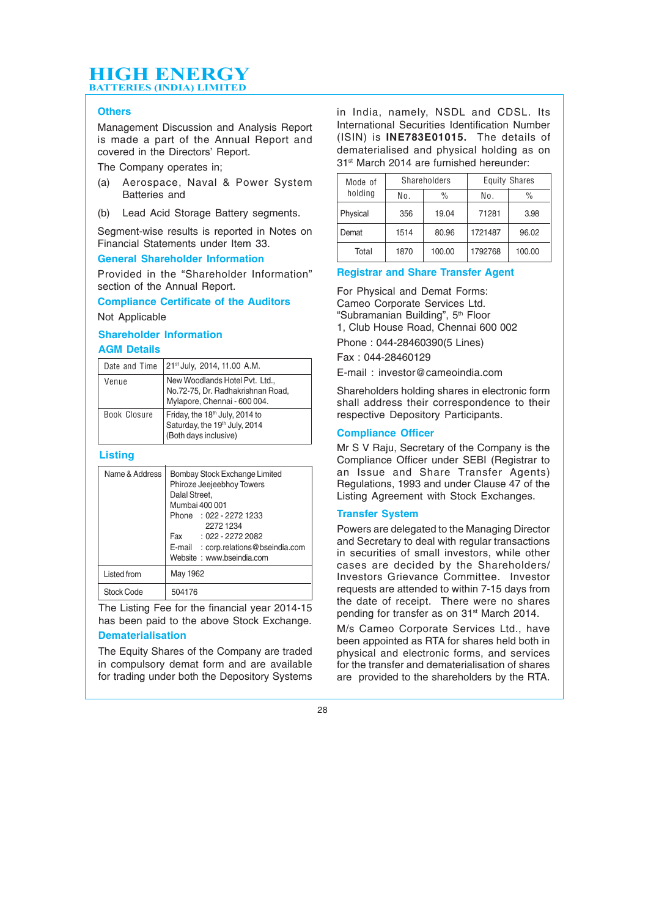### Others

Management Discussion and Analysis Report is made a part of the Annual Report and covered in the Directors' Report.

The Company operates in;

(a) Aerospace, Naval & Power System Batteries and

(b) Lead Acid Storage Battery segments.

Segment-wise results is reported in Notes on Financial Statements under Item 33.

### General Shareholder Information

Provided in the "Shareholder Information" section of the Annual Report.

### Compliance Certificate of the Auditors

Not Applicable

### Shareholder Information

### AGM Details

| | |
|---|---|
| Date and Time | 21st July, 2014, 11.00 A.M. |
| Venue | New Woodlands Hotel Pvt. Ltd., No.72-75, Dr. Radhakrishnan Road, Mylapore, Chennai - 600 004. |
| Book Closure | Friday, the 18th July, 2014 to Saturday, the 19th July, 2014 (Both days inclusive) |

### Listing

| | |
|---|---|
| Name & Address | Bombay Stock Exchange Limited<br>Phiroze Jeejeebhoy Towers<br>Dalal Street,<br>Mumbai 400 001<br>Phone : 022 - 2272 1233<br>2272 1234<br>Fax : 022 - 2272 2082<br>E-mail : corp.relations@bseindia.com<br>Website : www.bseindia.com |
| Listed from | May 1962 |
| Stock Code | 504176 |

The Listing Fee for the financial year 2014-15 has been paid to the above Stock Exchange.

### Dematerialisation

The Equity Shares of the Company are traded in compulsory demat form and are available for trading under both the Depository Systems in India, namely, NSDL and CDSL. Its International Securities Identification Number (ISIN) is **INE783E01015.** The details of dematerialised and physical holding as on 31st March 2014 are furnished hereunder:

| Mode of holding | Shareholders | | Equity Shares | |
|---|---|---|---|---|
| | No. | % | No. | % |
| Physical | 356 | 19.04 | 71281 | 3.98 |
| Demat | 1514 | 80.96 | 1721487 | 96.02 |
| Total | 1870 | 100.00 | 1792768 | 100.00 |

### Registrar and Share Transfer Agent

For Physical and Demat Forms:
Cameo Corporate Services Ltd.
"Subramanian Building", 5th Floor
1, Club House Road, Chennai 600 002

Phone : 044-28460390(5 Lines)

Fax : 044-28460129

E-mail : investor@cameoindia.com

Shareholders holding shares in electronic form shall address their correspondence to their respective Depository Participants.

### Compliance Officer

Mr S V Raju, Secretary of the Company is the Compliance Officer under SEBI (Registrar to an Issue and Share Transfer Agents) Regulations, 1993 and under Clause 47 of the Listing Agreement with Stock Exchanges.

### Transfer System

Powers are delegated to the Managing Director and Secretary to deal with regular transactions in securities of small investors, while other cases are decided by the Shareholders/ Investors Grievance Committee. Investor requests are attended to within 7-15 days from the date of receipt. There were no shares pending for transfer as on 31st March 2014.

M/s Cameo Corporate Services Ltd., have been appointed as RTA for shares held both in physical and electronic forms, and services for the transfer and dematerialisation of shares are provided to the shareholders by the RTA.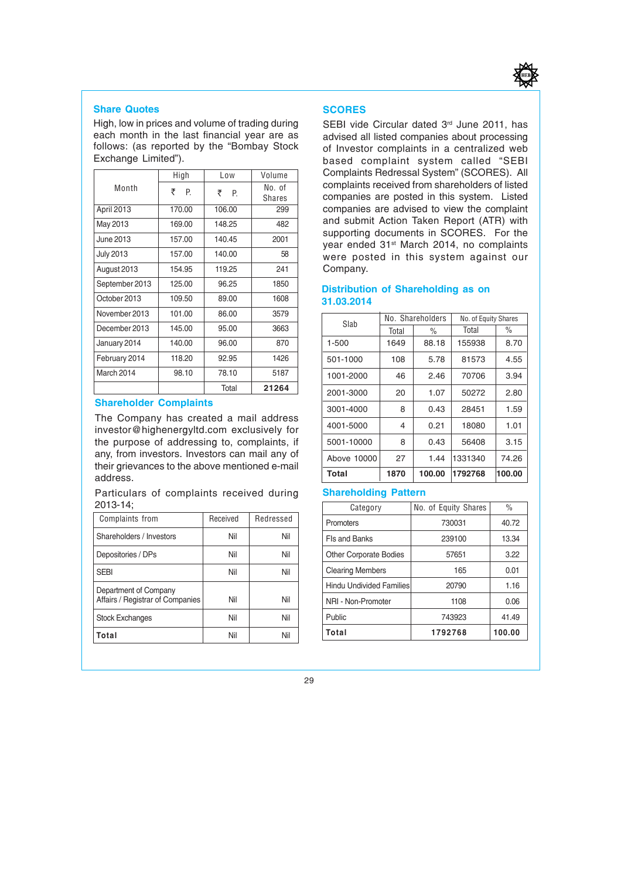## Share Quotes

High, low in prices and volume of trading during each month in the last financial year are as follows: (as reported by the "Bombay Stock Exchange Limited").

| Month | High | Low | Volume |
|---|---|---|---|
| | ₹ P. | ₹ P. | No. of Shares |
| April 2013 | 170.00 | 106.00 | 299 |
| May 2013 | 169.00 | 148.25 | 482 |
| June 2013 | 157.00 | 140.45 | 2001 |
| July 2013 | 157.00 | 140.00 | 58 |
| August 2013 | 154.95 | 119.25 | 241 |
| September 2013 | 125.00 | 96.25 | 1850 |
| October 2013 | 109.50 | 89.00 | 1608 |
| November 2013 | 101.00 | 86.00 | 3579 |
| December 2013 | 145.00 | 95.00 | 3663 |
| January 2014 | 140.00 | 96.00 | 870 |
| February 2014 | 118.20 | 92.95 | 1426 |
| March 2014 | 98.10 | 78.10 | 5187 |
| | | Total | **21264** |

## Shareholder Complaints

The Company has created a mail address investor@highenergyltd.com exclusively for the purpose of addressing to, complaints, if any, from investors. Investors can mail any of their grievances to the above mentioned e-mail address.

Particulars of complaints received during 2013-14;

| Complaints from | Received | Redressed |
|---|---|---|
| Shareholders / Investors | Nil | Nil |
| Depositories / DPs | Nil | Nil |
| SEBI | Nil | Nil |
| Department of Company Affairs / Registrar of Companies | Nil | Nil |
| Stock Exchanges | Nil | Nil |
| **Total** | Nil | Nil |

## SCORES

SEBI vide Circular dated 3rd June 2011, has advised all listed companies about processing of Investor complaints in a centralized web based complaint system called "SEBI Complaints Redressal System" (SCORES). All complaints received from shareholders of listed companies are posted in this system. Listed companies are advised to view the complaint and submit Action Taken Report (ATR) with supporting documents in SCORES. For the year ended 31st March 2014, no complaints were posted in this system against our Company.

## Distribution of Shareholding as on 31.03.2014

| Slab | No. Shareholders | | No. of Equity Shares | |
|---|---|---|---|---|
| | Total | % | Total | % |
| 1-500 | 1649 | 88.18 | 155938 | 8.70 |
| 501-1000 | 108 | 5.78 | 81573 | 4.55 |
| 1001-2000 | 46 | 2.46 | 70706 | 3.94 |
| 2001-3000 | 20 | 1.07 | 50272 | 2.80 |
| 3001-4000 | 8 | 0.43 | 28451 | 1.59 |
| 4001-5000 | 4 | 0.21 | 18080 | 1.01 |
| 5001-10000 | 8 | 0.43 | 56408 | 3.15 |
| Above 10000 | 27 | 1.44 | 1331340 | 74.26 |
| **Total** | **1870** | **100.00** | **1792768** | **100.00** |

## Shareholding Pattern

| Category | No. of Equity Shares | % |
|---|---|---|
| Promoters | 730031 | 40.72 |
| FIs and Banks | 239100 | 13.34 |
| Other Corporate Bodies | 57651 | 3.22 |
| Clearing Members | 165 | 0.01 |
| Hindu Undivided Families | 20790 | 1.16 |
| NRI - Non-Promoter | 1108 | 0.06 |
| Public | 743923 | 41.49 |
| **Total** | **1792768** | **100.00** |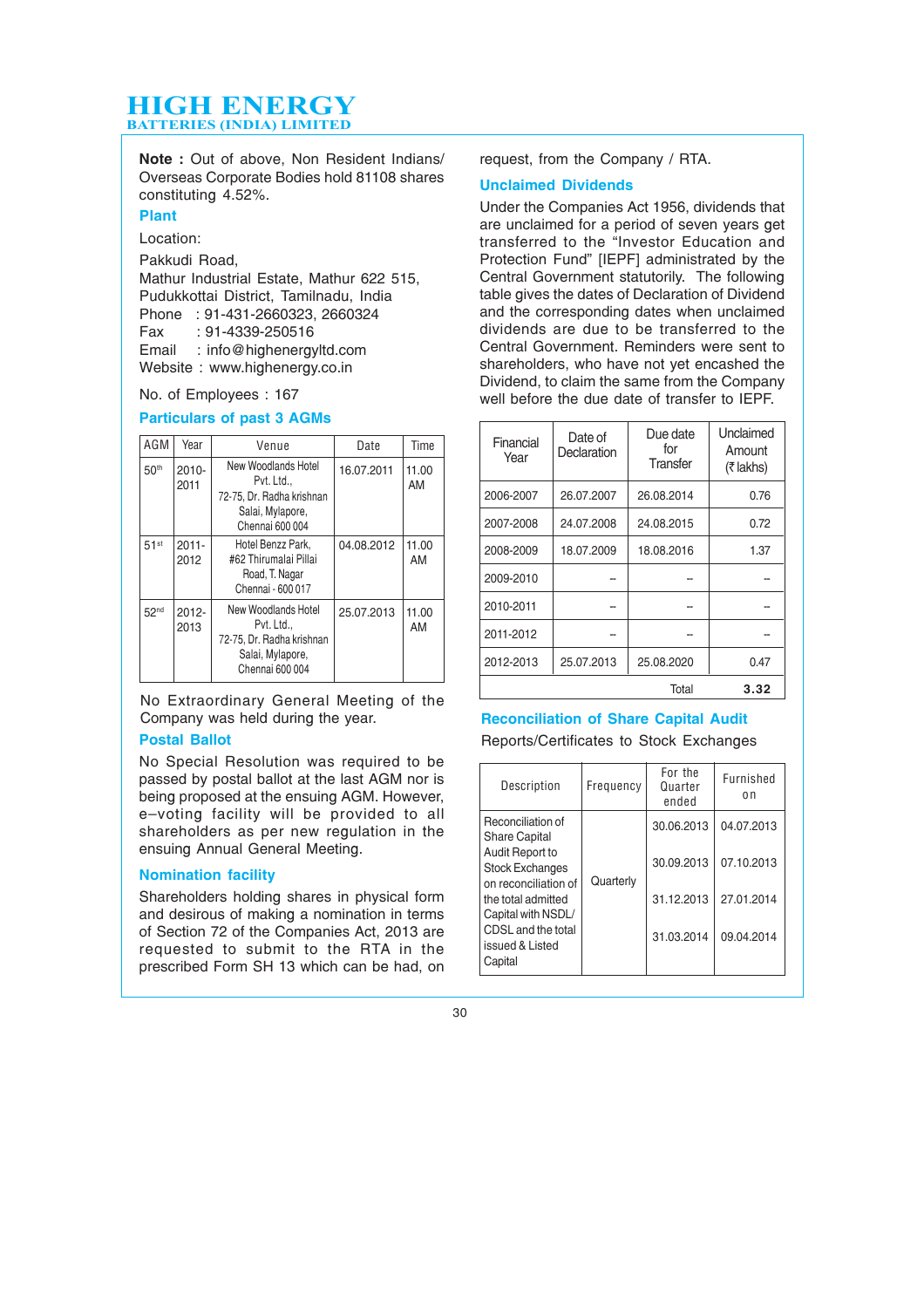**Note :** Out of above, Non Resident Indians/ Overseas Corporate Bodies hold 81108 shares constituting 4.52%.

### Plant

Location:

Pakkudi Road,
Mathur Industrial Estate, Mathur 622 515,
Pudukkottai District, Tamilnadu, India
Phone : 91-431-2660323, 2660324
Fax : 91-4339-250516
Email : info@highenergyltd.com
Website : www.highenergy.co.in

No. of Employees : 167

### Particulars of past 3 AGMs

| AGM | Year | Venue | Date | Time |
|---|---|---|---|---|
| 50th | 2010-2011 | New Woodlands Hotel Pvt. Ltd., 72-75, Dr. Radha krishnan Salai, Mylapore, Chennai 600 004 | 16.07.2011 | 11.00 AM |
| 51st | 2011-2012 | Hotel Benzz Park, #62 Thirumalai Pillai Road, T. Nagar Chennai - 600 017 | 04.08.2012 | 11.00 AM |
| 52nd | 2012-2013 | New Woodlands Hotel Pvt. Ltd., 72-75, Dr. Radha krishnan Salai, Mylapore, Chennai 600 004 | 25.07.2013 | 11.00 AM |

No Extraordinary General Meeting of the Company was held during the year.

### Postal Ballot

No Special Resolution was required to be passed by postal ballot at the last AGM nor is being proposed at the ensuing AGM. However, e–voting facility will be provided to all shareholders as per new regulation in the ensuing Annual General Meeting.

### Nomination facility

Shareholders holding shares in physical form and desirous of making a nomination in terms of Section 72 of the Companies Act, 2013 are requested to submit to the RTA in the prescribed Form SH 13 which can be had, on request, from the Company / RTA.

### Unclaimed Dividends

Under the Companies Act 1956, dividends that are unclaimed for a period of seven years get transferred to the "Investor Education and Protection Fund" [IEPF] administrated by the Central Government statutorily. The following table gives the dates of Declaration of Dividend and the corresponding dates when unclaimed dividends are due to be transferred to the Central Government. Reminders were sent to shareholders, who have not yet encashed the Dividend, to claim the same from the Company well before the due date of transfer to IEPF.

| Financial Year | Date of Declaration | Due date for Transfer | Unclaimed Amount (₹ lakhs) |
|---|---|---|---|
| 2006-2007 | 26.07.2007 | 26.08.2014 | 0.76 |
| 2007-2008 | 24.07.2008 | 24.08.2015 | 0.72 |
| 2008-2009 | 18.07.2009 | 18.08.2016 | 1.37 |
| 2009-2010 | -- | -- | -- |
| 2010-2011 | -- | -- | -- |
| 2011-2012 | -- | -- | -- |
| 2012-2013 | 25.07.2013 | 25.08.2020 | 0.47 |
| | | Total | **3.32** |

### Reconciliation of Share Capital Audit

Reports/Certificates to Stock Exchanges

| Description | Frequency | For the Quarter ended | Furnished on |
|---|---|---|---|
| Reconciliation of Share Capital Audit Report to Stock Exchanges on reconciliation of the total admitted Capital with NSDL/ CDSL and the total issued & Listed Capital | Quarterly | 30.06.2013 | 04.07.2013 |
| | | 30.09.2013 | 07.10.2013 |
| | | 31.12.2013 | 27.01.2014 |
| | | 31.03.2014 | 09.04.2014 |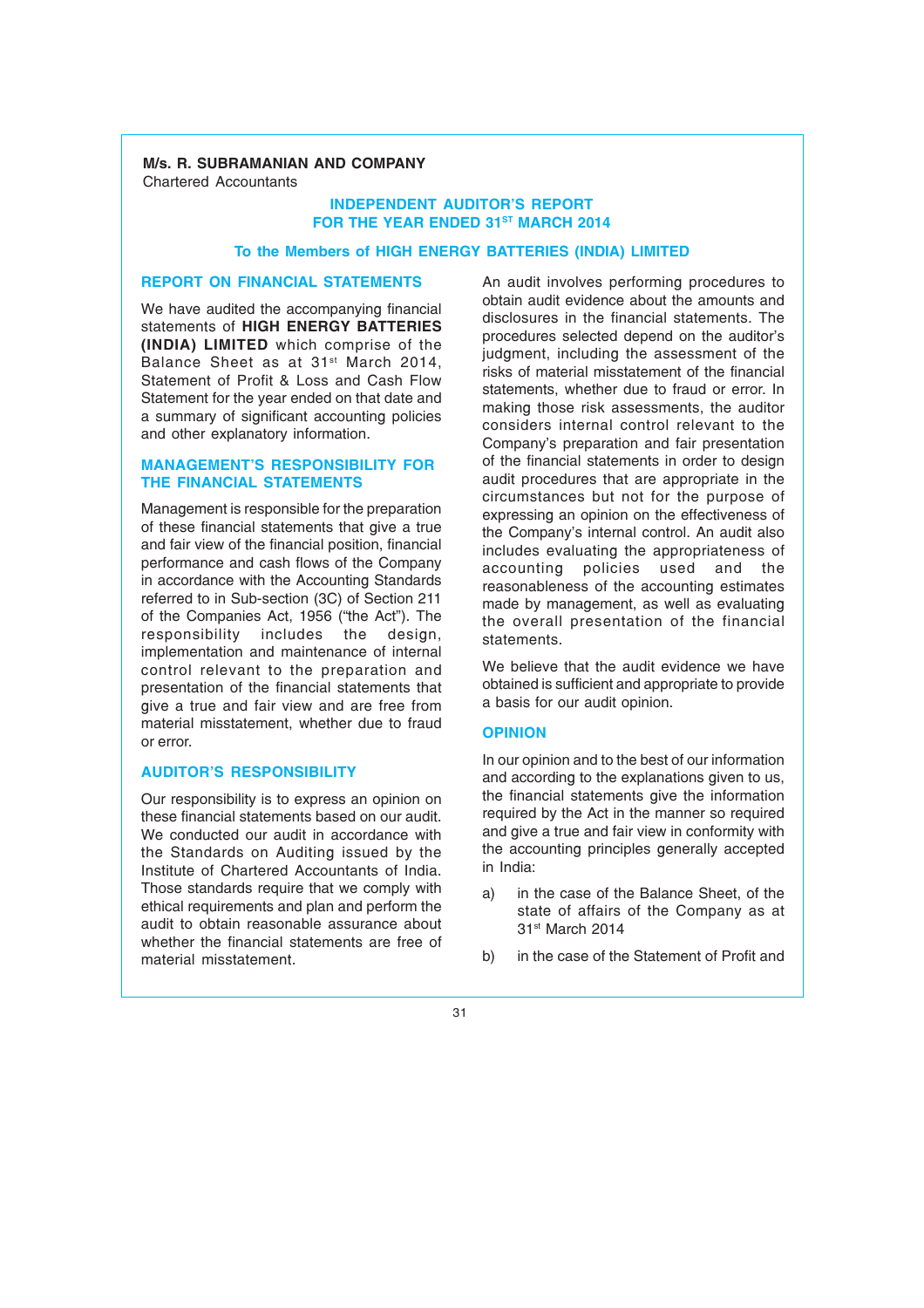**M/s. R. SUBRAMANIAN AND COMPANY**
Chartered Accountants

# INDEPENDENT AUDITOR'S REPORT FOR THE YEAR ENDED 31ST MARCH 2014

## To the Members of HIGH ENERGY BATTERIES (INDIA) LIMITED

### REPORT ON FINANCIAL STATEMENTS

We have audited the accompanying financial statements of **HIGH ENERGY BATTERIES (INDIA) LIMITED** which comprise of the Balance Sheet as at 31st March 2014, Statement of Profit & Loss and Cash Flow Statement for the year ended on that date and a summary of significant accounting policies and other explanatory information.

### MANAGEMENT'S RESPONSIBILITY FOR THE FINANCIAL STATEMENTS

Management is responsible for the preparation of these financial statements that give a true and fair view of the financial position, financial performance and cash flows of the Company in accordance with the Accounting Standards referred to in Sub-section (3C) of Section 211 of the Companies Act, 1956 ("the Act"). The responsibility includes the design, implementation and maintenance of internal control relevant to the preparation and presentation of the financial statements that give a true and fair view and are free from material misstatement, whether due to fraud or error.

### AUDITOR'S RESPONSIBILITY

Our responsibility is to express an opinion on these financial statements based on our audit. We conducted our audit in accordance with the Standards on Auditing issued by the Institute of Chartered Accountants of India. Those standards require that we comply with ethical requirements and plan and perform the audit to obtain reasonable assurance about whether the financial statements are free of material misstatement.

An audit involves performing procedures to obtain audit evidence about the amounts and disclosures in the financial statements. The procedures selected depend on the auditor's judgment, including the assessment of the risks of material misstatement of the financial statements, whether due to fraud or error. In making those risk assessments, the auditor considers internal control relevant to the Company's preparation and fair presentation of the financial statements in order to design audit procedures that are appropriate in the circumstances but not for the purpose of expressing an opinion on the effectiveness of the Company's internal control. An audit also includes evaluating the appropriateness of accounting policies used and the reasonableness of the accounting estimates made by management, as well as evaluating the overall presentation of the financial statements.

We believe that the audit evidence we have obtained is sufficient and appropriate to provide a basis for our audit opinion.

### OPINION

In our opinion and to the best of our information and according to the explanations given to us, the financial statements give the information required by the Act in the manner so required and give a true and fair view in conformity with the accounting principles generally accepted in India:

a) in the case of the Balance Sheet, of the state of affairs of the Company as at 31st March 2014

b) in the case of the Statement of Profit and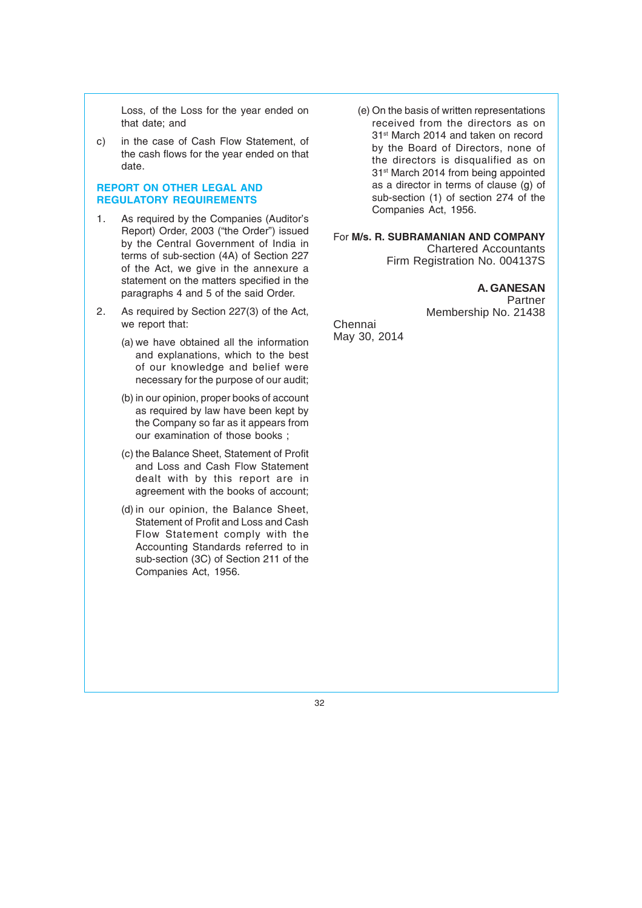Loss, of the Loss for the year ended on that date; and

c) in the case of Cash Flow Statement, of the cash flows for the year ended on that date.

## REPORT ON OTHER LEGAL AND REGULATORY REQUIREMENTS

1. As required by the Companies (Auditor's Report) Order, 2003 ("the Order") issued by the Central Government of India in terms of sub-section (4A) of Section 227 of the Act, we give in the annexure a statement on the matters specified in the paragraphs 4 and 5 of the said Order.

2. As required by Section 227(3) of the Act, we report that:

   (a) we have obtained all the information and explanations, which to the best of our knowledge and belief were necessary for the purpose of our audit;

   (b) in our opinion, proper books of account as required by law have been kept by the Company so far as it appears from our examination of those books ;

   (c) the Balance Sheet, Statement of Profit and Loss and Cash Flow Statement dealt with by this report are in agreement with the books of account;

   (d) in our opinion, the Balance Sheet, Statement of Profit and Loss and Cash Flow Statement comply with the Accounting Standards referred to in sub-section (3C) of Section 211 of the Companies Act, 1956.

   (e) On the basis of written representations received from the directors as on 31st March 2014 and taken on record by the Board of Directors, none of the directors is disqualified as on 31st March 2014 from being appointed as a director in terms of clause (g) of sub-section (1) of section 274 of the Companies Act, 1956.

For **M/s. R. SUBRAMANIAN AND COMPANY**
Chartered Accountants
Firm Registration No. 004137S

**A. GANESAN**
Partner
Membership No. 21438

Chennai
May 30, 2014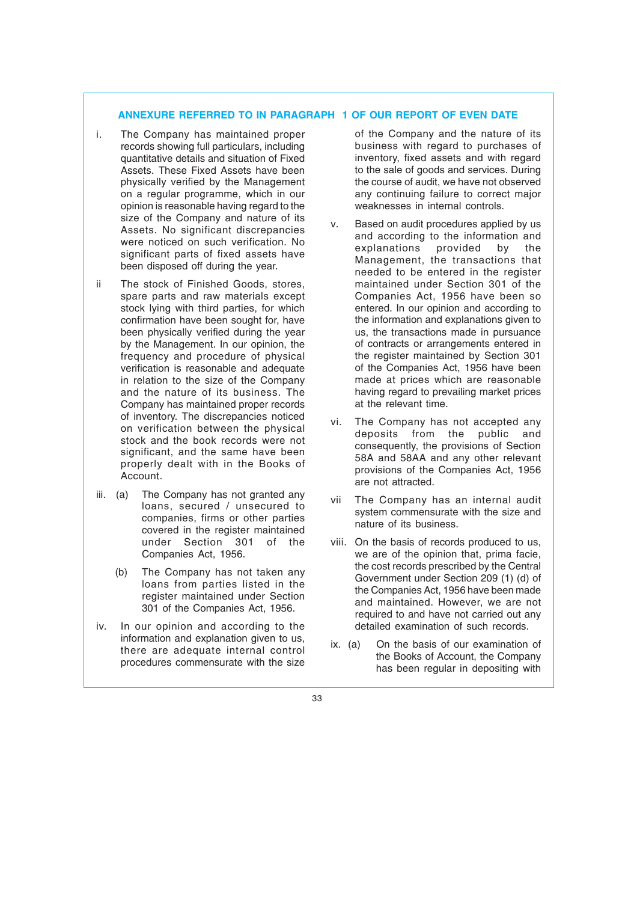## ANNEXURE REFERRED TO IN PARAGRAPH 1 OF OUR REPORT OF EVEN DATE

i. The Company has maintained proper records showing full particulars, including quantitative details and situation of Fixed Assets. These Fixed Assets have been physically verified by the Management on a regular programme, which in our opinion is reasonable having regard to the size of the Company and nature of its Assets. No significant discrepancies were noticed on such verification. No significant parts of fixed assets have been disposed off during the year.

ii The stock of Finished Goods, stores, spare parts and raw materials except stock lying with third parties, for which confirmation have been sought for, have been physically verified during the year by the Management. In our opinion, the frequency and procedure of physical verification is reasonable and adequate in relation to the size of the Company and the nature of its business. The Company has maintained proper records of inventory. The discrepancies noticed on verification between the physical stock and the book records were not significant, and the same have been properly dealt with in the Books of Account.

iii. (a) The Company has not granted any loans, secured / unsecured to companies, firms or other parties covered in the register maintained under Section 301 of the Companies Act, 1956.

(b) The Company has not taken any loans from parties listed in the register maintained under Section 301 of the Companies Act, 1956.

iv. In our opinion and according to the information and explanation given to us, there are adequate internal control procedures commensurate with the size of the Company and the nature of its business with regard to purchases of inventory, fixed assets and with regard to the sale of goods and services. During the course of audit, we have not observed any continuing failure to correct major weaknesses in internal controls.

v. Based on audit procedures applied by us and according to the information and explanations provided by the Management, the transactions that needed to be entered in the register maintained under Section 301 of the Companies Act, 1956 have been so entered. In our opinion and according to the information and explanations given to us, the transactions made in pursuance of contracts or arrangements entered in the register maintained by Section 301 of the Companies Act, 1956 have been made at prices which are reasonable having regard to prevailing market prices at the relevant time.

vi. The Company has not accepted any deposits from the public and consequently, the provisions of Section 58A and 58AA and any other relevant provisions of the Companies Act, 1956 are not attracted.

vii The Company has an internal audit system commensurate with the size and nature of its business.

viii. On the basis of records produced to us, we are of the opinion that, prima facie, the cost records prescribed by the Central Government under Section 209 (1) (d) of the Companies Act, 1956 have been made and maintained. However, we are not required to and have not carried out any detailed examination of such records.

ix. (a) On the basis of our examination of the Books of Account, the Company has been regular in depositing with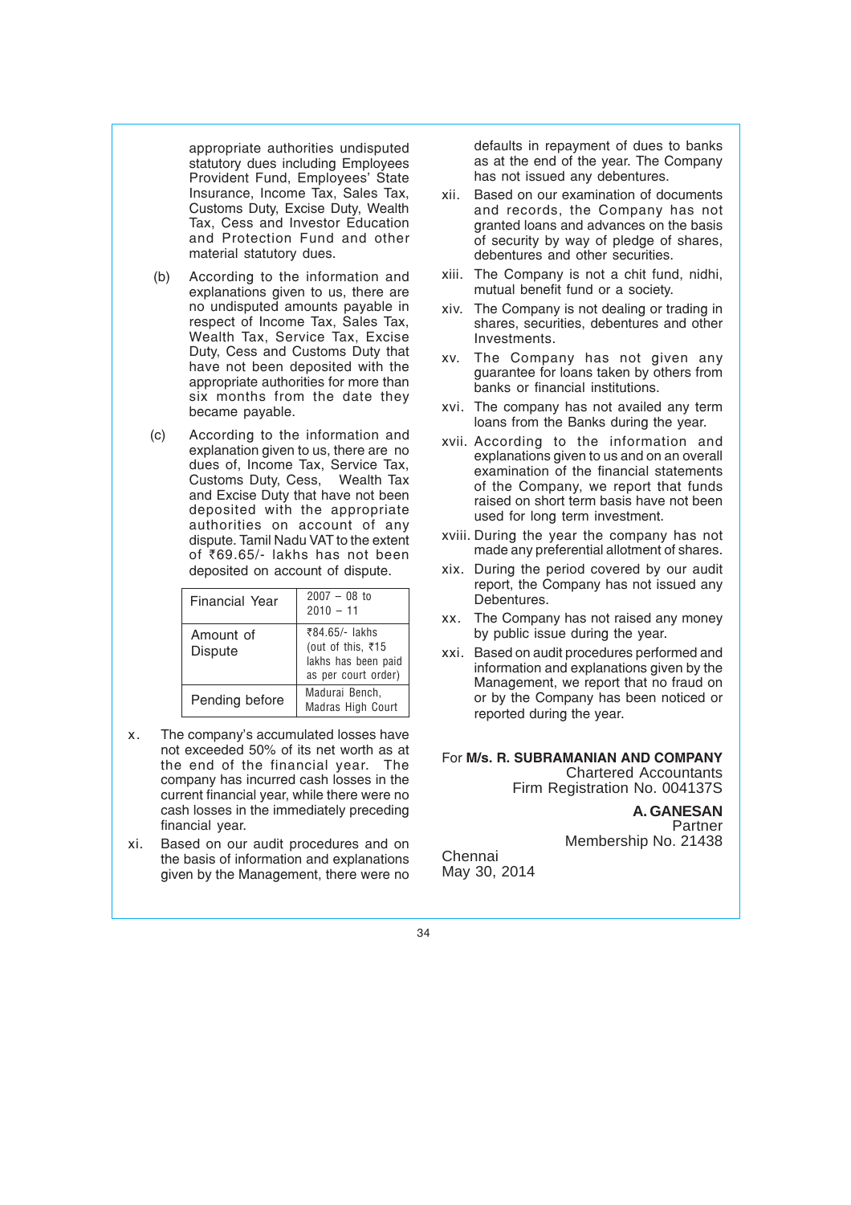appropriate authorities undisputed statutory dues including Employees Provident Fund, Employees' State Insurance, Income Tax, Sales Tax, Customs Duty, Excise Duty, Wealth Tax, Cess and Investor Education and Protection Fund and other material statutory dues.

(b) According to the information and explanations given to us, there are no undisputed amounts payable in respect of Income Tax, Sales Tax, Wealth Tax, Service Tax, Excise Duty, Cess and Customs Duty that have not been deposited with the appropriate authorities for more than six months from the date they became payable.

(c) According to the information and explanation given to us, there are no dues of, Income Tax, Service Tax, Customs Duty, Cess, Wealth Tax and Excise Duty that have not been deposited with the appropriate authorities on account of any dispute. Tamil Nadu VAT to the extent of ₹69.65/- lakhs has not been deposited on account of dispute.

| Financial Year | 2007 – 08 to 2010 – 11 |
|---|---|
| Amount of Dispute | ₹84.65/- lakhs (out of this, ₹15 lakhs has been paid as per court order) |
| Pending before | Madurai Bench, Madras High Court |

x. The company's accumulated losses have not exceeded 50% of its net worth as at the end of the financial year. The company has incurred cash losses in the current financial year, while there were no cash losses in the immediately preceding financial year.

xi. Based on our audit procedures and on the basis of information and explanations given by the Management, there were no defaults in repayment of dues to banks as at the end of the year. The Company has not issued any debentures.

xii. Based on our examination of documents and records, the Company has not granted loans and advances on the basis of security by way of pledge of shares, debentures and other securities.

xiii. The Company is not a chit fund, nidhi, mutual benefit fund or a society.

xiv. The Company is not dealing or trading in shares, securities, debentures and other Investments.

xv. The Company has not given any guarantee for loans taken by others from banks or financial institutions.

xvi. The company has not availed any term loans from the Banks during the year.

xvii. According to the information and explanations given to us and on an overall examination of the financial statements of the Company, we report that funds raised on short term basis have not been used for long term investment.

xviii. During the year the company has not made any preferential allotment of shares.

xix. During the period covered by our audit report, the Company has not issued any Debentures.

xx. The Company has not raised any money by public issue during the year.

xxi. Based on audit procedures performed and information and explanations given by the Management, we report that no fraud on or by the Company has been noticed or reported during the year.

For **M/s. R. SUBRAMANIAN AND COMPANY**
Chartered Accountants
Firm Registration No. 004137S

**A. GANESAN**
Partner
Membership No. 21438

Chennai
May 30, 2014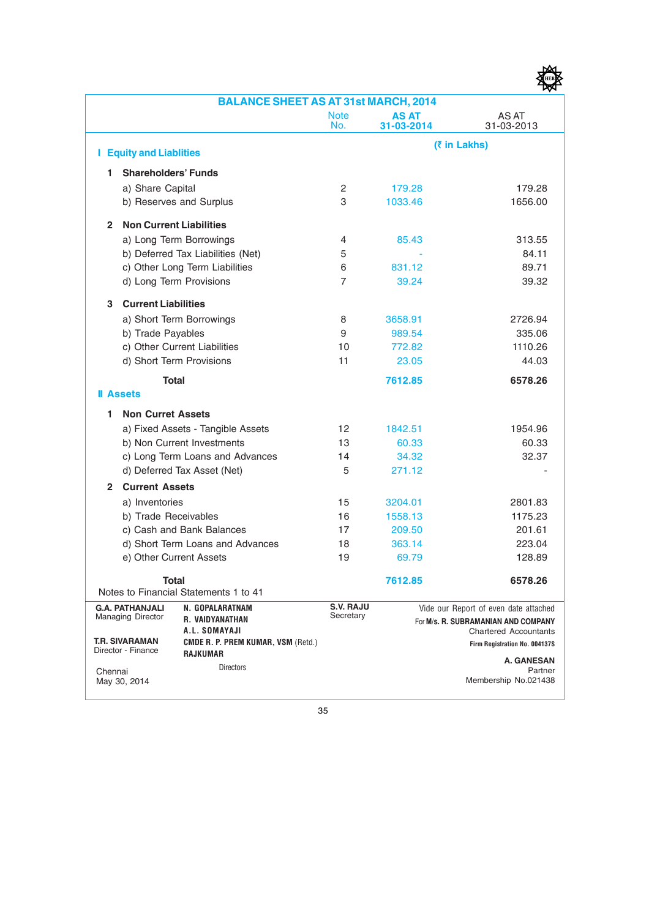# BALANCE SHEET AS AT 31st MARCH, 2014

| | Note No. | AS AT 31-03-2014 | AS AT 31-03-2013 |
|---|---|---|---|
| | | (₹ in Lakhs) | |
| **I Equity and Liablities** | | | |
| **1 Shareholders' Funds** | | | |
| a) Share Capital | 2 | 179.28 | 179.28 |
| b) Reserves and Surplus | 3 | 1033.46 | 1656.00 |
| **2 Non Current Liabilities** | | | |
| a) Long Term Borrowings | 4 | 85.43 | 313.55 |
| b) Deferred Tax Liabilities (Net) | 5 | - | 84.11 |
| c) Other Long Term Liabilities | 6 | 831.12 | 89.71 |
| d) Long Term Provisions | 7 | 39.24 | 39.32 |
| **3 Current Liabilities** | | | |
| a) Short Term Borrowings | 8 | 3658.91 | 2726.94 |
| b) Trade Payables | 9 | 989.54 | 335.06 |
| c) Other Current Liabilities | 10 | 772.82 | 1110.26 |
| d) Short Term Provisions | 11 | 23.05 | 44.03 |
| **Total** | | **7612.85** | **6578.26** |
| **II Assets** | | | |
| **1 Non Curret Assets** | | | |
| a) Fixed Assets - Tangible Assets | 12 | 1842.51 | 1954.96 |
| b) Non Current Investments | 13 | 60.33 | 60.33 |
| c) Long Term Loans and Advances | 14 | 34.32 | 32.37 |
| d) Deferred Tax Asset (Net) | 5 | 271.12 | - |
| **2 Current Assets** | | | |
| a) Inventories | 15 | 3204.01 | 2801.83 |
| b) Trade Receivables | 16 | 1558.13 | 1175.23 |
| c) Cash and Bank Balances | 17 | 209.50 | 201.61 |
| d) Short Term Loans and Advances | 18 | 363.14 | 223.04 |
| e) Other Current Assets | 19 | 69.79 | 128.89 |
| **Total** | | **7612.85** | **6578.26** |

Notes to Financial Statements 1 to 41

**G.A. PATHANJALI**
Managing Director

**T.R. SIVARAMAN**
Director - Finance

Chennai
May 30, 2014

**N. GOPALARATNAM**
**R. VAIDYANATHAN**
**A.L. SOMAYAJI**
**CMDE R. P. PREM KUMAR, VSM** (Retd.)
**RAJKUMAR**
Directors

**S.V. RAJU**
Secretary

Vide our Report of even date attached
For M/s. **R. SUBRAMANIAN AND COMPANY**
Chartered Accountants
Firm Registration No. 004137S

**A. GANESAN**
Partner
Membership No.021438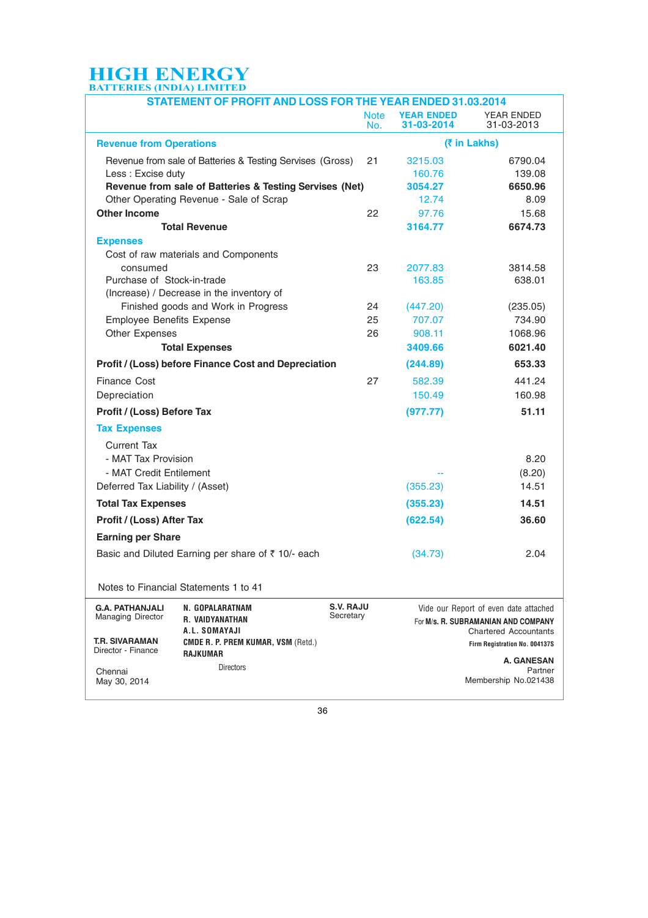**HIGH ENERGY**
**BATTERIES (INDIA) LIMITED**

## STATEMENT OF PROFIT AND LOSS FOR THE YEAR ENDED 31.03.2014

| | Note No. | YEAR ENDED 31-03-2014 | YEAR ENDED 31-03-2013 |
|---|---|---|---|
| **Revenue from Operations** | | **(₹ in Lakhs)** | |
| Revenue from sale of Batteries & Testing Servises (Gross) | 21 | 3215.03 | 6790.04 |
| Less : Excise duty | | 160.76 | 139.08 |
| **Revenue from sale of Batteries & Testing Servises (Net)** | | **3054.27** | **6650.96** |
| Other Operating Revenue - Sale of Scrap | | 12.74 | 8.09 |
| **Other Income** | 22 | 97.76 | 15.68 |
| **Total Revenue** | | **3164.77** | **6674.73** |
| **Expenses** | | | |
| Cost of raw materials and Components consumed | 23 | 2077.83 | 3814.58 |
| Purchase of Stock-in-trade | | 163.85 | 638.01 |
| (Increase) / Decrease in the inventory of Finished goods and Work in Progress | 24 | (447.20) | (235.05) |
| Employee Benefits Expense | 25 | 707.07 | 734.90 |
| Other Expenses | 26 | 908.11 | 1068.96 |
| **Total Expenses** | | **3409.66** | **6021.40** |
| **Profit / (Loss) before Finance Cost and Depreciation** | | **(244.89)** | **653.33** |
| Finance Cost | 27 | 582.39 | 441.24 |
| Depreciation | | 150.49 | 160.98 |
| **Profit / (Loss) Before Tax** | | **(977.77)** | **51.11** |
| **Tax Expenses** | | | |
| Current Tax | | | |
| - MAT Tax Provision | | | 8.20 |
| - MAT Credit Entilement | | -- | (8.20) |
| Deferred Tax Liability / (Asset) | | (355.23) | 14.51 |
| **Total Tax Expenses** | | **(355.23)** | **14.51** |
| **Profit / (Loss) After Tax** | | **(622.54)** | **36.60** |
| **Earning per Share** | | | |
| Basic and Diluted Earning per share of ₹ 10/- each | | (34.73) | 2.04 |

Notes to Financial Statements 1 to 41

**G.A. PATHANJALI**
Managing Director

**T.R. SIVARAMAN**
Director - Finance

Chennai
May 30, 2014

**N. GOPALARATNAM**
**R. VAIDYANATHAN**
**A.L. SOMAYAJI**
**CMDE R. P. PREM KUMAR, VSM** (Retd.)
**RAJKUMAR**
Directors

**S.V. RAJU**
Secretary

Vide our Report of even date attached
For **M/s. R. SUBRAMANIAN AND COMPANY**
Chartered Accountants
**Firm Registration No. 004137S**

**A. GANESAN**
Partner
Membership No.021438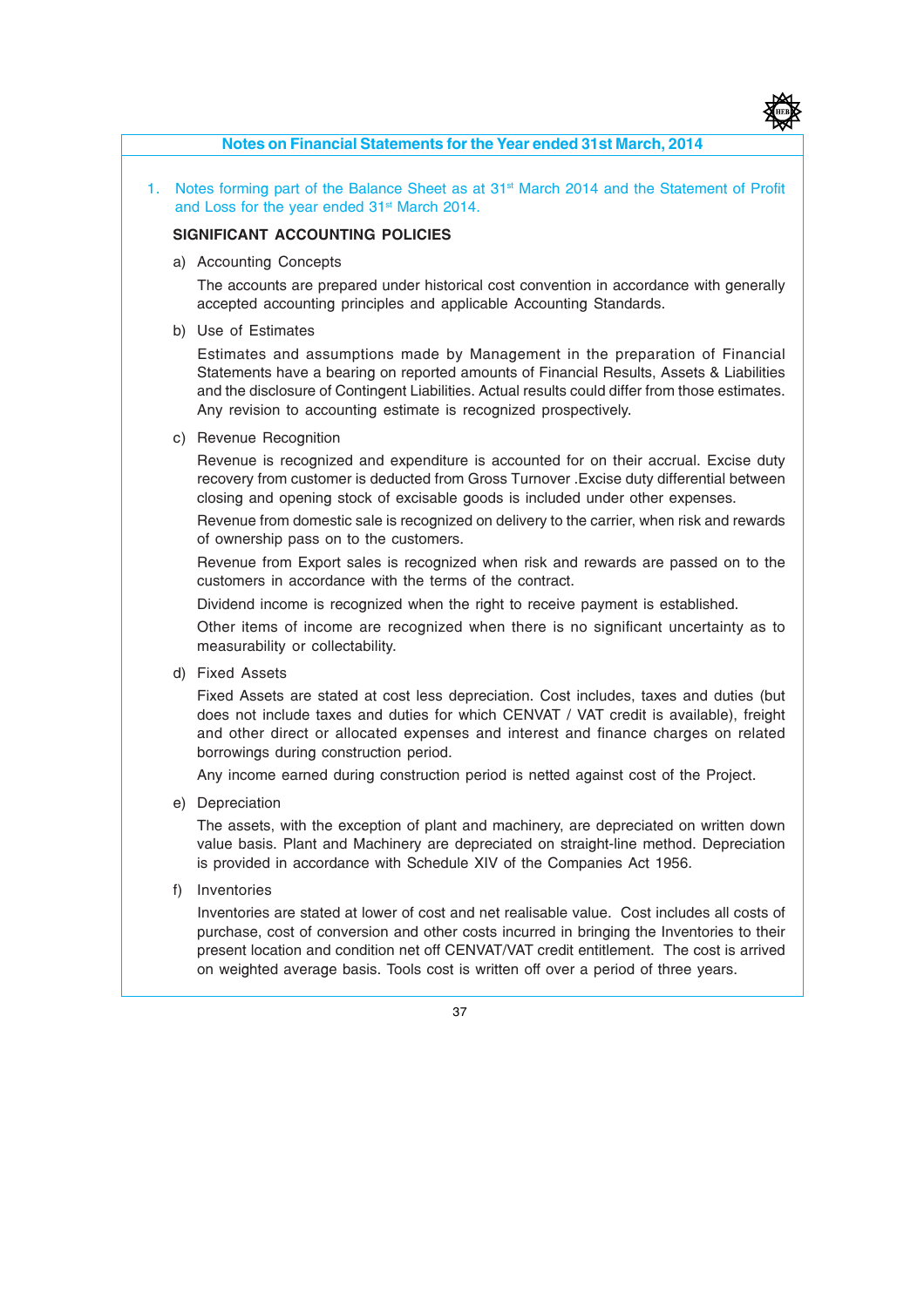## Notes on Financial Statements for the Year ended 31st March, 2014

1. Notes forming part of the Balance Sheet as at 31st March 2014 and the Statement of Profit and Loss for the year ended 31st March 2014.

### SIGNIFICANT ACCOUNTING POLICIES

a) Accounting Concepts

The accounts are prepared under historical cost convention in accordance with generally accepted accounting principles and applicable Accounting Standards.

b) Use of Estimates

Estimates and assumptions made by Management in the preparation of Financial Statements have a bearing on reported amounts of Financial Results, Assets & Liabilities and the disclosure of Contingent Liabilities. Actual results could differ from those estimates. Any revision to accounting estimate is recognized prospectively.

c) Revenue Recognition

Revenue is recognized and expenditure is accounted for on their accrual. Excise duty recovery from customer is deducted from Gross Turnover .Excise duty differential between closing and opening stock of excisable goods is included under other expenses.

Revenue from domestic sale is recognized on delivery to the carrier, when risk and rewards of ownership pass on to the customers.

Revenue from Export sales is recognized when risk and rewards are passed on to the customers in accordance with the terms of the contract.

Dividend income is recognized when the right to receive payment is established.

Other items of income are recognized when there is no significant uncertainty as to measurability or collectability.

d) Fixed Assets

Fixed Assets are stated at cost less depreciation. Cost includes, taxes and duties (but does not include taxes and duties for which CENVAT / VAT credit is available), freight and other direct or allocated expenses and interest and finance charges on related borrowings during construction period.

Any income earned during construction period is netted against cost of the Project.

e) Depreciation

The assets, with the exception of plant and machinery, are depreciated on written down value basis. Plant and Machinery are depreciated on straight-line method. Depreciation is provided in accordance with Schedule XIV of the Companies Act 1956.

f) Inventories

Inventories are stated at lower of cost and net realisable value. Cost includes all costs of purchase, cost of conversion and other costs incurred in bringing the Inventories to their present location and condition net off CENVAT/VAT credit entitlement. The cost is arrived on weighted average basis. Tools cost is written off over a period of three years.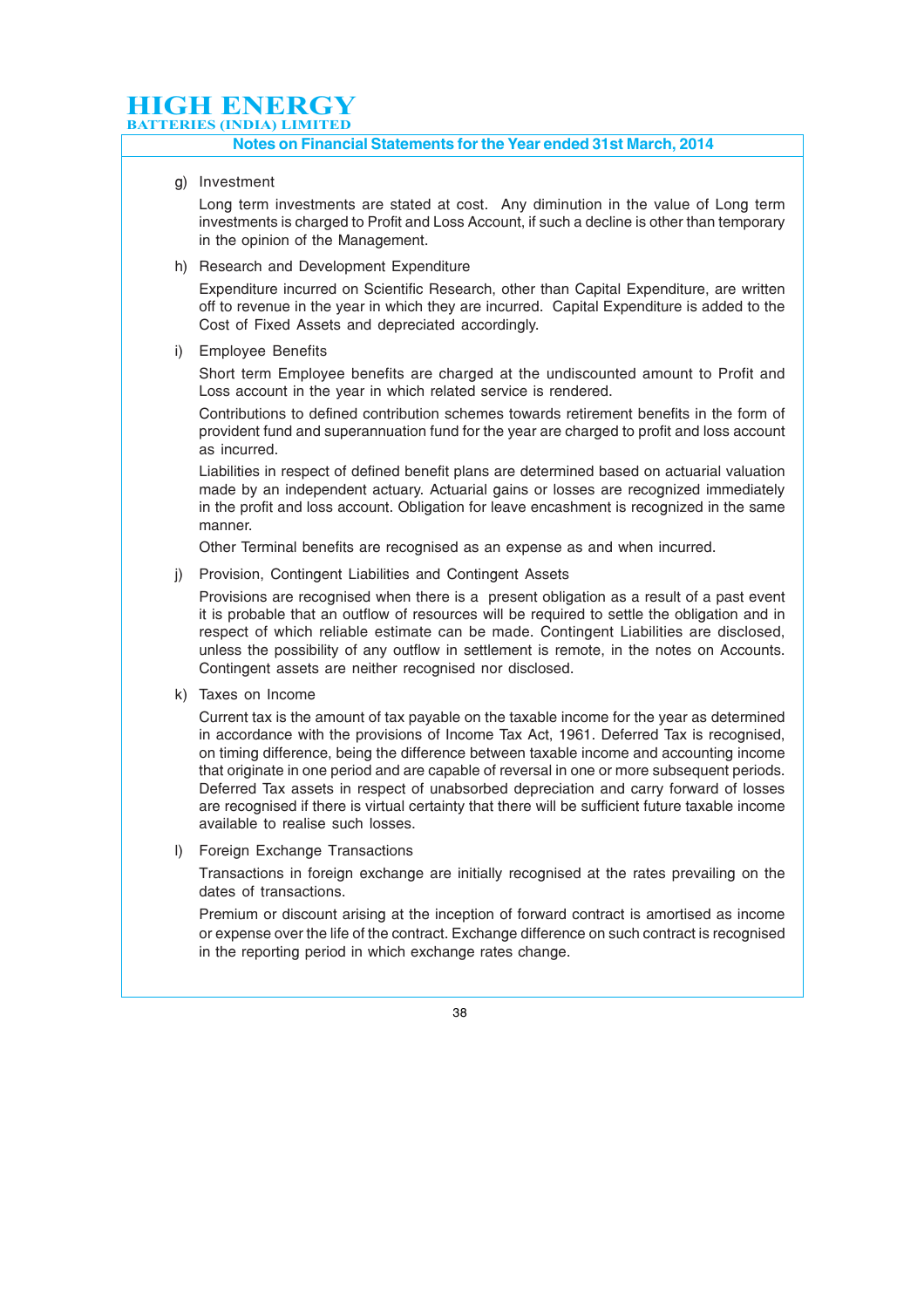g) Investment

Long term investments are stated at cost. Any diminution in the value of Long term investments is charged to Profit and Loss Account, if such a decline is other than temporary in the opinion of the Management.

h) Research and Development Expenditure

Expenditure incurred on Scientific Research, other than Capital Expenditure, are written off to revenue in the year in which they are incurred. Capital Expenditure is added to the Cost of Fixed Assets and depreciated accordingly.

i) Employee Benefits

Short term Employee benefits are charged at the undiscounted amount to Profit and Loss account in the year in which related service is rendered.

Contributions to defined contribution schemes towards retirement benefits in the form of provident fund and superannuation fund for the year are charged to profit and loss account as incurred.

Liabilities in respect of defined benefit plans are determined based on actuarial valuation made by an independent actuary. Actuarial gains or losses are recognized immediately in the profit and loss account. Obligation for leave encashment is recognized in the same manner.

Other Terminal benefits are recognised as an expense as and when incurred.

j) Provision, Contingent Liabilities and Contingent Assets

Provisions are recognised when there is a present obligation as a result of a past event it is probable that an outflow of resources will be required to settle the obligation and in respect of which reliable estimate can be made. Contingent Liabilities are disclosed, unless the possibility of any outflow in settlement is remote, in the notes on Accounts. Contingent assets are neither recognised nor disclosed.

k) Taxes on Income

Current tax is the amount of tax payable on the taxable income for the year as determined in accordance with the provisions of Income Tax Act, 1961. Deferred Tax is recognised, on timing difference, being the difference between taxable income and accounting income that originate in one period and are capable of reversal in one or more subsequent periods. Deferred Tax assets in respect of unabsorbed depreciation and carry forward of losses are recognised if there is virtual certainty that there will be sufficient future taxable income available to realise such losses.

l) Foreign Exchange Transactions

Transactions in foreign exchange are initially recognised at the rates prevailing on the dates of transactions.

Premium or discount arising at the inception of forward contract is amortised as income or expense over the life of the contract. Exchange difference on such contract is recognised in the reporting period in which exchange rates change.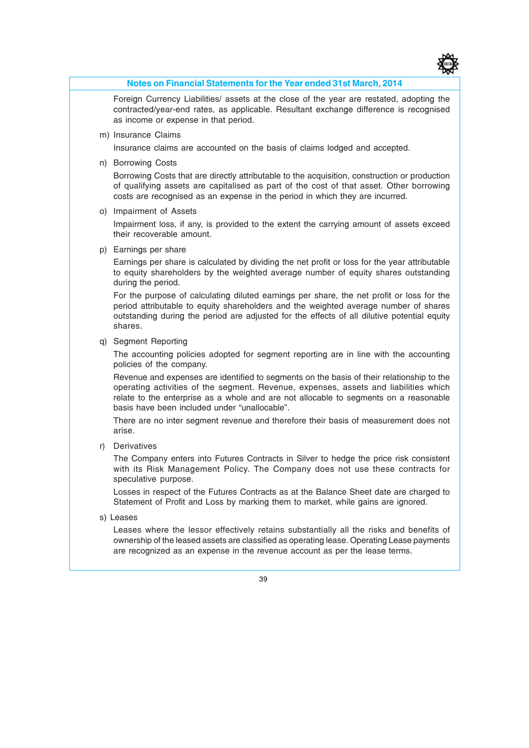Foreign Currency Liabilities/ assets at the close of the year are restated, adopting the contracted/year-end rates, as applicable. Resultant exchange difference is recognised as income or expense in that period.

m) Insurance Claims

Insurance claims are accounted on the basis of claims lodged and accepted.

n) Borrowing Costs

Borrowing Costs that are directly attributable to the acquisition, construction or production of qualifying assets are capitalised as part of the cost of that asset. Other borrowing costs are recognised as an expense in the period in which they are incurred.

o) Impairment of Assets

Impairment loss, if any, is provided to the extent the carrying amount of assets exceed their recoverable amount.

p) Earnings per share

Earnings per share is calculated by dividing the net profit or loss for the year attributable to equity shareholders by the weighted average number of equity shares outstanding during the period.

For the purpose of calculating diluted earnings per share, the net profit or loss for the period attributable to equity shareholders and the weighted average number of shares outstanding during the period are adjusted for the effects of all dilutive potential equity shares.

q) Segment Reporting

The accounting policies adopted for segment reporting are in line with the accounting policies of the company.

Revenue and expenses are identified to segments on the basis of their relationship to the operating activities of the segment. Revenue, expenses, assets and liabilities which relate to the enterprise as a whole and are not allocable to segments on a reasonable basis have been included under "unallocable".

There are no inter segment revenue and therefore their basis of measurement does not arise.

r) Derivatives

The Company enters into Futures Contracts in Silver to hedge the price risk consistent with its Risk Management Policy. The Company does not use these contracts for speculative purpose.

Losses in respect of the Futures Contracts as at the Balance Sheet date are charged to Statement of Profit and Loss by marking them to market, while gains are ignored.

s) Leases

Leases where the lessor effectively retains substantially all the risks and benefits of ownership of the leased assets are classified as operating lease. Operating Lease payments are recognized as an expense in the revenue account as per the lease terms.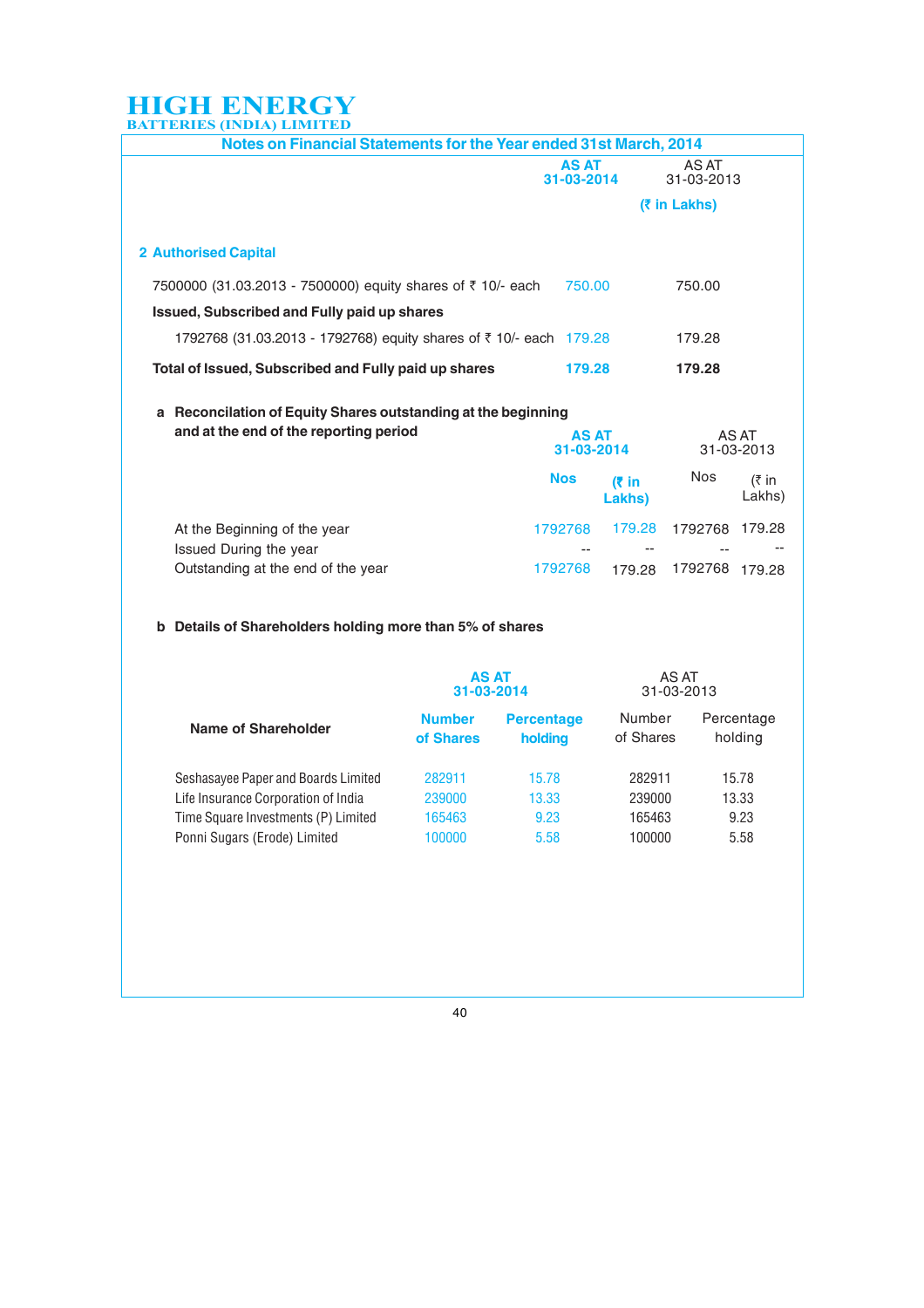HIGH ENERGY
BATTERIES (INDIA) LIMITED

## Notes on Financial Statements for the Year ended 31st March, 2014

| | AS AT 31-03-2014 | AS AT 31-03-2013 |
|---|---|---|
| | | (₹ in Lakhs) |
| **2 Authorised Capital** | | |
| 7500000 (31.03.2013 - 7500000) equity shares of ₹ 10/- each | 750.00 | 750.00 |
| **Issued, Subscribed and Fully paid up shares** | | |
| 1792768 (31.03.2013 - 1792768) equity shares of ₹ 10/- each | 179.28 | 179.28 |
| **Total of Issued, Subscribed and Fully paid up shares** | **179.28** | **179.28** |

**a Reconcilation of Equity Shares outstanding at the beginning and at the end of the reporting period**

| | AS AT 31-03-2014 | | AS AT 31-03-2013 | |
|---|---|---|---|---|
| | Nos | (₹ in Lakhs) | Nos | (₹ in Lakhs) |
| At the Beginning of the year | 1792768 | 179.28 | 1792768 | 179.28 |
| Issued During the year | -- | -- | -- | -- |
| Outstanding at the end of the year | 1792768 | 179.28 | 1792768 | 179.28 |

**b Details of Shareholders holding more than 5% of shares**

| Name of Shareholder | AS AT 31-03-2014 | | AS AT 31-03-2013 | |
|---|---|---|---|---|
| | Number of Shares | Percentage holding | Number of Shares | Percentage holding |
| Seshasayee Paper and Boards Limited | 282911 | 15.78 | 282911 | 15.78 |
| Life Insurance Corporation of India | 239000 | 13.33 | 239000 | 13.33 |
| Time Square Investments (P) Limited | 165463 | 9.23 | 165463 | 9.23 |
| Ponni Sugars (Erode) Limited | 100000 | 5.58 | 100000 | 5.58 |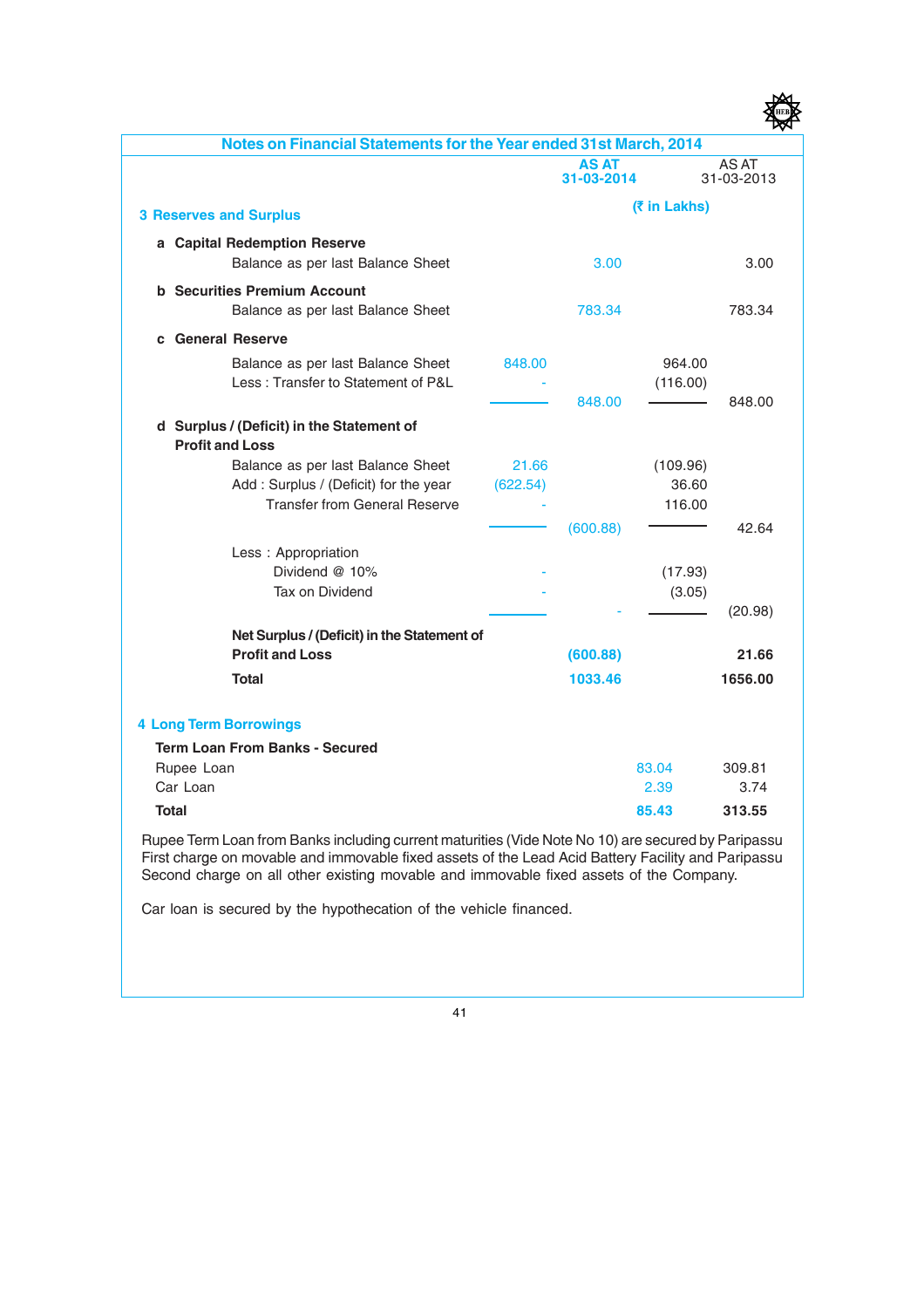## Notes on Financial Statements for the Year ended 31st March, 2014

| | | AS AT 31-03-2014 | | AS AT 31-03-2013 |
|---|---|---|---|---|
| | | (₹ in Lakhs) | | |
| **3 Reserves and Surplus** | | | | |
| **a Capital Redemption Reserve** | | | | |
| Balance as per last Balance Sheet | | 3.00 | | 3.00 |
| **b Securities Premium Account** | | | | |
| Balance as per last Balance Sheet | | 783.34 | | 783.34 |
| **c General Reserve** | | | | |
| Balance as per last Balance Sheet | 848.00 | | 964.00 | |
| Less : Transfer to Statement of P&L | - | | (116.00) | |
| | | 848.00 | | 848.00 |
| **d Surplus / (Deficit) in the Statement of Profit and Loss** | | | | |
| Balance as per last Balance Sheet | 21.66 | | (109.96) | |
| Add : Surplus / (Deficit) for the year | (622.54) | | 36.60 | |
| Transfer from General Reserve | - | | 116.00 | |
| | | (600.88) | | 42.64 |
| Less : Appropriation | | | | |
| Dividend @ 10% | - | | (17.93) | |
| Tax on Dividend | - | | (3.05) | |
| | | - | | (20.98) |
| **Net Surplus / (Deficit) in the Statement of Profit and Loss** | | **(600.88)** | | **21.66** |
| **Total** | | **1033.46** | | **1656.00** |

### 4 Long Term Borrowings

| | AS AT 31-03-2014 | AS AT 31-03-2013 |
|---|---|---|
| **Term Loan From Banks - Secured** | | |
| Rupee Loan | 83.04 | 309.81 |
| Car Loan | 2.39 | 3.74 |
| **Total** | **85.43** | **313.55** |

Rupee Term Loan from Banks including current maturities (Vide Note No 10) are secured by Paripassu First charge on movable and immovable fixed assets of the Lead Acid Battery Facility and Paripassu Second charge on all other existing movable and immovable fixed assets of the Company.

Car loan is secured by the hypothecation of the vehicle financed.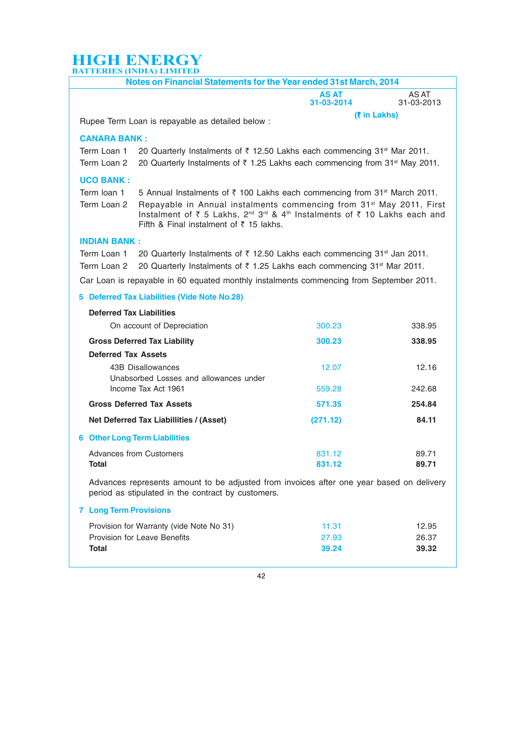# HIGH ENERGY
BATTERIES (INDIA) LIMITED

## Notes on Financial Statements for the Year ended 31st March, 2014

| | AS AT 31-03-2014 | AS AT 31-03-2013 |
|---|---|---|
| | (₹ in Lakhs) | |

Rupee Term Loan is repayable as detailed below :

**CANARA BANK :**

Term Loan 1 — 20 Quarterly Instalments of ₹ 12.50 Lakhs each commencing 31st Mar 2011.

Term Loan 2 — 20 Quarterly Instalments of ₹ 1.25 Lakhs each commencing from 31st May 2011.

**UCO BANK :**

Term loan 1 — 5 Annual Instalments of ₹ 100 Lakhs each commencing from 31st March 2011.

Term Loan 2 — Repayable in Annual instalments commencing from 31st May 2011, First Instalment of ₹ 5 Lakhs, 2nd 3rd & 4th Instalments of ₹ 10 Lakhs each and Fifth & Final instalment of ₹ 15 lakhs.

**INDIAN BANK :**

Term Loan 1 — 20 Quarterly Instalments of ₹ 12.50 Lakhs each commencing 31st Jan 2011.

Term Loan 2 — 20 Quarterly Instalments of ₹ 1.25 Lakhs each commencing 31st Mar 2011.

Car Loan is repayable in 60 equated monthly instalments commencing from September 2011.

### 5 Deferred Tax Liabilities (Vide Note No.28)

| | AS AT 31-03-2014 | AS AT 31-03-2013 |
|---|---|---|
| **Deferred Tax Liabilities** | | |
| On account of Depreciation | 300.23 | 338.95 |
| **Gross Deferred Tax Liability** | **300.23** | **338.95** |
| **Deferred Tax Assets** | | |
| 43B Disallowances | 12.07 | 12.16 |
| Unabsorbed Losses and allowances under Income Tax Act 1961 | 559.28 | 242.68 |
| **Gross Deferred Tax Assets** | **571.35** | **254.84** |
| **Net Deferred Tax Liabillities / (Asset)** | **(271.12)** | **84.11** |

### 6 Other Long Term Liabilities

| | AS AT 31-03-2014 | AS AT 31-03-2013 |
|---|---|---|
| Advances from Customers | 831.12 | 89.71 |
| **Total** | **831.12** | **89.71** |

Advances represents amount to be adjusted from invoices after one year based on delivery period as stipulated in the contract by customers.

### 7 Long Term Provisions

| | AS AT 31-03-2014 | AS AT 31-03-2013 |
|---|---|---|
| Provision for Warranty (vide Note No 31) | 11.31 | 12.95 |
| Provision for Leave Benefits | 27.93 | 26.37 |
| **Total** | **39.24** | **39.32** |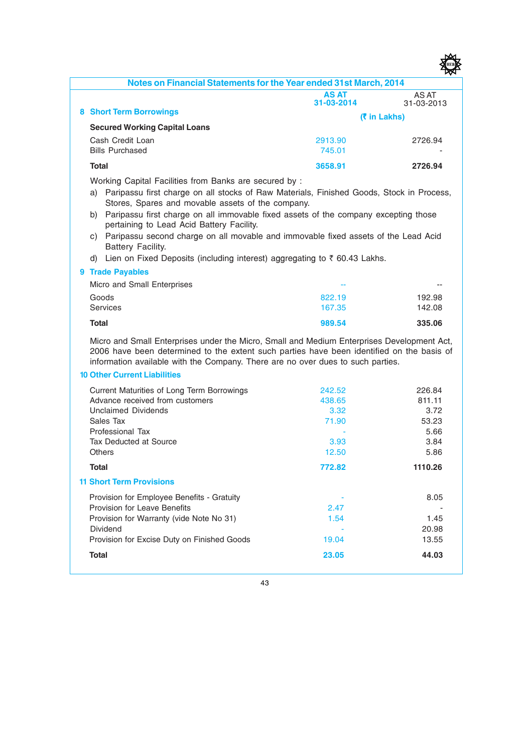## Notes on Financial Statements for the Year ended 31st March, 2014

| | AS AT 31-03-2014 | AS AT 31-03-2013 |
|---|---|---|
| | (₹ in Lakhs) | |
| **8 Short Term Borrowings** | | |
| **Secured Working Capital Loans** | | |
| Cash Credit Loan | 2913.90 | 2726.94 |
| Bills Purchased | 745.01 | - |
| **Total** | **3658.91** | **2726.94** |

Working Capital Facilities from Banks are secured by :

a) Paripassu first charge on all stocks of Raw Materials, Finished Goods, Stock in Process, Stores, Spares and movable assets of the company.

b) Paripassu first charge on all immovable fixed assets of the company excepting those pertaining to Lead Acid Battery Facility.

c) Paripassu second charge on all movable and immovable fixed assets of the Lead Acid Battery Facility.

d) Lien on Fixed Deposits (including interest) aggregating to ₹ 60.43 Lakhs.

| **9 Trade Payables** | | |
|---|---|---|
| Micro and Small Enterprises | -- | -- |
| Goods | 822.19 | 192.98 |
| Services | 167.35 | 142.08 |
| **Total** | **989.54** | **335.06** |

Micro and Small Enterprises under the Micro, Small and Medium Enterprises Development Act, 2006 have been determined to the extent such parties have been identified on the basis of information available with the Company. There are no over dues to such parties.

| **10 Other Current Liabilities** | | |
|---|---|---|
| Current Maturities of Long Term Borrowings | 242.52 | 226.84 |
| Advance received from customers | 438.65 | 811.11 |
| Unclaimed Dividends | 3.32 | 3.72 |
| Sales Tax | 71.90 | 53.23 |
| Professional Tax | - | 5.66 |
| Tax Deducted at Source | 3.93 | 3.84 |
| Others | 12.50 | 5.86 |
| **Total** | **772.82** | **1110.26** |

| **11 Short Term Provisions** | | |
|---|---|---|
| Provision for Employee Benefits - Gratuity | - | 8.05 |
| Provision for Leave Benefits | 2.47 | - |
| Provision for Warranty (vide Note No 31) | 1.54 | 1.45 |
| Dividend | - | 20.98 |
| Provision for Excise Duty on Finished Goods | 19.04 | 13.55 |
| **Total** | **23.05** | **44.03** |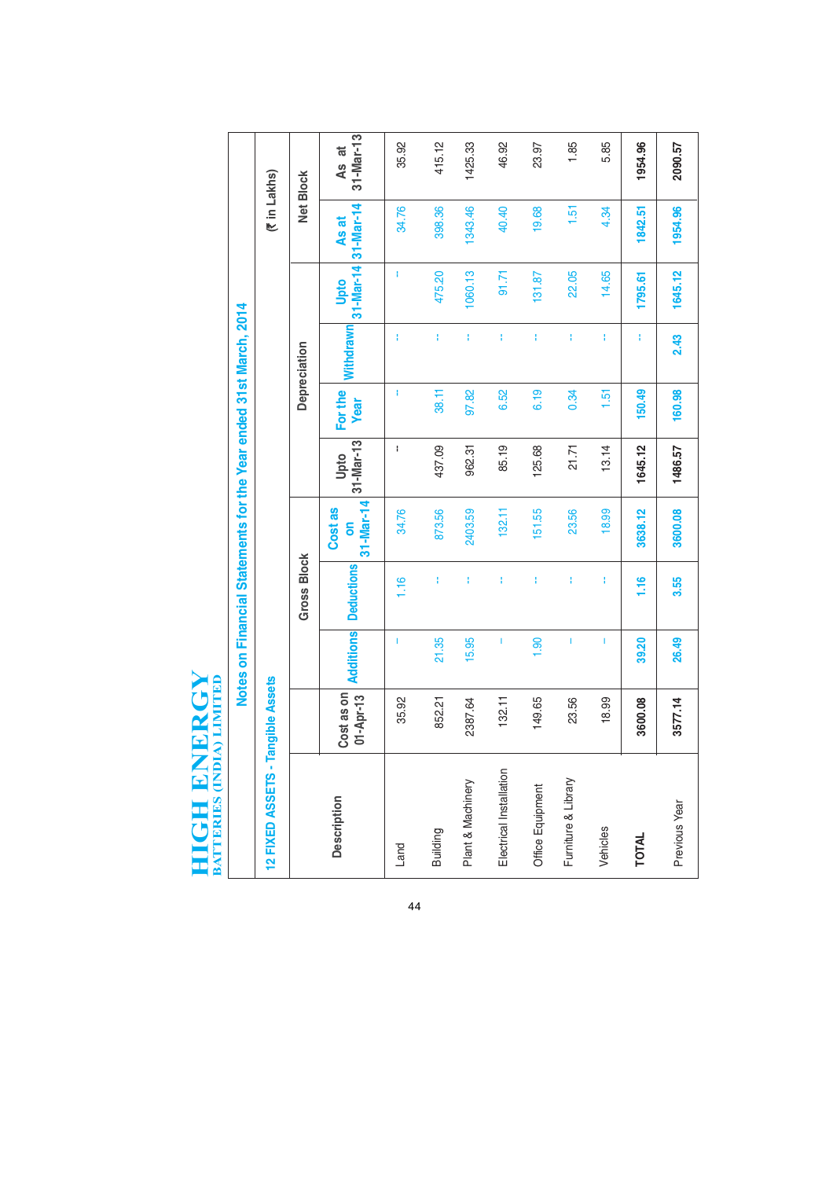# HIGH ENERGY BATTERIES (INDIA) LIMITED

## Notes on Financial Statements for the Year ended 31st March, 2014

### 12 FIXED ASSETS - Tangible Assets

(₹ in Lakhs)

| Description | Gross Block | | | | Depreciation | | | | Net Block | |
|---|---|---|---|---|---|---|---|---|---|---|
| | Cost as on 01-Apr-13 | Additions | Deductions | Cost as on 31-Mar-14 | Upto 31-Mar-13 | For the Year | Withdrawn | Upto 31-Mar-14 | As at 31-Mar-14 | As at 31-Mar-13 |
| Land | 35.92 | - | 1.16 | 34.76 | - | - | - | - | 34.76 | 35.92 |
| Building | 852.21 | 21.35 | - | 873.56 | 437.09 | 38.11 | - | 475.20 | 398.36 | 415.12 |
| Plant & Machinery | 2387.64 | 15.95 | - | 2403.59 | 962.31 | 97.82 | - | 1060.13 | 1343.46 | 1425.33 |
| Electrical Installation | 132.11 | - | - | 132.11 | 85.19 | 6.52 | - | 91.71 | 40.40 | 46.92 |
| Office Equipment | 149.65 | 1.90 | - | 151.55 | 125.68 | 6.19 | - | 131.87 | 19.68 | 23.97 |
| Furniture & Library | 23.56 | - | - | 23.56 | 21.71 | 0.34 | - | 22.05 | 1.51 | 1.85 |
| Vehicles | 18.99 | - | - | 18.99 | 13.14 | 1.51 | - | 14.65 | 4.34 | 5.85 |
| **TOTAL** | **3600.08** | **39.20** | **1.16** | **3638.12** | **1645.12** | **150.49** | **-** | **1795.61** | **1842.51** | **1954.96** |
| Previous Year | **3577.14** | **26.49** | **3.55** | **3600.08** | **1486.57** | **160.98** | **2.43** | **1645.12** | **1954.96** | **2090.57** |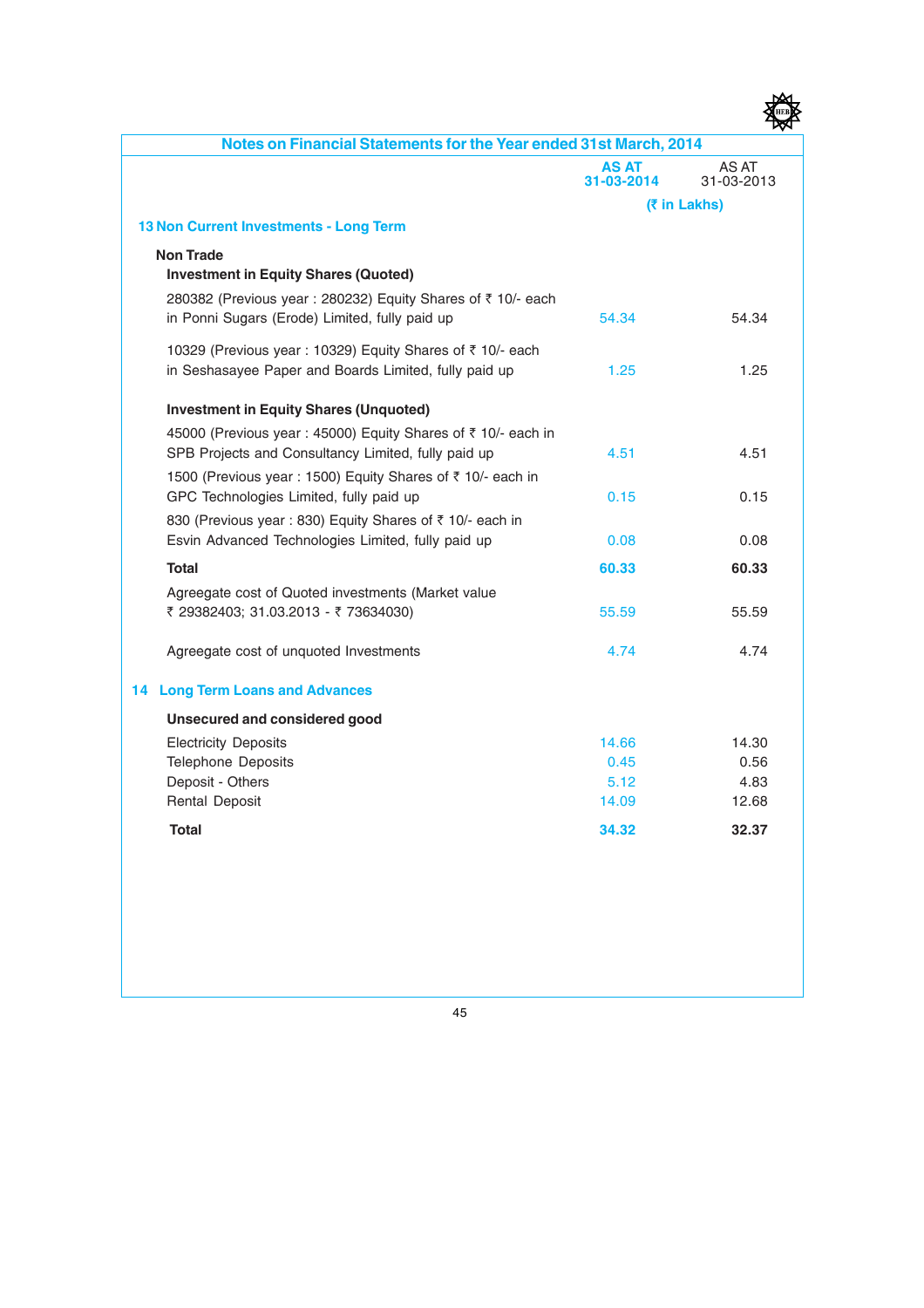## Notes on Financial Statements for the Year ended 31st March, 2014

| | AS AT 31-03-2014 | AS AT 31-03-2013 |
|---|---|---|
| | (₹ in Lakhs) | |
| **13 Non Current Investments - Long Term** | | |
| **Non Trade** | | |
| **Investment in Equity Shares (Quoted)** | | |
| 280382 (Previous year : 280232) Equity Shares of ₹ 10/- each in Ponni Sugars (Erode) Limited, fully paid up | 54.34 | 54.34 |
| 10329 (Previous year : 10329) Equity Shares of ₹ 10/- each in Seshasayee Paper and Boards Limited, fully paid up | 1.25 | 1.25 |
| **Investment in Equity Shares (Unquoted)** | | |
| 45000 (Previous year : 45000) Equity Shares of ₹ 10/- each in SPB Projects and Consultancy Limited, fully paid up | 4.51 | 4.51 |
| 1500 (Previous year : 1500) Equity Shares of ₹ 10/- each in GPC Technologies Limited, fully paid up | 0.15 | 0.15 |
| 830 (Previous year : 830) Equity Shares of ₹ 10/- each in Esvin Advanced Technologies Limited, fully paid up | 0.08 | 0.08 |
| **Total** | **60.33** | **60.33** |
| Agreegate cost of Quoted investments (Market value ₹ 29382403; 31.03.2013 - ₹ 73634030) | 55.59 | 55.59 |
| Agreegate cost of unquoted Investments | 4.74 | 4.74 |
| **14 Long Term Loans and Advances** | | |
| **Unsecured and considered good** | | |
| Electricity Deposits | 14.66 | 14.30 |
| Telephone Deposits | 0.45 | 0.56 |
| Deposit - Others | 5.12 | 4.83 |
| Rental Deposit | 14.09 | 12.68 |
| **Total** | **34.32** | **32.37** |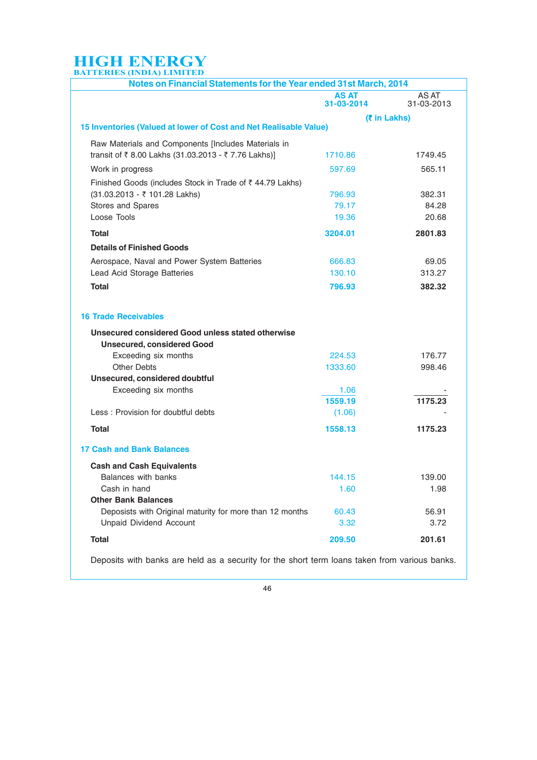# HIGH ENERGY
BATTERIES (INDIA) LIMITED

## Notes on Financial Statements for the Year ended 31st March, 2014

| | AS AT 31-03-2014 | AS AT 31-03-2013 |
|---|---|---|
| | (₹ in Lakhs) | |
| **15 Inventories (Valued at lower of Cost and Net Realisable Value)** | | |
| Raw Materials and Components [Includes Materials in transit of ₹ 8.00 Lakhs (31.03.2013 - ₹ 7.76 Lakhs)] | 1710.86 | 1749.45 |
| Work in progress | 597.69 | 565.11 |
| Finished Goods (includes Stock in Trade of ₹ 44.79 Lakhs) (31.03.2013 - ₹ 101.28 Lakhs) | 796.93 | 382.31 |
| Stores and Spares | 79.17 | 84.28 |
| Loose Tools | 19.36 | 20.68 |
| **Total** | **3204.01** | **2801.83** |
| **Details of Finished Goods** | | |
| Aerospace, Naval and Power System Batteries | 666.83 | 69.05 |
| Lead Acid Storage Batteries | 130.10 | 313.27 |
| **Total** | **796.93** | **382.32** |
| **16 Trade Receivables** | | |
| **Unsecured considered Good unless stated otherwise** | | |
| **Unsecured, considered Good** | | |
| Exceeding six months | 224.53 | 176.77 |
| Other Debts | 1333.60 | 998.46 |
| **Unsecured, considered doubtful** | | |
| Exceeding six months | 1.06 | - |
| | **1559.19** | **1175.23** |
| Less : Provision for doubtful debts | (1.06) | - |
| **Total** | **1558.13** | **1175.23** |
| **17 Cash and Bank Balances** | | |
| **Cash and Cash Equivalents** | | |
| Balances with banks | 144.15 | 139.00 |
| Cash in hand | 1.60 | 1.98 |
| **Other Bank Balances** | | |
| Deposists with Original maturity for more than 12 months | 60.43 | 56.91 |
| Unpaid Dividend Account | 3.32 | 3.72 |
| **Total** | **209.50** | **201.61** |

Deposits with banks are held as a security for the short term loans taken from various banks.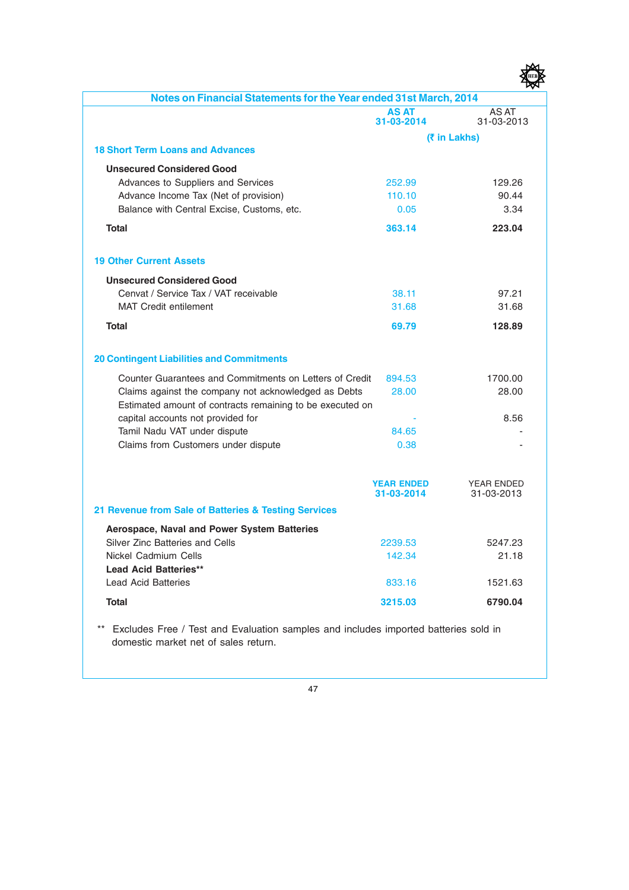## Notes on Financial Statements for the Year ended 31st March, 2014

| | AS AT 31-03-2014 | AS AT 31-03-2013 |
|---|---|---|
| | (₹ in Lakhs) | |
| **18 Short Term Loans and Advances** | | |
| **Unsecured Considered Good** | | |
| Advances to Suppliers and Services | 252.99 | 129.26 |
| Advance Income Tax (Net of provision) | 110.10 | 90.44 |
| Balance with Central Excise, Customs, etc. | 0.05 | 3.34 |
| **Total** | **363.14** | **223.04** |
| **19 Other Current Assets** | | |
| **Unsecured Considered Good** | | |
| Cenvat / Service Tax / VAT receivable | 38.11 | 97.21 |
| MAT Credit entilement | 31.68 | 31.68 |
| **Total** | **69.79** | **128.89** |
| **20 Contingent Liabilities and Commitments** | | |
| Counter Guarantees and Commitments on Letters of Credit | 894.53 | 1700.00 |
| Claims against the company not acknowledged as Debts | 28.00 | 28.00 |
| Estimated amount of contracts remaining to be executed on capital accounts not provided for | - | 8.56 |
| Tamil Nadu VAT under dispute | 84.65 | - |
| Claims from Customers under dispute | 0.38 | - |

| | YEAR ENDED 31-03-2014 | YEAR ENDED 31-03-2013 |
|---|---|---|
| **21 Revenue from Sale of Batteries & Testing Services** | | |
| **Aerospace, Naval and Power System Batteries** | | |
| Silver Zinc Batteries and Cells | 2239.53 | 5247.23 |
| Nickel Cadmium Cells | 142.34 | 21.18 |
| **Lead Acid Batteries**** | | |
| Lead Acid Batteries | 833.16 | 1521.63 |
| **Total** | **3215.03** | **6790.04** |

** Excludes Free / Test and Evaluation samples and includes imported batteries sold in domestic market net of sales return.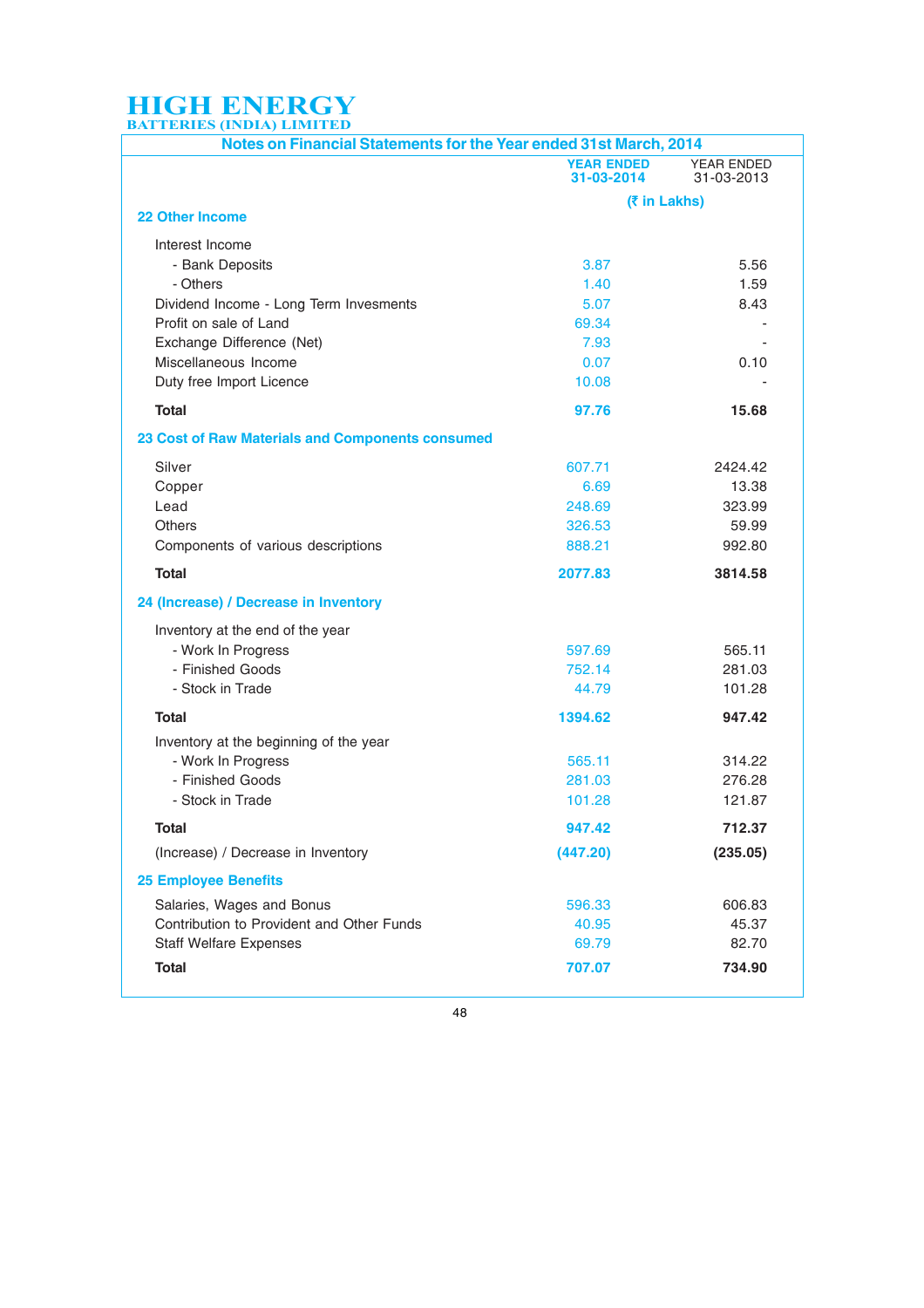# HIGH ENERGY
BATTERIES (INDIA) LIMITED

## Notes on Financial Statements for the Year ended 31st March, 2014

| | YEAR ENDED 31-03-2014 | YEAR ENDED 31-03-2013 |
|---|---|---|
| | (₹ in Lakhs) | |
| **22 Other Income** | | |
| Interest Income | | |
| - Bank Deposits | 3.87 | 5.56 |
| - Others | 1.40 | 1.59 |
| Dividend Income - Long Term Invesments | 5.07 | 8.43 |
| Profit on sale of Land | 69.34 | - |
| Exchange Difference (Net) | 7.93 | - |
| Miscellaneous Income | 0.07 | 0.10 |
| Duty free Import Licence | 10.08 | - |
| **Total** | **97.76** | **15.68** |
| **23 Cost of Raw Materials and Components consumed** | | |
| Silver | 607.71 | 2424.42 |
| Copper | 6.69 | 13.38 |
| Lead | 248.69 | 323.99 |
| Others | 326.53 | 59.99 |
| Components of various descriptions | 888.21 | 992.80 |
| **Total** | **2077.83** | **3814.58** |
| **24 (Increase) / Decrease in Inventory** | | |
| Inventory at the end of the year | | |
| - Work In Progress | 597.69 | 565.11 |
| - Finished Goods | 752.14 | 281.03 |
| - Stock in Trade | 44.79 | 101.28 |
| **Total** | **1394.62** | **947.42** |
| Inventory at the beginning of the year | | |
| - Work In Progress | 565.11 | 314.22 |
| - Finished Goods | 281.03 | 276.28 |
| - Stock in Trade | 101.28 | 121.87 |
| **Total** | **947.42** | **712.37** |
| (Increase) / Decrease in Inventory | **(447.20)** | **(235.05)** |
| **25 Employee Benefits** | | |
| Salaries, Wages and Bonus | 596.33 | 606.83 |
| Contribution to Provident and Other Funds | 40.95 | 45.37 |
| Staff Welfare Expenses | 69.79 | 82.70 |
| **Total** | **707.07** | **734.90** |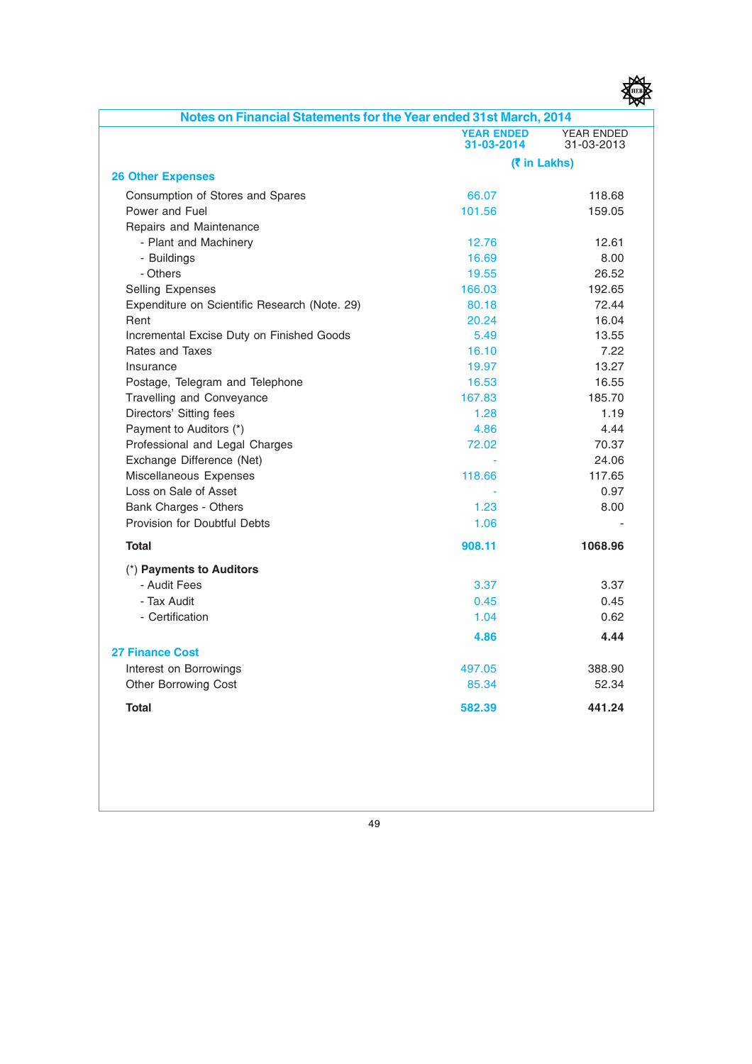## Notes on Financial Statements for the Year ended 31st March, 2014

| | YEAR ENDED 31-03-2014 | YEAR ENDED 31-03-2013 |
|---|---|---|
| | (₹ in Lakhs) | |
| **26 Other Expenses** | | |
| Consumption of Stores and Spares | 66.07 | 118.68 |
| Power and Fuel | 101.56 | 159.05 |
| Repairs and Maintenance | | |
| - Plant and Machinery | 12.76 | 12.61 |
| - Buildings | 16.69 | 8.00 |
| - Others | 19.55 | 26.52 |
| Selling Expenses | 166.03 | 192.65 |
| Expenditure on Scientific Research (Note. 29) | 80.18 | 72.44 |
| Rent | 20.24 | 16.04 |
| Incremental Excise Duty on Finished Goods | 5.49 | 13.55 |
| Rates and Taxes | 16.10 | 7.22 |
| Insurance | 19.97 | 13.27 |
| Postage, Telegram and Telephone | 16.53 | 16.55 |
| Travelling and Conveyance | 167.83 | 185.70 |
| Directors' Sitting fees | 1.28 | 1.19 |
| Payment to Auditors (*) | 4.86 | 4.44 |
| Professional and Legal Charges | 72.02 | 70.37 |
| Exchange Difference (Net) | - | 24.06 |
| Miscellaneous Expenses | 118.66 | 117.65 |
| Loss on Sale of Asset | - | 0.97 |
| Bank Charges - Others | 1.23 | 8.00 |
| Provision for Doubtful Debts | 1.06 | - |
| **Total** | **908.11** | **1068.96** |
| (*) **Payments to Auditors** | | |
| - Audit Fees | 3.37 | 3.37 |
| - Tax Audit | 0.45 | 0.45 |
| - Certification | 1.04 | 0.62 |
| | **4.86** | **4.44** |
| **27 Finance Cost** | | |
| Interest on Borrowings | 497.05 | 388.90 |
| Other Borrowing Cost | 85.34 | 52.34 |
| **Total** | **582.39** | **441.24** |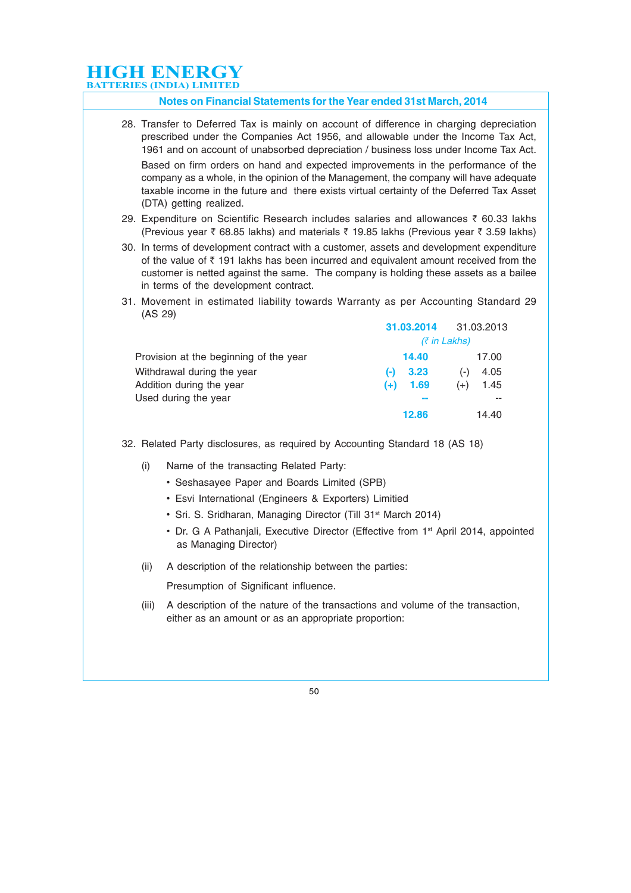## Notes on Financial Statements for the Year ended 31st March, 2014

28. Transfer to Deferred Tax is mainly on account of difference in charging depreciation prescribed under the Companies Act 1956, and allowable under the Income Tax Act, 1961 and on account of unabsorbed depreciation / business loss under Income Tax Act.

    Based on firm orders on hand and expected improvements in the performance of the company as a whole, in the opinion of the Management, the company will have adequate taxable income in the future and there exists virtual certainty of the Deferred Tax Asset (DTA) getting realized.

29. Expenditure on Scientific Research includes salaries and allowances ₹ 60.33 lakhs (Previous year ₹ 68.85 lakhs) and materials ₹ 19.85 lakhs (Previous year ₹ 3.59 lakhs)

30. In terms of development contract with a customer, assets and development expenditure of the value of ₹ 191 lakhs has been incurred and equivalent amount received from the customer is netted against the same. The company is holding these assets as a bailee in terms of the development contract.

31. Movement in estimated liability towards Warranty as per Accounting Standard 29 (AS 29)

| | 31.03.2014 | 31.03.2013 |
|---|---|---|
| | *(₹ in Lakhs)* | |
| Provision at the beginning of the year | 14.40 | 17.00 |
| Withdrawal during the year | (-) 3.23 | (-) 4.05 |
| Addition during the year | (+) 1.69 | (+) 1.45 |
| Used during the year | -- | -- |
| | 12.86 | 14.40 |

32. Related Party disclosures, as required by Accounting Standard 18 (AS 18)

    (i) Name of the transacting Related Party:

    - Seshasayee Paper and Boards Limited (SPB)
    - Esvi International (Engineers & Exporters) Limitied
    - Sri. S. Sridharan, Managing Director (Till 31st March 2014)
    - Dr. G A Pathanjali, Executive Director (Effective from 1st April 2014, appointed as Managing Director)

    (ii) A description of the relationship between the parties:

    Presumption of Significant influence.

    (iii) A description of the nature of the transactions and volume of the transaction, either as an amount or as an appropriate proportion: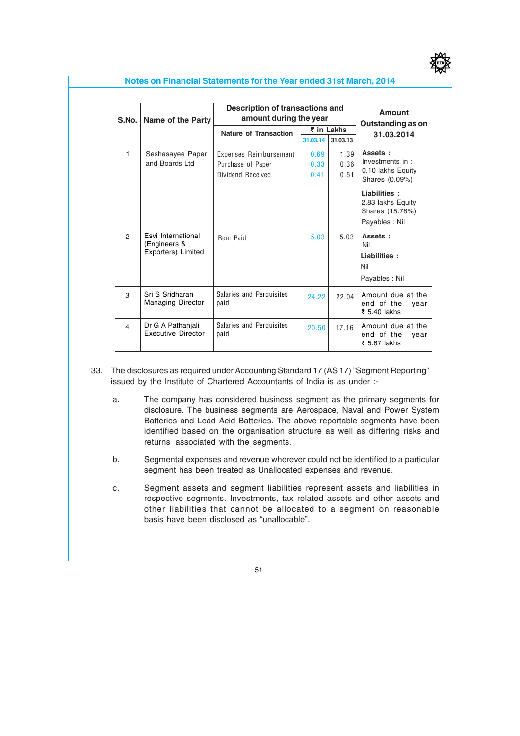## Notes on Financial Statements for the Year ended 31st March, 2014

| S.No. | Name of the Party | Description of transactions and amount during the year | | | Amount Outstanding as on 31.03.2014 |
|---|---|---|---|---|---|
| | | Nature of Transaction | ₹ in Lakhs | | |
| | | | 31.03.14 | 31.03.13 | |
| 1 | Seshasayee Paper and Boards Ltd | Expenses Reimbursement<br>Purchase of Paper<br>Dividend Received | 0.69<br>0.33<br>0.41 | 1.39<br>0.36<br>0.51 | **Assets :**<br>Investments in : 0.10 lakhs Equity Shares (0.09%)<br>**Liabilities :**<br>2.83 lakhs Equity Shares (15.78%)<br>Payables : Nil |
| 2 | Esvi International (Engineers & Exporters) Limited | Rent Paid | 5.03 | 5.03 | **Assets :**<br>Nil<br>**Liabilities :**<br>Nil<br>Payables : Nil |
| 3 | Sri S Sridharan Managing Director | Salaries and Perquisites paid | 24.22 | 22.04 | Amount due at the end of the year ₹ 5.40 lakhs |
| 4 | Dr G A Pathanjali Executive Director | Salaries and Perquisites paid | 20.50 | 17.16 | Amount due at the end of the year ₹ 5.87 lakhs |

33. The disclosures as required under Accounting Standard 17 (AS 17) "Segment Reporting" issued by the Institute of Chartered Accountants of India is as under :-

a. The company has considered business segment as the primary segments for disclosure. The business segments are Aerospace, Naval and Power System Batteries and Lead Acid Batteries. The above reportable segments have been identified based on the organisation structure as well as differing risks and returns associated with the segments.

b. Segmental expenses and revenue wherever could not be identified to a particular segment has been treated as Unallocated expenses and revenue.

c. Segment assets and segment liabilities represent assets and liabilities in respective segments. Investments, tax related assets and other assets and other liabilities that cannot be allocated to a segment on reasonable basis have been disclosed as "unallocable".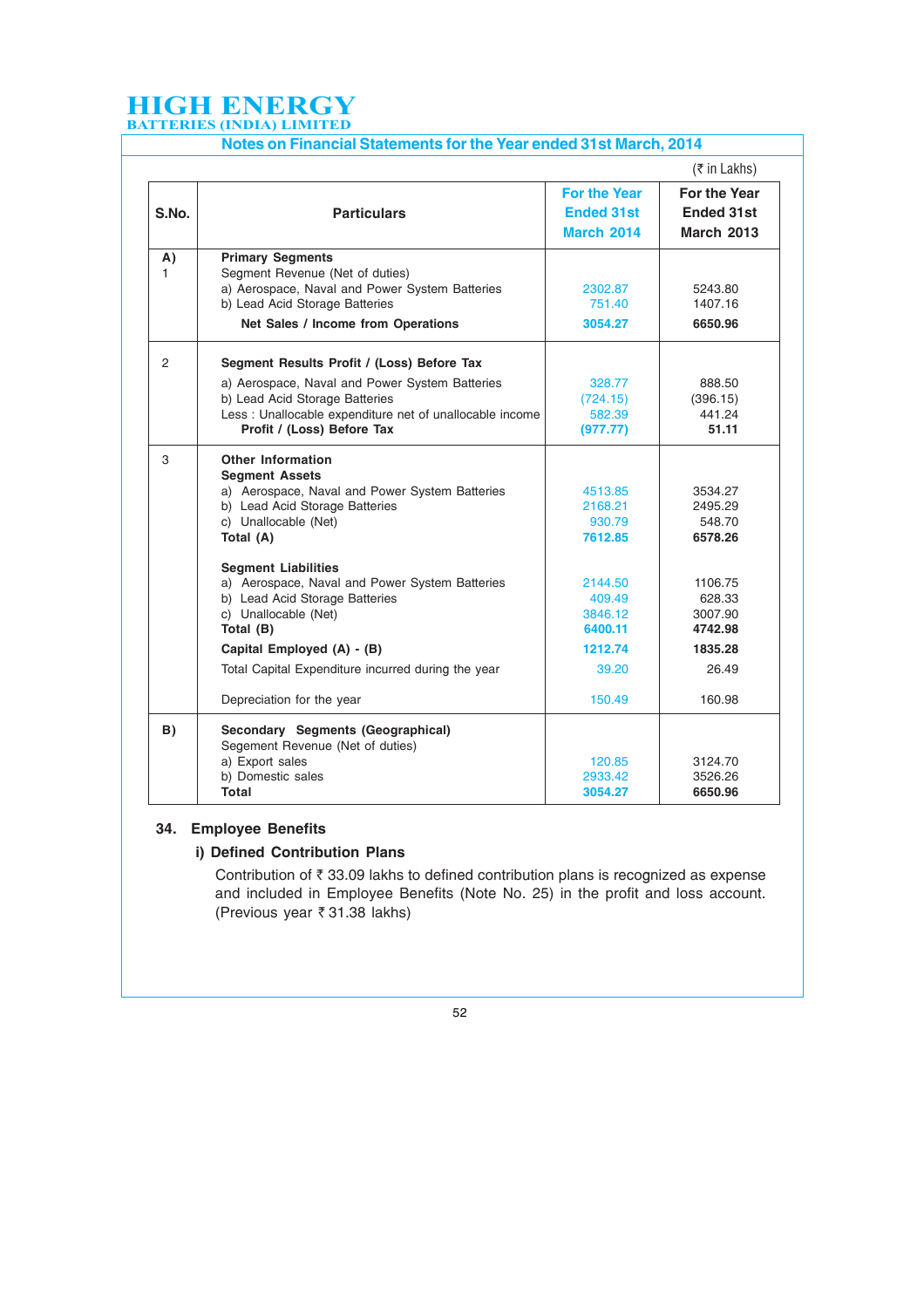## Notes on Financial Statements for the Year ended 31st March, 2014

(₹ in Lakhs)

| S.No. | Particulars | For the Year Ended 31st March 2014 | For the Year Ended 31st March 2013 |
|---|---|---|---|
| **A)** | **Primary Segments** | | |
| 1 | Segment Revenue (Net of duties) | | |
| | a) Aerospace, Naval and Power System Batteries | 2302.87 | 5243.80 |
| | b) Lead Acid Storage Batteries | 751.40 | 1407.16 |
| | **Net Sales / Income from Operations** | **3054.27** | **6650.96** |
| 2 | **Segment Results Profit / (Loss) Before Tax** | | |
| | a) Aerospace, Naval and Power System Batteries | 328.77 | 888.50 |
| | b) Lead Acid Storage Batteries | (724.15) | (396.15) |
| | Less : Unallocable expenditure net of unallocable income | 582.39 | 441.24 |
| | **Profit / (Loss) Before Tax** | **(977.77)** | **51.11** |
| 3 | **Other Information** | | |
| | **Segment Assets** | | |
| | a) Aerospace, Naval and Power System Batteries | 4513.85 | 3534.27 |
| | b) Lead Acid Storage Batteries | 2168.21 | 2495.29 |
| | c) Unallocable (Net) | 930.79 | 548.70 |
| | **Total (A)** | **7612.85** | **6578.26** |
| | **Segment Liabilities** | | |
| | a) Aerospace, Naval and Power System Batteries | 2144.50 | 1106.75 |
| | b) Lead Acid Storage Batteries | 409.49 | 628.33 |
| | c) Unallocable (Net) | 3846.12 | 3007.90 |
| | **Total (B)** | **6400.11** | **4742.98** |
| | **Capital Employed (A) - (B)** | **1212.74** | **1835.28** |
| | Total Capital Expenditure incurred during the year | 39.20 | 26.49 |
| | Depreciation for the year | 150.49 | 160.98 |
| **B)** | **Secondary Segments (Geographical)** | | |
| | Segement Revenue (Net of duties) | | |
| | a) Export sales | 120.85 | 3124.70 |
| | b) Domestic sales | 2933.42 | 3526.26 |
| | **Total** | **3054.27** | **6650.96** |

### 34. Employee Benefits

#### i) Defined Contribution Plans

Contribution of ₹ 33.09 lakhs to defined contribution plans is recognized as expense and included in Employee Benefits (Note No. 25) in the profit and loss account. (Previous year ₹ 31.38 lakhs)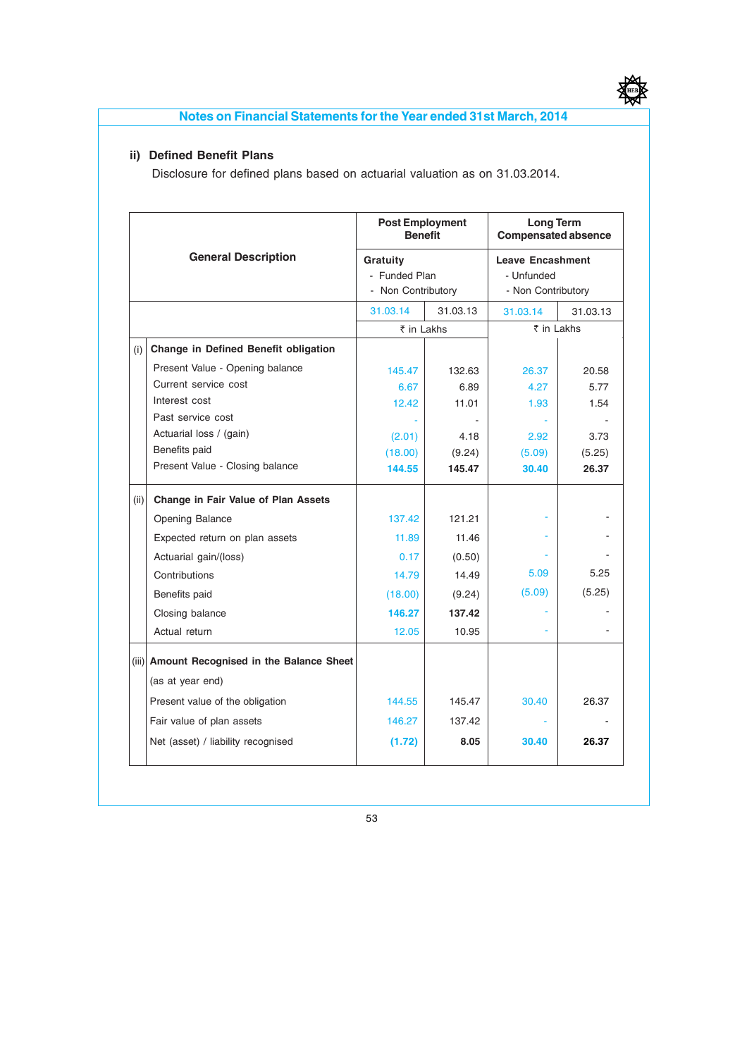## Notes on Financial Statements for the Year ended 31st March, 2014

### ii) Defined Benefit Plans

Disclosure for defined plans based on actuarial valuation as on 31.03.2014.

| | General Description | Post Employment Benefit | | Long Term Compensated absence | |
|---|---|---|---|---|---|
| | | Gratuity<br>- Funded Plan<br>- Non Contributory | | Leave Encashment<br>- Unfunded<br>- Non Contributory | |
| | | 31.03.14 | 31.03.13 | 31.03.14 | 31.03.13 |
| | | ₹ in Lakhs | | ₹ in Lakhs | |
| (i) | **Change in Defined Benefit obligation** | | | | |
| | Present Value - Opening balance | 145.47 | 132.63 | 26.37 | 20.58 |
| | Current service cost | 6.67 | 6.89 | 4.27 | 5.77 |
| | Interest cost | 12.42 | 11.01 | 1.93 | 1.54 |
| | Past service cost | - | - | - | - |
| | Actuarial loss / (gain) | (2.01) | 4.18 | 2.92 | 3.73 |
| | Benefits paid | (18.00) | (9.24) | (5.09) | (5.25) |
| | Present Value - Closing balance | **144.55** | **145.47** | **30.40** | **26.37** |
| (ii) | **Change in Fair Value of Plan Assets** | | | | |
| | Opening Balance | 137.42 | 121.21 | - | - |
| | Expected return on plan assets | 11.89 | 11.46 | - | - |
| | Actuarial gain/(loss) | 0.17 | (0.50) | - | - |
| | Contributions | 14.79 | 14.49 | 5.09 | 5.25 |
| | Benefits paid | (18.00) | (9.24) | (5.09) | (5.25) |
| | Closing balance | **146.27** | **137.42** | - | - |
| | Actual return | 12.05 | 10.95 | - | - |
| (iii) | **Amount Recognised in the Balance Sheet** | | | | |
| | (as at year end) | | | | |
| | Present value of the obligation | 144.55 | 145.47 | 30.40 | 26.37 |
| | Fair value of plan assets | 146.27 | 137.42 | - | - |
| | Net (asset) / liability recognised | **(1.72)** | **8.05** | **30.40** | **26.37** |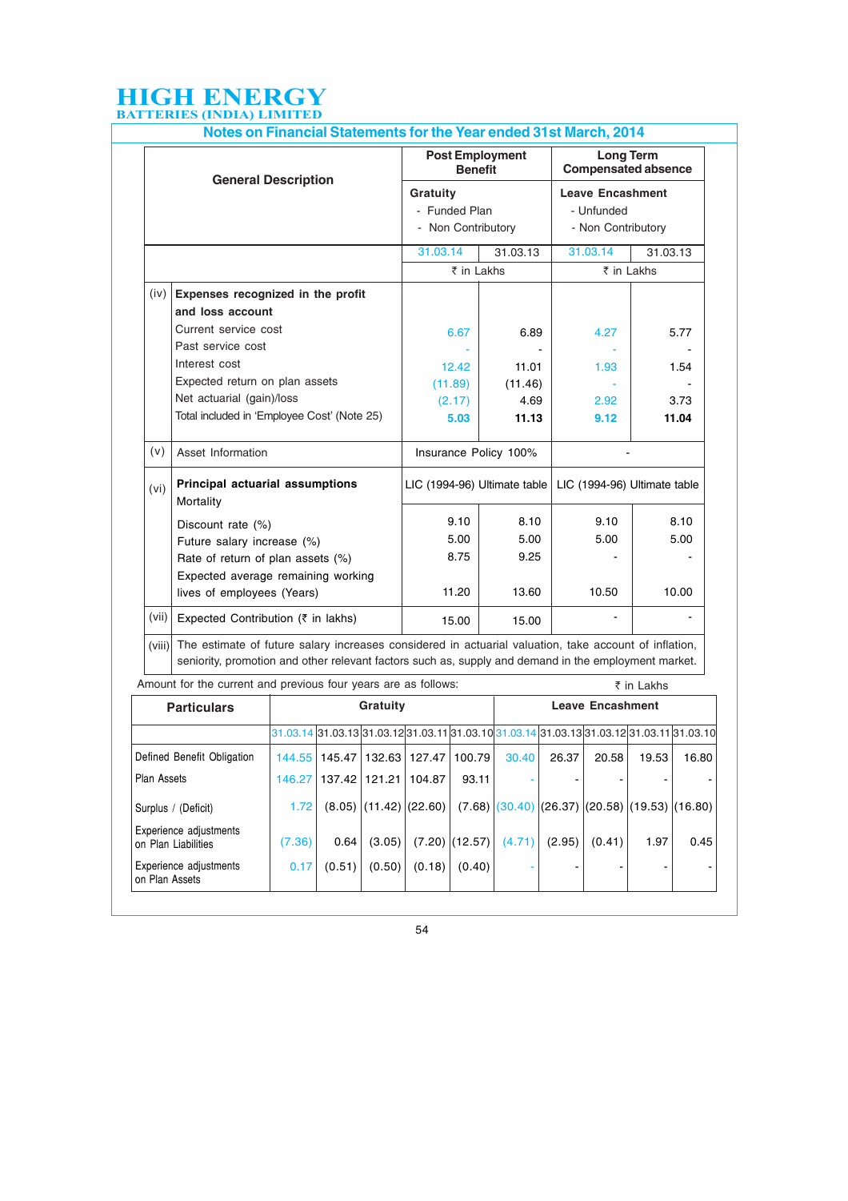# HIGH ENERGY BATTERIES (INDIA) LIMITED

## Notes on Financial Statements for the Year ended 31st March, 2014

| | General Description | Post Employment Benefit | | Long Term Compensated absence | |
|---|---|---|---|---|---|
| | | Gratuity - Funded Plan - Non Contributory | | Leave Encashment - Unfunded - Non Contributory | |
| | | 31.03.14 | 31.03.13 | 31.03.14 | 31.03.13 |
| | | ₹ in Lakhs | | ₹ in Lakhs | |
| (iv) | **Expenses recognized in the profit and loss account** | | | | |
| | Current service cost | 6.67 | 6.89 | 4.27 | 5.77 |
| | Past service cost | - | - | - | - |
| | Interest cost | 12.42 | 11.01 | 1.93 | 1.54 |
| | Expected return on plan assets | (11.89) | (11.46) | - | - |
| | Net actuarial (gain)/loss | (2.17) | 4.69 | 2.92 | 3.73 |
| | Total included in 'Employee Cost' (Note 25) | **5.03** | **11.13** | **9.12** | **11.04** |
| (v) | Asset Information | Insurance Policy 100% | | - | |
| (vi) | **Principal actuarial assumptions** Mortality | LIC (1994-96) Ultimate table | | LIC (1994-96) Ultimate table | |
| | Discount rate (%) | 9.10 | 8.10 | 9.10 | 8.10 |
| | Future salary increase (%) | 5.00 | 5.00 | 5.00 | 5.00 |
| | Rate of return of plan assets (%) | 8.75 | 9.25 | - | - |
| | Expected average remaining working lives of employees (Years) | 11.20 | 13.60 | 10.50 | 10.00 |
| (vii) | Expected Contribution (₹ in lakhs) | 15.00 | 15.00 | - | - |
| (viii) | The estimate of future salary increases considered in actuarial valuation, take account of inflation, seniority, promotion and other relevant factors such as, supply and demand in the employment market. | | | | |

Amount for the current and previous four years are as follows: ₹ in Lakhs

| Particulars | Gratuity | | | | | Leave Encashment | | | | |
|---|---|---|---|---|---|---|---|---|---|---|
| | 31.03.14 | 31.03.13 | 31.03.12 | 31.03.11 | 31.03.10 | 31.03.14 | 31.03.13 | 31.03.12 | 31.03.11 | 31.03.10 |
| Defined Benefit Obligation | 144.55 | 145.47 | 132.63 | 127.47 | 100.79 | 30.40 | 26.37 | 20.58 | 19.53 | 16.80 |
| Plan Assets | 146.27 | 137.42 | 121.21 | 104.87 | 93.11 | - | - | - | - | - |
| Surplus / (Deficit) | 1.72 | (8.05) | (11.42) | (22.60) | (7.68) | (30.40) | (26.37) | (20.58) | (19.53) | (16.80) |
| Experience adjustments on Plan Liabilities | (7.36) | 0.64 | (3.05) | (7.20) | (12.57) | (4.71) | (2.95) | (0.41) | 1.97 | 0.45 |
| Experience adjustments on Plan Assets | 0.17 | (0.51) | (0.50) | (0.18) | (0.40) | - | - | - | - | - |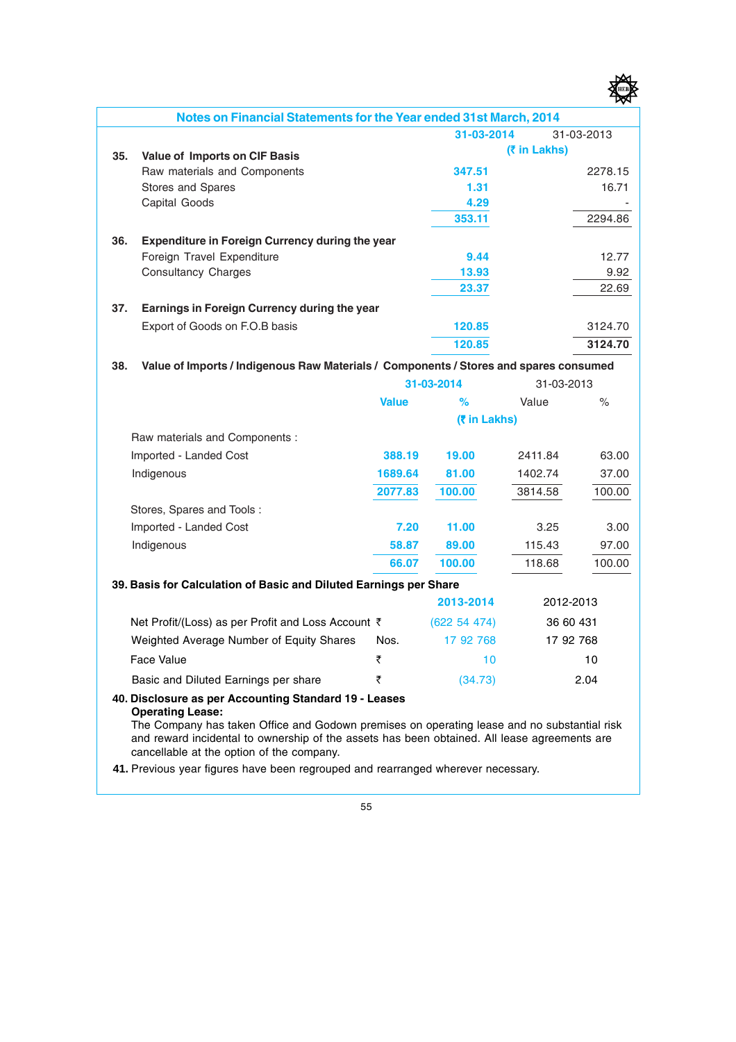## Notes on Financial Statements for the Year ended 31st March, 2014

| | 31-03-2014 | 31-03-2013 |
|---|---|---|
| | (₹ in Lakhs) | |
| **35. Value of Imports on CIF Basis** | | |
| Raw materials and Components | 347.51 | 2278.15 |
| Stores and Spares | 1.31 | 16.71 |
| Capital Goods | 4.29 | - |
| | 353.11 | 2294.86 |
| **36. Expenditure in Foreign Currency during the year** | | |
| Foreign Travel Expenditure | 9.44 | 12.77 |
| Consultancy Charges | 13.93 | 9.92 |
| | 23.37 | 22.69 |
| **37. Earnings in Foreign Currency during the year** | | |
| Export of Goods on F.O.B basis | 120.85 | 3124.70 |
| | 120.85 | **3124.70** |

**38. Value of Imports / Indigenous Raw Materials / Components / Stores and spares consumed**

| | 31-03-2014 | | 31-03-2013 | |
|---|---|---|---|---|
| | Value | % | Value | % |
| | (₹ in Lakhs) | | | |
| Raw materials and Components : | | | | |
| Imported - Landed Cost | 388.19 | 19.00 | 2411.84 | 63.00 |
| Indigenous | 1689.64 | 81.00 | 1402.74 | 37.00 |
| | 2077.83 | 100.00 | 3814.58 | 100.00 |
| Stores, Spares and Tools : | | | | |
| Imported - Landed Cost | 7.20 | 11.00 | 3.25 | 3.00 |
| Indigenous | 58.87 | 89.00 | 115.43 | 97.00 |
| | 66.07 | 100.00 | 118.68 | 100.00 |

**39. Basis for Calculation of Basic and Diluted Earnings per Share**

| | | 2013-2014 | 2012-2013 |
|---|---|---|---|
| Net Profit/(Loss) as per Profit and Loss Account | ₹ | (622 54 474) | 36 60 431 |
| Weighted Average Number of Equity Shares | Nos. | 17 92 768 | 17 92 768 |
| Face Value | ₹ | 10 | 10 |
| Basic and Diluted Earnings per share | ₹ | (34.73) | 2.04 |

**40. Disclosure as per Accounting Standard 19 - Leases**

**Operating Lease:**

The Company has taken Office and Godown premises on operating lease and no substantial risk and reward incidental to ownership of the assets has been obtained. All lease agreements are cancellable at the option of the company.

**41.** Previous year figures have been regrouped and rearranged wherever necessary.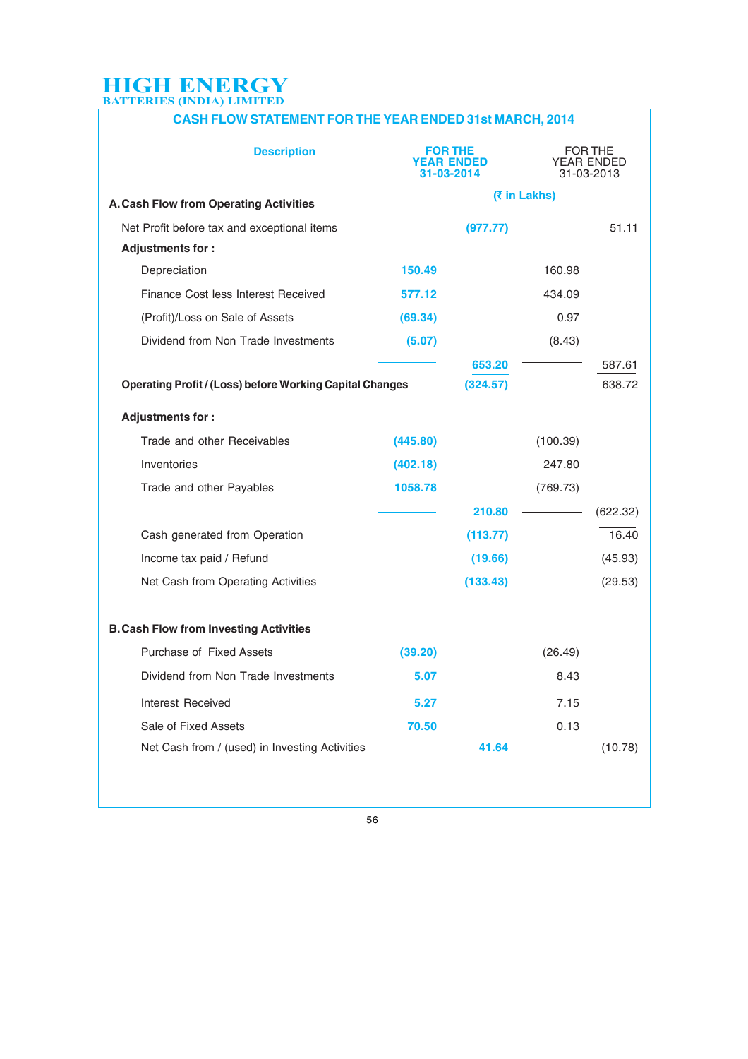# HIGH ENERGY
BATTERIES (INDIA) LIMITED

## CASH FLOW STATEMENT FOR THE YEAR ENDED 31st MARCH, 2014

| Description | FOR THE YEAR ENDED 31-03-2014 | | FOR THE YEAR ENDED 31-03-2013 | |
|---|---|---|---|---|
| | (₹ in Lakhs) | | | |
| **A. Cash Flow from Operating Activities** | | | | |
| Net Profit before tax and exceptional items | | (977.77) | | 51.11 |
| **Adjustments for :** | | | | |
| Depreciation | 150.49 | | 160.98 | |
| Finance Cost less Interest Received | 577.12 | | 434.09 | |
| (Profit)/Loss on Sale of Assets | (69.34) | | 0.97 | |
| Dividend from Non Trade Investments | (5.07) | | (8.43) | |
| | | 653.20 | | 587.61 |
| **Operating Profit / (Loss) before Working Capital Changes** | | (324.57) | | 638.72 |
| **Adjustments for :** | | | | |
| Trade and other Receivables | (445.80) | | (100.39) | |
| Inventories | (402.18) | | 247.80 | |
| Trade and other Payables | 1058.78 | | (769.73) | |
| | | 210.80 | | (622.32) |
| Cash generated from Operation | | (113.77) | | 16.40 |
| Income tax paid / Refund | | (19.66) | | (45.93) |
| Net Cash from Operating Activities | | (133.43) | | (29.53) |
| **B. Cash Flow from Investing Activities** | | | | |
| Purchase of Fixed Assets | (39.20) | | (26.49) | |
| Dividend from Non Trade Investments | 5.07 | | 8.43 | |
| Interest Received | 5.27 | | 7.15 | |
| Sale of Fixed Assets | 70.50 | | 0.13 | |
| Net Cash from / (used) in Investing Activities | | 41.64 | | (10.78) |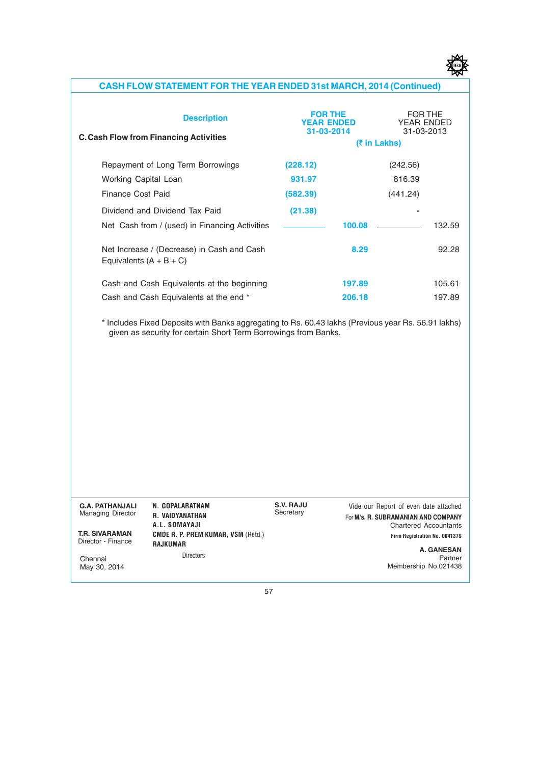## CASH FLOW STATEMENT FOR THE YEAR ENDED 31st MARCH, 2014 (Continued)

| Description | FOR THE YEAR ENDED 31-03-2014 | | FOR THE YEAR ENDED 31-03-2013 | |
|---|---|---|---|---|
| | (₹ in Lakhs) | | | |
| **C. Cash Flow from Financing Activities** | | | | |
| Repayment of Long Term Borrowings | (228.12) | | (242.56) | |
| Working Capital Loan | 931.97 | | 816.39 | |
| Finance Cost Paid | (582.39) | | (441.24) | |
| Dividend and Dividend Tax Paid | (21.38) | | - | |
| Net Cash from / (used) in Financing Activities | | 100.08 | | 132.59 |
| Net Increase / (Decrease) in Cash and Cash Equivalents (A + B + C) | | 8.29 | | 92.28 |
| Cash and Cash Equivalents at the beginning | | 197.89 | | 105.61 |
| Cash and Cash Equivalents at the end * | | 206.18 | | 197.89 |

* Includes Fixed Deposits with Banks aggregating to Rs. 60.43 lakhs (Previous year Rs. 56.91 lakhs) given as security for certain Short Term Borrowings from Banks.

**G.A. PATHANJALI**
Managing Director

**T.R. SIVARAMAN**
Director - Finance

Chennai
May 30, 2014

**N. GOPALARATNAM**
**R. VAIDYANATHAN**
**A.L. SOMAYAJI**
**CMDE R. P. PREM KUMAR, VSM** (Retd.)
**RAJKUMAR**
Directors

**S.V. RAJU**
Secretary

Vide our Report of even date attached
For **M/s. R. SUBRAMANIAN AND COMPANY**
Chartered Accountants
**Firm Registration No. 004137S**

**A. GANESAN**
Partner
Membership No.021438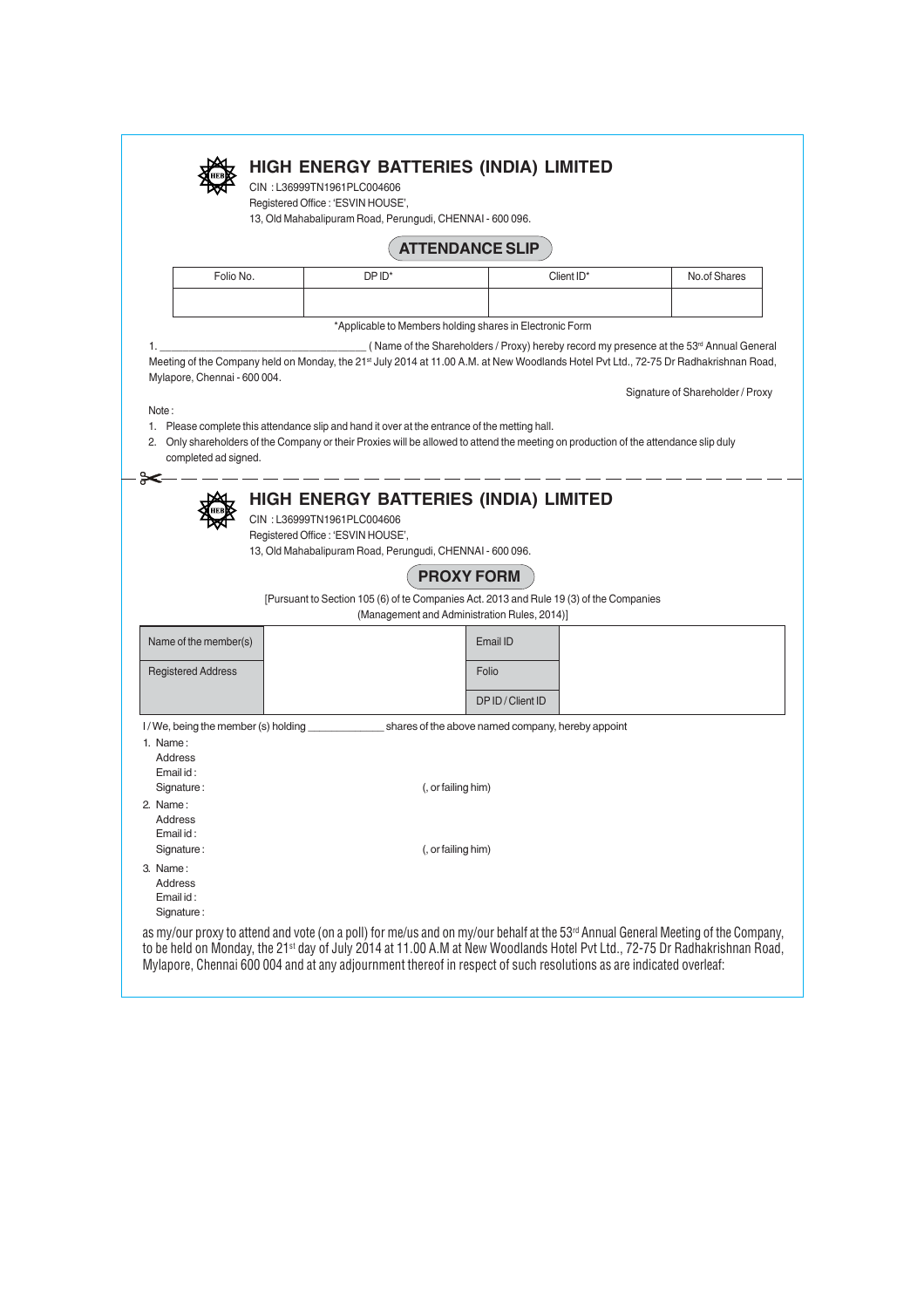## HIGH ENERGY BATTERIES (INDIA) LIMITED

CIN : L36999TN1961PLC004606

Registered Office : 'ESVIN HOUSE',

13, Old Mahabalipuram Road, Perungudi, CHENNAI - 600 096.

### ATTENDANCE SLIP

| Folio No. | DP ID* | Client ID* | No.of Shares |
|---|---|---|---|
| | | | |

*Applicable to Members holding shares in Electronic Form

1. ________________________________ ( Name of the Shareholders / Proxy) hereby record my presence at the 53rd Annual General Meeting of the Company held on Monday, the 21st July 2014 at 11.00 A.M. at New Woodlands Hotel Pvt Ltd., 72-75 Dr Radhakrishnan Road, Mylapore, Chennai - 600 004.

Signature of Shareholder / Proxy

Note :

1. Please complete this attendance slip and hand it over at the entrance of the metting hall.
2. Only shareholders of the Company or their Proxies will be allowed to attend the meeting on production of the attendance slip duly completed ad signed.

---

## HIGH ENERGY BATTERIES (INDIA) LIMITED

CIN : L36999TN1961PLC004606

Registered Office : 'ESVIN HOUSE',

13, Old Mahabalipuram Road, Perungudi, CHENNAI - 600 096.

### PROXY FORM

[Pursuant to Section 105 (6) of te Companies Act. 2013 and Rule 19 (3) of the Companies (Management and Administration Rules, 2014)]

| Name of the member(s) | | Email ID | |
|---|---|---|---|
| Registered Address | | Folio | |
| | | DP ID / Client ID | |

I / We, being the member (s) holding _____________ shares of the above named company, hereby appoint

1. Name :
   Address
   Email id :
   Signature : (, or failing him)
2. Name :
   Address
   Email id :
   Signature : (, or failing him)
3. Name :
   Address
   Email id :
   Signature :

as my/our proxy to attend and vote (on a poll) for me/us and on my/our behalf at the 53rd Annual General Meeting of the Company, to be held on Monday, the 21st day of July 2014 at 11.00 A.M at New Woodlands Hotel Pvt Ltd., 72-75 Dr Radhakrishnan Road, Mylapore, Chennai 600 004 and at any adjournment thereof in respect of such resolutions as are indicated overleaf: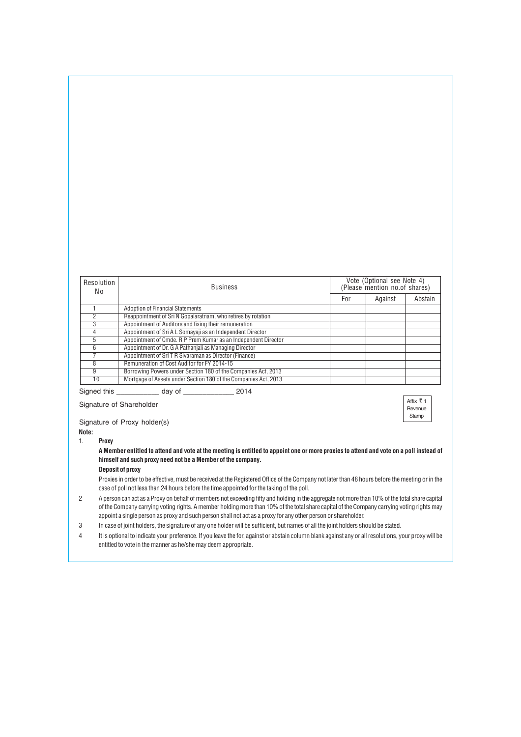| Resolution No | Business | Vote (Optional see Note 4) (Please mention no.of shares) | | |
|---|---|---|---|---|
| | | For | Against | Abstain |
| 1 | Adoption of Financial Statements | | | |
| 2 | Reappointment of Sri N Gopalaratnam, who retires by rotation | | | |
| 3 | Appointment of Auditors and fixing their remuneration | | | |
| 4 | Appointment of Sri A L Somayaji as an Independent Director | | | |
| 5 | Appointment of Cmde. R P Prem Kumar as an Independent Director | | | |
| 6 | Appointment of Dr. G A Pathanjali as Managing Director | | | |
| 7 | Appointment of Sri T R Sivaraman as Director (Finance) | | | |
| 8 | Remuneration of Cost Auditor for FY 2014-15 | | | |
| 9 | Borrowing Powers under Section 180 of the Companies Act, 2013 | | | |
| 10 | Mortgage of Assets under Section 180 of the Companies Act, 2013 | | | |

Signed this ___________ day of _____________ 2014

Signature of Shareholder

Affix ₹ 1 Revenue Stamp

Signature of Proxy holder(s)

**Note:**

1. **Proxy**

   **A Member entitled to attend and vote at the meeting is entitled to appoint one or more proxies to attend and vote on a poll instead of himself and such proxy need not be a Member of the company.**

   **Deposit of proxy**

   Proxies in order to be effective, must be received at the Registered Office of the Company not later than 48 hours before the meeting or in the case of poll not less than 24 hours before the time appointed for the taking of the poll.

2. A person can act as a Proxy on behalf of members not exceeding fifty and holding in the aggregate not more than 10% of the total share capital of the Company carrying voting rights. A member holding more than 10% of the total share capital of the Company carrying voting rights may appoint a single person as proxy and such person shall not act as a proxy for any other person or shareholder.

3. In case of joint holders, the signature of any one holder will be sufficient, but names of all the joint holders should be stated.

4. It is optional to indicate your preference. If you leave the for, against or abstain column blank against any or all resolutions, your proxy will be entitled to vote in the manner as he/she may deem appropriate.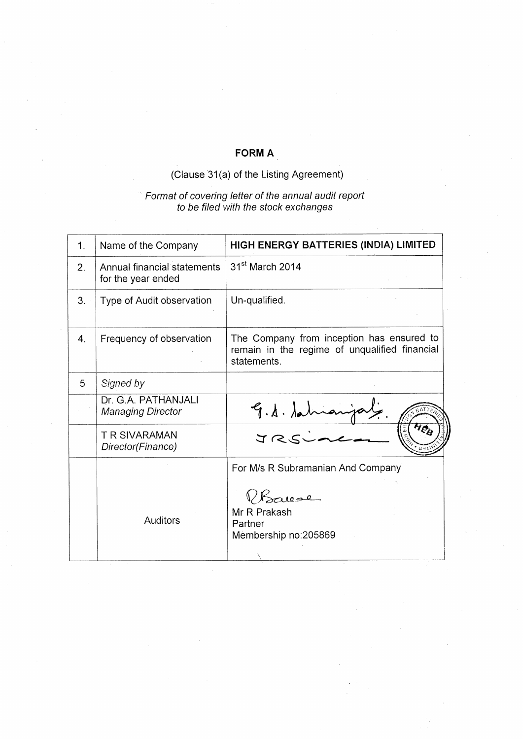# FORM A

(Clause 31(a) of the Listing Agreement)

*Format of covering letter of the annual audit report to be filed with the stock exchanges*

| | | |
|---|---|---|
| 1. | Name of the Company | **HIGH ENERGY BATTERIES (INDIA) LIMITED** |
| 2. | Annual financial statements for the year ended | 31st March 2014 |
| 3. | Type of Audit observation | Un-qualified. |
| 4. | Frequency of observation | The Company from inception has ensured to remain in the regime of unqualified financial statements. |
| 5 | *Signed by* | |
| | Dr. G.A. PATHANJALI<br>*Managing Director* | G.A. Pathanjali |
| | T R SIVARAMAN<br>*Director(Finance)* | TRSivaraman |
| | Auditors | For M/s R Subramanian And Company<br><br>Mr R Prakash<br>Partner<br>Membership no:205869 |